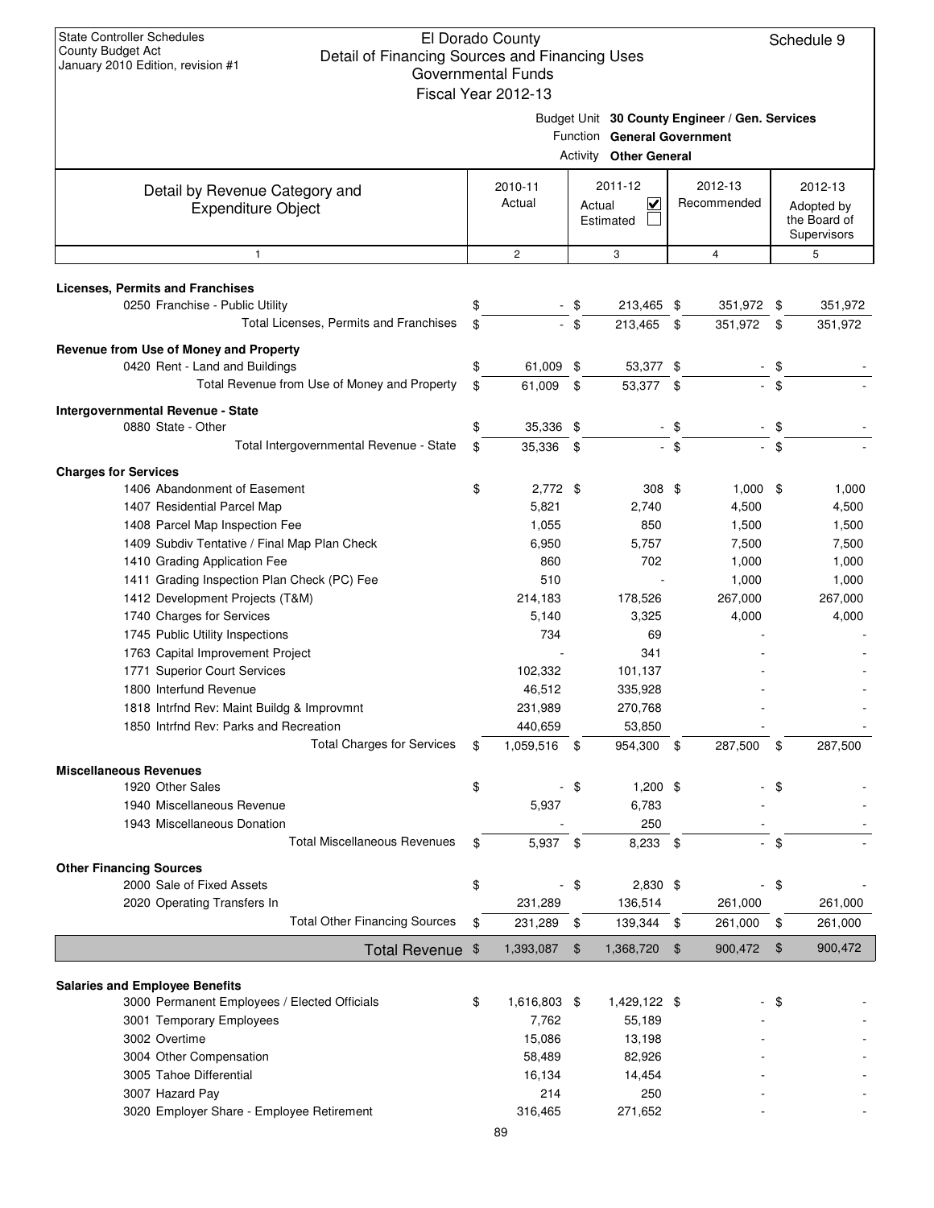State Controller Schedules
County Budget Act
January 2010 Edition, revision #1

# El Dorado County
## Detail of Financing Sources and Financing Uses
### Governmental Funds
### Fiscal Year 2012-13

Schedule 9

Budget Unit **30 County Engineer / Gen. Services**
Function **General Government**
Activity **Other General**

| Detail by Revenue Category and Expenditure Object | 2010-11 Actual | 2011-12 Actual ☑ Estimated ☐ | 2012-13 Recommended | 2012-13 Adopted by the Board of Supervisors |
|---|---|---|---|---|
| 1 | 2 | 3 | 4 | 5 |
| **Licenses, Permits and Franchises** | | | | |
| 0250 Franchise - Public Utility | $ - | $ 213,465 | $ 351,972 | $ 351,972 |
| Total Licenses, Permits and Franchises | $ - | $ 213,465 | $ 351,972 | $ 351,972 |
| **Revenue from Use of Money and Property** | | | | |
| 0420 Rent - Land and Buildings | $ 61,009 | $ 53,377 | $ - | $ - |
| Total Revenue from Use of Money and Property | $ 61,009 | $ 53,377 | $ - | $ - |
| **Intergovernmental Revenue - State** | | | | |
| 0880 State - Other | $ 35,336 | $ - | $ - | $ - |
| Total Intergovernmental Revenue - State | $ 35,336 | $ - | $ - | $ - |
| **Charges for Services** | | | | |
| 1406 Abandonment of Easement | $ 2,772 | $ 308 | $ 1,000 | $ 1,000 |
| 1407 Residential Parcel Map | 5,821 | 2,740 | 4,500 | 4,500 |
| 1408 Parcel Map Inspection Fee | 1,055 | 850 | 1,500 | 1,500 |
| 1409 Subdiv Tentative / Final Map Plan Check | 6,950 | 5,757 | 7,500 | 7,500 |
| 1410 Grading Application Fee | 860 | 702 | 1,000 | 1,000 |
| 1411 Grading Inspection Plan Check (PC) Fee | 510 | - | 1,000 | 1,000 |
| 1412 Development Projects (T&M) | 214,183 | 178,526 | 267,000 | 267,000 |
| 1740 Charges for Services | 5,140 | 3,325 | 4,000 | 4,000 |
| 1745 Public Utility Inspections | 734 | 69 | - | - |
| 1763 Capital Improvement Project | - | 341 | - | - |
| 1771 Superior Court Services | 102,332 | 101,137 | - | - |
| 1800 Interfund Revenue | 46,512 | 335,928 | - | - |
| 1818 Intrfnd Rev: Maint Buildg & Improvmnt | 231,989 | 270,768 | - | - |
| 1850 Intrfnd Rev: Parks and Recreation | 440,659 | 53,850 | - | - |
| Total Charges for Services | $ 1,059,516 | $ 954,300 | $ 287,500 | $ 287,500 |
| **Miscellaneous Revenues** | | | | |
| 1920 Other Sales | $ - | $ 1,200 | $ - | $ - |
| 1940 Miscellaneous Revenue | 5,937 | 6,783 | - | - |
| 1943 Miscellaneous Donation | - | 250 | - | - |
| Total Miscellaneous Revenues | $ 5,937 | $ 8,233 | $ - | $ - |
| **Other Financing Sources** | | | | |
| 2000 Sale of Fixed Assets | $ - | $ 2,830 | $ - | $ - |
| 2020 Operating Transfers In | 231,289 | 136,514 | 261,000 | 261,000 |
| Total Other Financing Sources | $ 231,289 | $ 139,344 | $ 261,000 | $ 261,000 |
| **Total Revenue** | $ 1,393,087 | $ 1,368,720 | $ 900,472 | $ 900,472 |
| **Salaries and Employee Benefits** | | | | |
| 3000 Permanent Employees / Elected Officials | $ 1,616,803 | $ 1,429,122 | $ - | $ - |
| 3001 Temporary Employees | 7,762 | 55,189 | - | - |
| 3002 Overtime | 15,086 | 13,198 | - | - |
| 3004 Other Compensation | 58,489 | 82,926 | - | - |
| 3005 Tahoe Differential | 16,134 | 14,454 | - | - |
| 3007 Hazard Pay | 214 | 250 | - | - |
| 3020 Employer Share - Employee Retirement | 316,465 | 271,652 | - | - |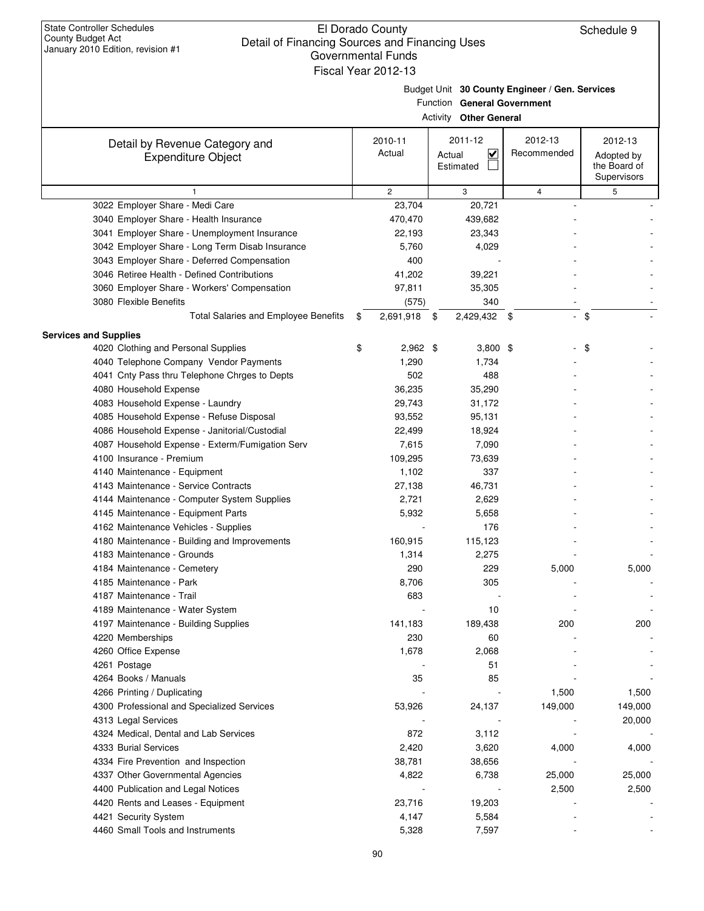State Controller Schedules
County Budget Act
January 2010 Edition, revision #1

# El Dorado County
## Detail of Financing Sources and Financing Uses
### Governmental Funds
### Fiscal Year 2012-13

Schedule 9

Budget Unit **30 County Engineer / Gen. Services**
Function **General Government**
Activity **Other General**

| Detail by Revenue Category and Expenditure Object | 2010-11 Actual | 2011-12 Actual ☑ Estimated ☐ | 2012-13 Recommended | 2012-13 Adopted by the Board of Supervisors |
|---|---|---|---|---|
| 1 | 2 | 3 | 4 | 5 |
| 3022 Employer Share - Medi Care | 23,704 | 20,721 | - | - |
| 3040 Employer Share - Health Insurance | 470,470 | 439,682 | - | - |
| 3041 Employer Share - Unemployment Insurance | 22,193 | 23,343 | - | - |
| 3042 Employer Share - Long Term Disab Insurance | 5,760 | 4,029 | - | - |
| 3043 Employer Share - Deferred Compensation | 400 | - | - | - |
| 3046 Retiree Health - Defined Contributions | 41,202 | 39,221 | - | - |
| 3060 Employer Share - Workers' Compensation | 97,811 | 35,305 | - | - |
| 3080 Flexible Benefits | (575) | 340 | - | - |
| Total Salaries and Employee Benefits | $ 2,691,918 | $ 2,429,432 | $ - | $ - |
| **Services and Supplies** | | | | |
| 4020 Clothing and Personal Supplies | $ 2,962 | $ 3,800 | $ - | $ - |
| 4040 Telephone Company Vendor Payments | 1,290 | 1,734 | - | - |
| 4041 Cnty Pass thru Telephone Chrges to Depts | 502 | 488 | - | - |
| 4080 Household Expense | 36,235 | 35,290 | - | - |
| 4083 Household Expense - Laundry | 29,743 | 31,172 | - | - |
| 4085 Household Expense - Refuse Disposal | 93,552 | 95,131 | - | - |
| 4086 Household Expense - Janitorial/Custodial | 22,499 | 18,924 | - | - |
| 4087 Household Expense - Exterm/Fumigation Serv | 7,615 | 7,090 | - | - |
| 4100 Insurance - Premium | 109,295 | 73,639 | - | - |
| 4140 Maintenance - Equipment | 1,102 | 337 | - | - |
| 4143 Maintenance - Service Contracts | 27,138 | 46,731 | - | - |
| 4144 Maintenance - Computer System Supplies | 2,721 | 2,629 | - | - |
| 4145 Maintenance - Equipment Parts | 5,932 | 5,658 | - | - |
| 4162 Maintenance Vehicles - Supplies | - | 176 | - | - |
| 4180 Maintenance - Building and Improvements | 160,915 | 115,123 | - | - |
| 4183 Maintenance - Grounds | 1,314 | 2,275 | - | - |
| 4184 Maintenance - Cemetery | 290 | 229 | 5,000 | 5,000 |
| 4185 Maintenance - Park | 8,706 | 305 | - | - |
| 4187 Maintenance - Trail | 683 | - | - | - |
| 4189 Maintenance - Water System | - | 10 | - | - |
| 4197 Maintenance - Building Supplies | 141,183 | 189,438 | 200 | 200 |
| 4220 Memberships | 230 | 60 | - | - |
| 4260 Office Expense | 1,678 | 2,068 | - | - |
| 4261 Postage | - | 51 | - | - |
| 4264 Books / Manuals | 35 | 85 | - | - |
| 4266 Printing / Duplicating | - | - | 1,500 | 1,500 |
| 4300 Professional and Specialized Services | 53,926 | 24,137 | 149,000 | 149,000 |
| 4313 Legal Services | - | - | - | 20,000 |
| 4324 Medical, Dental and Lab Services | 872 | 3,112 | - | - |
| 4333 Burial Services | 2,420 | 3,620 | 4,000 | 4,000 |
| 4334 Fire Prevention and Inspection | 38,781 | 38,656 | - | - |
| 4337 Other Governmental Agencies | 4,822 | 6,738 | 25,000 | 25,000 |
| 4400 Publication and Legal Notices | - | - | 2,500 | 2,500 |
| 4420 Rents and Leases - Equipment | 23,716 | 19,203 | - | - |
| 4421 Security System | 4,147 | 5,584 | - | - |
| 4460 Small Tools and Instruments | 5,328 | 7,597 | - | - |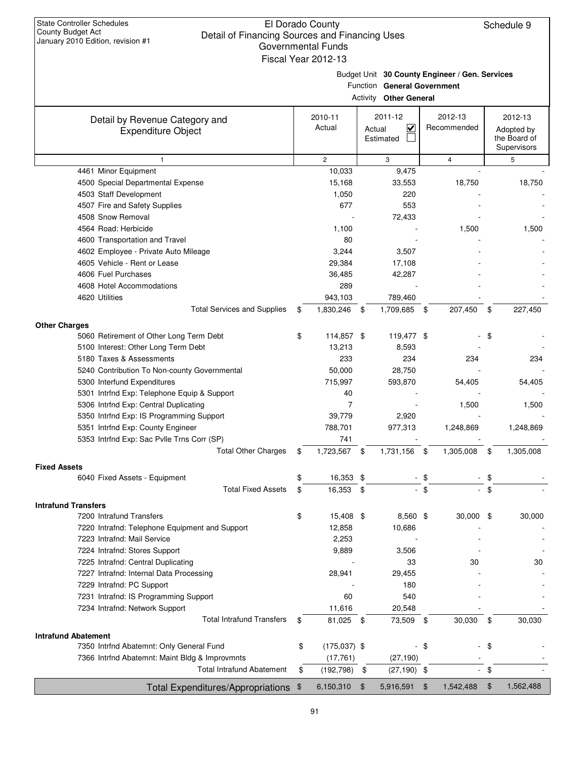State Controller Schedules
County Budget Act
January 2010 Edition, revision #1

# El Dorado County
## Detail of Financing Sources and Financing Uses
## Governmental Funds
## Fiscal Year 2012-13

Schedule 9

Budget Unit **30 County Engineer / Gen. Services**
Function **General General Government**
Activity **Other General**

| Detail by Revenue Category and Expenditure Object | 2010-11 Actual | 2011-12 Actual ☑ Estimated ☐ | 2012-13 Recommended | 2012-13 Adopted by the Board of Supervisors |
|---|---|---|---|---|
| 1 | 2 | 3 | 4 | 5 |
| 4461 Minor Equipment | 10,033 | 9,475 | - | - |
| 4500 Special Departmental Expense | 15,168 | 33,553 | 18,750 | 18,750 |
| 4503 Staff Development | 1,050 | 220 | - | - |
| 4507 Fire and Safety Supplies | 677 | 553 | - | - |
| 4508 Snow Removal | - | 72,433 | - | - |
| 4564 Road: Herbicide | 1,100 | - | 1,500 | 1,500 |
| 4600 Transportation and Travel | 80 | - | - | - |
| 4602 Employee - Private Auto Mileage | 3,244 | 3,507 | - | - |
| 4605 Vehicle - Rent or Lease | 29,384 | 17,108 | - | - |
| 4606 Fuel Purchases | 36,485 | 42,287 | - | - |
| 4608 Hotel Accommodations | 289 | - | - | - |
| 4620 Utilities | 943,103 | 789,460 | - | - |
| Total Services and Supplies | $ 1,830,246 | $ 1,709,685 | $ 207,450 | $ 227,450 |
| **Other Charges** | | | | |
| 5060 Retirement of Other Long Term Debt | $ 114,857 | $ 119,477 | $ - | $ - |
| 5100 Interest: Other Long Term Debt | 13,213 | 8,593 | - | - |
| 5180 Taxes & Assessments | 233 | 234 | 234 | 234 |
| 5240 Contribution To Non-county Governmental | 50,000 | 28,750 | - | - |
| 5300 Interfund Expenditures | 715,997 | 593,870 | 54,405 | 54,405 |
| 5301 Intrfnd Exp: Telephone Equip & Support | 40 | - | - | - |
| 5306 Intrfnd Exp: Central Duplicating | 7 | - | 1,500 | 1,500 |
| 5350 Intrfnd Exp: IS Programming Support | 39,779 | 2,920 | - | - |
| 5351 Intrfnd Exp: County Engineer | 788,701 | 977,313 | 1,248,869 | 1,248,869 |
| 5353 Intrfnd Exp: Sac Pvlle Trns Corr (SP) | 741 | - | - | - |
| Total Other Charges | $ 1,723,567 | $ 1,731,156 | $ 1,305,008 | $ 1,305,008 |
| **Fixed Assets** | | | | |
| 6040 Fixed Assets - Equipment | $ 16,353 | $ - | $ - | $ - |
| Total Fixed Assets | $ 16,353 | $ - | $ - | $ - |
| **Intrafund Transfers** | | | | |
| 7200 Intrafund Transfers | $ 15,408 | $ 8,560 | $ 30,000 | $ 30,000 |
| 7220 Intrafnd: Telephone Equipment and Support | 12,858 | 10,686 | - | - |
| 7223 Intrafnd: Mail Service | 2,253 | - | - | - |
| 7224 Intrafnd: Stores Support | 9,889 | 3,506 | - | - |
| 7225 Intrafnd: Central Duplicating | - | 33 | 30 | 30 |
| 7227 Intrafnd: Internal Data Processing | 28,941 | 29,455 | - | - |
| 7229 Intrafnd: PC Support | - | 180 | - | - |
| 7231 Intrafnd: IS Programming Support | 60 | 540 | - | - |
| 7234 Intrafnd: Network Support | 11,616 | 20,548 | - | - |
| Total Intrafund Transfers | $ 81,025 | $ 73,509 | $ 30,030 | $ 30,030 |
| **Intrafund Abatement** | | | | |
| 7350 Intrfnd Abatemnt: Only General Fund | $ (175,037) | $ - | $ - | $ - |
| 7366 Intrfnd Abatemnt: Maint Bldg & Improvmnts | (17,761) | (27,190) | - | - |
| Total Intrafund Abatement | $ (192,798) | $ (27,190) | $ - | $ - |
| **Total Expenditures/Appropriations** | $ 6,150,310 | $ 5,916,591 | $ 1,542,488 | $ 1,562,488 |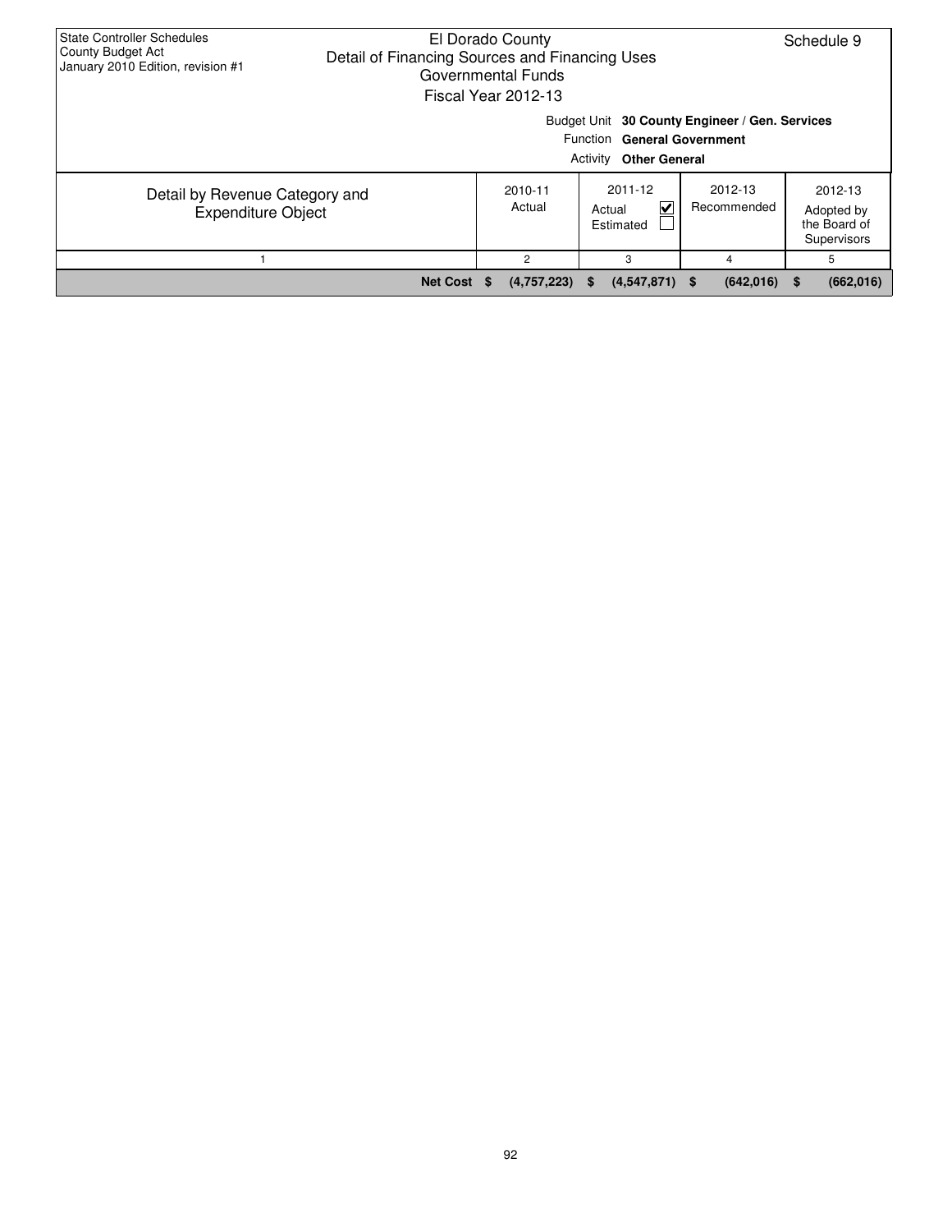State Controller Schedules
County Budget Act
January 2010 Edition, revision #1

El Dorado County
Detail of Financing Sources and Financing Uses
Governmental Funds
Fiscal Year 2012-13

Schedule 9

Budget Unit **30 County Engineer / Gen. Services**
Function **General Government**
Activity **Other General**

| Detail by Revenue Category and Expenditure Object | 2010-11 Actual | 2011-12 Actual ☑ Estimated ☐ | 2012-13 Recommended | 2012-13 Adopted by the Board of Supervisors |
|---|---|---|---|---|
| 1 | 2 | 3 | 4 | 5 |
| **Net Cost** | **$ (4,757,223)** | **$ (4,547,871)** | **$ (642,016)** | **$ (662,016)** |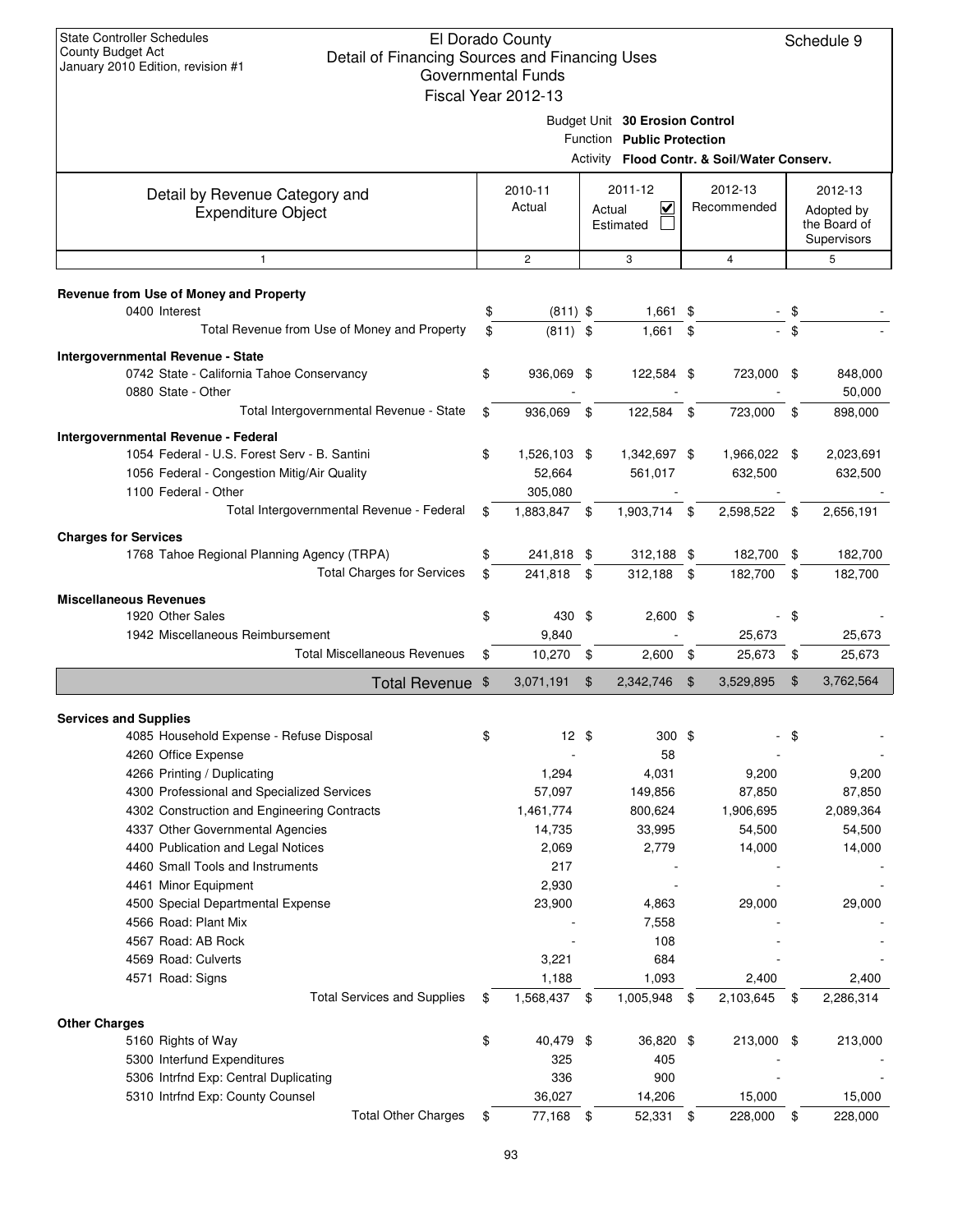State Controller Schedules
County Budget Act
January 2010 Edition, revision #1

# El Dorado County
## Detail of Financing Sources and Financing Uses
### Governmental Funds
### Fiscal Year 2012-13

Schedule 9

Budget Unit **30 Erosion Control**
Function **Public Protection**
Activity **Flood Contr. & Soil/Water Conserv.**

| Detail by Revenue Category and Expenditure Object | 2010-11 Actual | 2011-12 Actual ☑ Estimated ☐ | 2012-13 Recommended | 2012-13 Adopted by the Board of Supervisors |
|---|---|---|---|---|
| 1 | 2 | 3 | 4 | 5 |
| **Revenue from Use of Money and Property** | | | | |
| 0400 Interest | $ (811) | $ 1,661 | $ - | $ - |
| Total Revenue from Use of Money and Property | $ (811) | $ 1,661 | $ - | $ - |
| **Intergovernmental Revenue - State** | | | | |
| 0742 State - California Tahoe Conservancy | $ 936,069 | $ 122,584 | $ 723,000 | $ 848,000 |
| 0880 State - Other | - | - | - | 50,000 |
| Total Intergovernmental Revenue - State | $ 936,069 | $ 122,584 | $ 723,000 | $ 898,000 |
| **Intergovernmental Revenue - Federal** | | | | |
| 1054 Federal - U.S. Forest Serv - B. Santini | $ 1,526,103 | $ 1,342,697 | $ 1,966,022 | $ 2,023,691 |
| 1056 Federal - Congestion Mitig/Air Quality | 52,664 | 561,017 | 632,500 | 632,500 |
| 1100 Federal - Other | 305,080 | - | - | - |
| Total Intergovernmental Revenue - Federal | $ 1,883,847 | $ 1,903,714 | $ 2,598,522 | $ 2,656,191 |
| **Charges for Services** | | | | |
| 1768 Tahoe Regional Planning Agency (TRPA) | $ 241,818 | $ 312,188 | $ 182,700 | $ 182,700 |
| Total Charges for Services | $ 241,818 | $ 312,188 | $ 182,700 | $ 182,700 |
| **Miscellaneous Revenues** | | | | |
| 1920 Other Sales | $ 430 | $ 2,600 | $ - | $ - |
| 1942 Miscellaneous Reimbursement | 9,840 | - | 25,673 | 25,673 |
| Total Miscellaneous Revenues | $ 10,270 | $ 2,600 | $ 25,673 | $ 25,673 |
| **Total Revenue** | $ 3,071,191 | $ 2,342,746 | $ 3,529,895 | $ 3,762,564 |
| **Services and Supplies** | | | | |
| 4085 Household Expense - Refuse Disposal | $ 12 | $ 300 | $ - | $ - |
| 4260 Office Expense | - | 58 | - | - |
| 4266 Printing / Duplicating | 1,294 | 4,031 | 9,200 | 9,200 |
| 4300 Professional and Specialized Services | 57,097 | 149,856 | 87,850 | 87,850 |
| 4302 Construction and Engineering Contracts | 1,461,774 | 800,624 | 1,906,695 | 2,089,364 |
| 4337 Other Governmental Agencies | 14,735 | 33,995 | 54,500 | 54,500 |
| 4400 Publication and Legal Notices | 2,069 | 2,779 | 14,000 | 14,000 |
| 4460 Small Tools and Instruments | 217 | - | - | - |
| 4461 Minor Equipment | 2,930 | - | - | - |
| 4500 Special Departmental Expense | 23,900 | 4,863 | 29,000 | 29,000 |
| 4566 Road: Plant Mix | - | 7,558 | - | - |
| 4567 Road: AB Rock | - | 108 | - | - |
| 4569 Road: Culverts | 3,221 | 684 | - | - |
| 4571 Road: Signs | 1,188 | 1,093 | 2,400 | 2,400 |
| Total Services and Supplies | $ 1,568,437 | $ 1,005,948 | $ 2,103,645 | $ 2,286,314 |
| **Other Charges** | | | | |
| 5160 Rights of Way | $ 40,479 | $ 36,820 | $ 213,000 | $ 213,000 |
| 5300 Interfund Expenditures | 325 | 405 | - | - |
| 5306 Intrfnd Exp: Central Duplicating | 336 | 900 | - | - |
| 5310 Intrfnd Exp: County Counsel | 36,027 | 14,206 | 15,000 | 15,000 |
| Total Other Charges | $ 77,168 | $ 52,331 | $ 228,000 | $ 228,000 |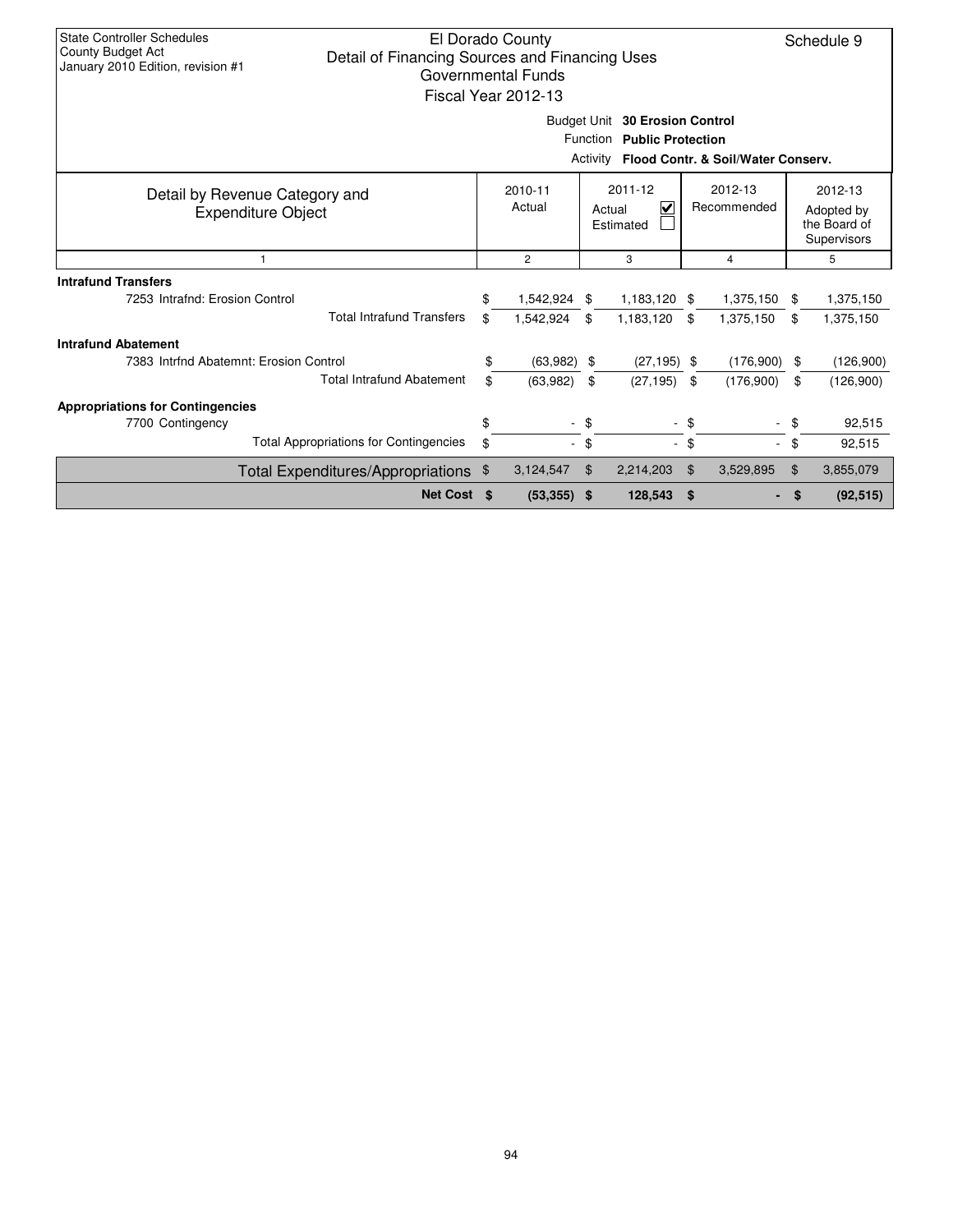State Controller Schedules
County Budget Act
January 2010 Edition, revision #1

# El Dorado County
## Detail of Financing Sources and Financing Uses
### Governmental Funds
### Fiscal Year 2012-13

Schedule 9

Budget Unit **30 Erosion Control**
Function **Public Protection**
Activity **Flood Contr. & Soil/Water Conserv.**

| Detail by Revenue Category and Expenditure Object | 2010-11 Actual | 2011-12 Actual ☑ Estimated ☐ | 2012-13 Recommended | 2012-13 Adopted by the Board of Supervisors |
|---|---|---|---|---|
| 1 | 2 | 3 | 4 | 5 |
| **Intrafund Transfers** | | | | |
| 7253 Intrafnd: Erosion Control | $ 1,542,924 | $ 1,183,120 | $ 1,375,150 | $ 1,375,150 |
| Total Intrafund Transfers | $ 1,542,924 | $ 1,183,120 | $ 1,375,150 | $ 1,375,150 |
| **Intrafund Abatement** | | | | |
| 7383 Intrfnd Abatemnt: Erosion Control | $ (63,982) | $ (27,195) | $ (176,900) | $ (126,900) |
| Total Intrafund Abatement | $ (63,982) | $ (27,195) | $ (176,900) | $ (126,900) |
| **Appropriations for Contingencies** | | | | |
| 7700 Contingency | $ - | $ - | $ - | $ 92,515 |
| Total Appropriations for Contingencies | $ - | $ - | $ - | $ 92,515 |
| Total Expenditures/Appropriations | $ 3,124,547 | $ 2,214,203 | $ 3,529,895 | $ 3,855,079 |
| **Net Cost** | **$ (53,355)** | **$ 128,543** | **$ -** | **$ (92,515)** |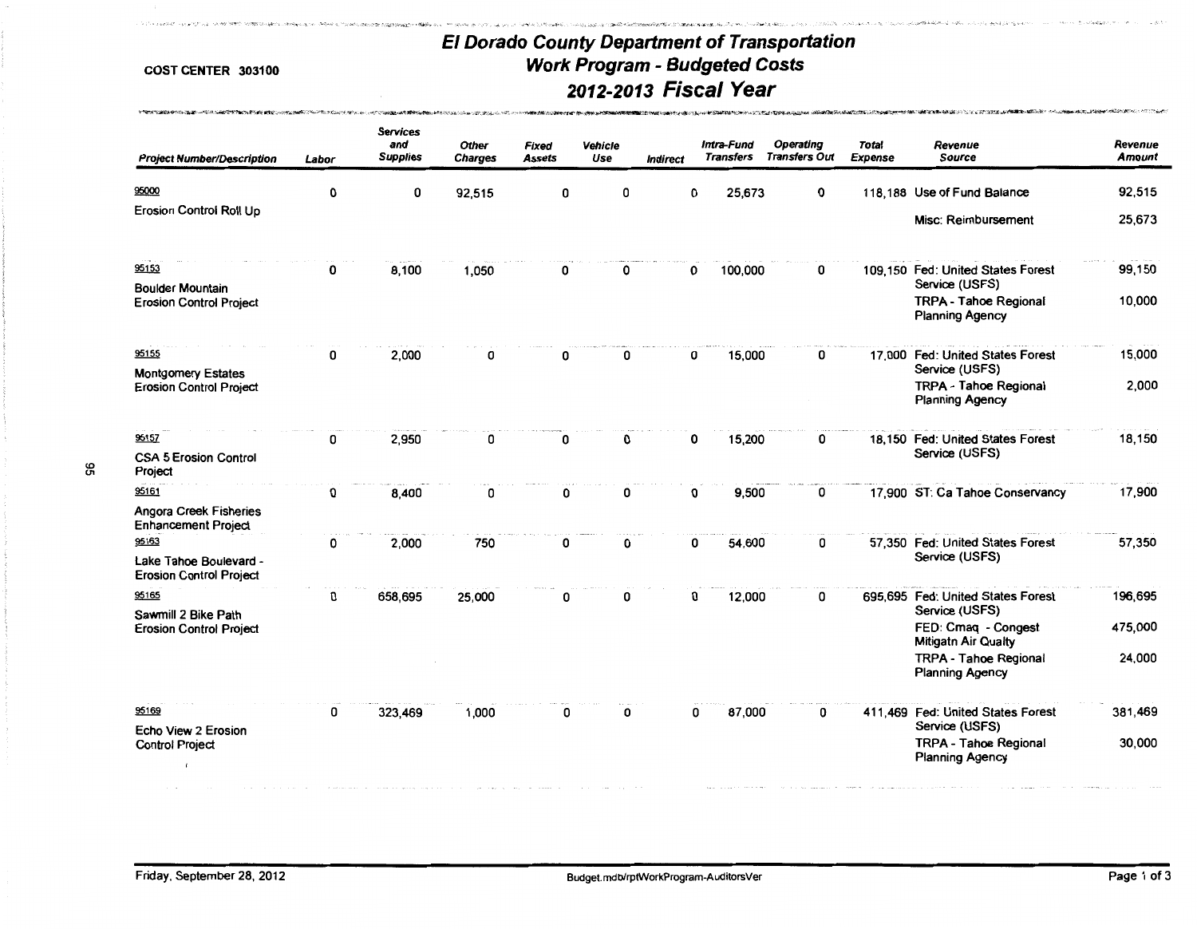# El Dorado County Department of Transportation
## Work Program - Budgeted Costs
## 2012-2013 Fiscal Year

COST CENTER 303100

| Project Number/Description | Labor | Services and Supplies | Other Charges | Fixed Assets | Vehicle Use | Indirect | Intra-Fund Transfers | Operating Transfers Out | Total Expense | Revenue Source | Revenue Amount |
|---|---|---|---|---|---|---|---|---|---|---|---|
| 95000 Erosion Control Roll Up | 0 | 0 | 92,515 | 0 | 0 | 0 | 25,673 | 0 | 118,188 | Use of Fund Balance | 92,515 |
| | | | | | | | | | | Misc: Reimbursement | 25,673 |
| 95153 Boulder Mountain Erosion Control Project | 0 | 8,100 | 1,050 | 0 | 0 | 0 | 100,000 | 0 | 109,150 | Fed: United States Forest Service (USFS) | 99,150 |
| | | | | | | | | | | TRPA - Tahoe Regional Planning Agency | 10,000 |
| 95155 Montgomery Estates Erosion Control Project | 0 | 2,000 | 0 | 0 | 0 | 0 | 15,000 | 0 | 17,000 | Fed: United States Forest Service (USFS) | 15,000 |
| | | | | | | | | | | TRPA - Tahoe Regional Planning Agency | 2,000 |
| 95157 CSA 5 Erosion Control Project | 0 | 2,950 | 0 | 0 | 0 | 0 | 15,200 | 0 | 18,150 | Fed: United States Forest Service (USFS) | 18,150 |
| 95161 Angora Creek Fisheries Enhancement Project | 0 | 8,400 | 0 | 0 | 0 | 0 | 9,500 | 0 | 17,900 | ST: Ca Tahoe Conservancy | 17,900 |
| 95163 Lake Tahoe Boulevard - Erosion Control Project | 0 | 2,000 | 750 | 0 | 0 | 0 | 54,600 | 0 | 57,350 | Fed: United States Forest Service (USFS) | 57,350 |
| 95165 Sawmill 2 Bike Path Erosion Control Project | 0 | 658,695 | 25,000 | 0 | 0 | 0 | 12,000 | 0 | 695,695 | Fed: United States Forest Service (USFS) | 196,695 |
| | | | | | | | | | | FED: Cmaq - Congest Mitigatn Air Qualty | 475,000 |
| | | | | | | | | | | TRPA - Tahoe Regional Planning Agency | 24,000 |
| 95169 Echo View 2 Erosion Control Project | 0 | 323,469 | 1,000 | 0 | 0 | 0 | 87,000 | 0 | 411,469 | Fed: United States Forest Service (USFS) | 381,469 |
| | | | | | | | | | | TRPA - Tahoe Regional Planning Agency | 30,000 |

Friday, September 28, 2012 Budget.mdb/rptWorkProgram-AuditorsVer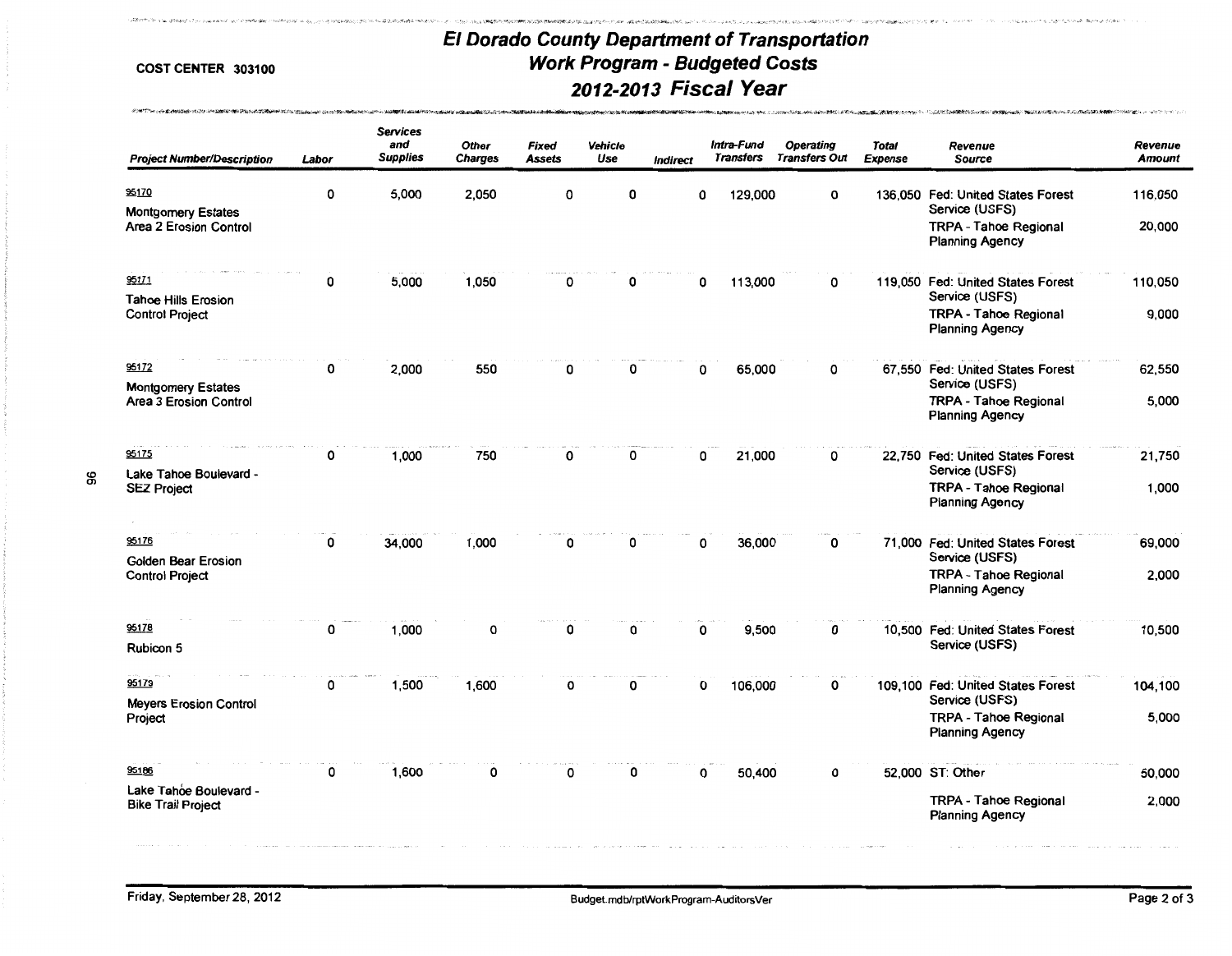**COST CENTER 303100**

# El Dorado County Department of Transportation
## Work Program - Budgeted Costs
## 2012-2013 Fiscal Year

| Project Number/Description | Labor | Services and Supplies | Other Charges | Fixed Assets | Vehicle Use | Indirect | Intra-Fund Transfers | Operating Transfers Out | Total Expense | Revenue Source | Revenue Amount |
|---|---|---|---|---|---|---|---|---|---|---|---|
| 95170 Montgomery Estates Area 2 Erosion Control | 0 | 5,000 | 2,050 | 0 | 0 | 0 | 129,000 | 0 | 136,050 | Fed: United States Forest Service (USFS) | 116,050 |
| | | | | | | | | | | TRPA - Tahoe Regional Planning Agency | 20,000 |
| 95171 Tahoe Hills Erosion Control Project | 0 | 5,000 | 1,050 | 0 | 0 | 0 | 113,000 | 0 | 119,050 | Fed: United States Forest Service (USFS) | 110,050 |
| | | | | | | | | | | TRPA - Tahoe Regional Planning Agency | 9,000 |
| 95172 Montgomery Estates Area 3 Erosion Control | 0 | 2,000 | 550 | 0 | 0 | 0 | 65,000 | 0 | 67,550 | Fed: United States Forest Service (USFS) | 62,550 |
| | | | | | | | | | | TRPA - Tahoe Regional Planning Agency | 5,000 |
| 95175 Lake Tahoe Boulevard - SEZ Project | 0 | 1,000 | 750 | 0 | 0 | 0 | 21,000 | 0 | 22,750 | Fed: United States Forest Service (USFS) | 21,750 |
| | | | | | | | | | | TRPA - Tahoe Regional Planning Agency | 1,000 |
| 95176 Golden Bear Erosion Control Project | 0 | 34,000 | 1,000 | 0 | 0 | 0 | 36,000 | 0 | 71,000 | Fed: United States Forest Service (USFS) | 69,000 |
| | | | | | | | | | | TRPA - Tahoe Regional Planning Agency | 2,000 |
| 95178 Rubicon 5 | 0 | 1,000 | 0 | 0 | 0 | 0 | 9,500 | 0 | 10,500 | Fed: United States Forest Service (USFS) | 10,500 |
| 95179 Meyers Erosion Control Project | 0 | 1,500 | 1,600 | 0 | 0 | 0 | 106,000 | 0 | 109,100 | Fed: United States Forest Service (USFS) | 104,100 |
| | | | | | | | | | | TRPA - Tahoe Regional Planning Agency | 5,000 |
| 95186 Lake Tahoe Boulevard - Bike Trail Project | 0 | 1,600 | 0 | 0 | 0 | 0 | 50,400 | 0 | 52,000 | ST: Other | 50,000 |
| | | | | | | | | | | TRPA - Tahoe Regional Planning Agency | 2,000 |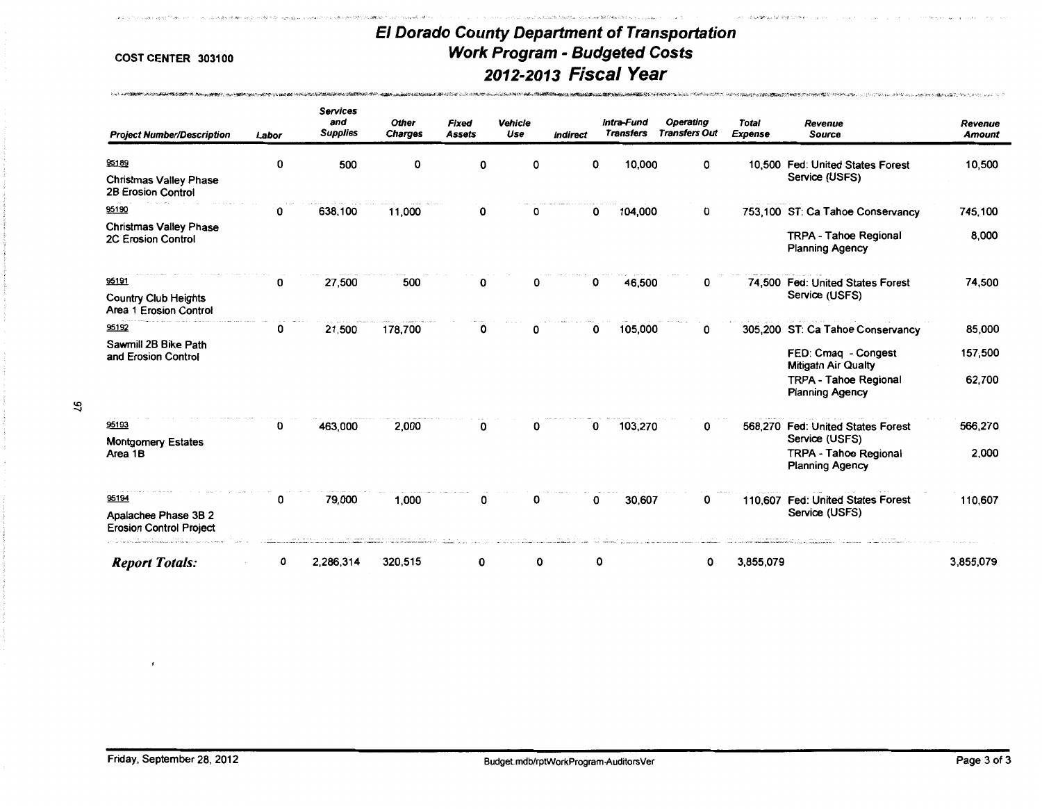COST CENTER 303100

# El Dorado County Department of Transportation
## Work Program - Budgeted Costs
## 2012-2013 Fiscal Year

| Project Number/Description | Labor | Services and Supplies | Other Charges | Fixed Assets | Vehicle Use | Indirect | Intra-Fund Transfers | Operating Transfers Out | Total Expense | Revenue Source | Revenue Amount |
|---|---|---|---|---|---|---|---|---|---|---|---|
| 95189 Christmas Valley Phase 2B Erosion Control | 0 | 500 | 0 | 0 | 0 | 0 | 10,000 | 0 | 10,500 | Fed: United States Forest Service (USFS) | 10,500 |
| 95190 Christmas Valley Phase 2C Erosion Control | 0 | 638,100 | 11,000 | 0 | 0 | 0 | 104,000 | 0 | 753,100 | ST: Ca Tahoe Conservancy | 745,100 |
| | | | | | | | | | | TRPA - Tahoe Regional Planning Agency | 8,000 |
| 95191 Country Club Heights Area 1 Erosion Control | 0 | 27,500 | 500 | 0 | 0 | 0 | 46,500 | 0 | 74,500 | Fed: United States Forest Service (USFS) | 74,500 |
| 95192 Sawmill 2B Bike Path and Erosion Control | 0 | 21,500 | 178,700 | 0 | 0 | 0 | 105,000 | 0 | 305,200 | ST: Ca Tahoe Conservancy | 85,000 |
| | | | | | | | | | | FED: Cmaq - Congest Mitigatn Air Qualty | 157,500 |
| | | | | | | | | | | TRPA - Tahoe Regional Planning Agency | 62,700 |
| 95193 Montgomery Estates Area 1B | 0 | 463,000 | 2,000 | 0 | 0 | 0 | 103,270 | 0 | 568,270 | Fed: United States Forest Service (USFS) | 566,270 |
| | | | | | | | | | | TRPA - Tahoe Regional Planning Agency | 2,000 |
| 95194 Apalachee Phase 3B 2 Erosion Control Project | 0 | 79,000 | 1,000 | 0 | 0 | 0 | 30,607 | 0 | 110,607 | Fed: United States Forest Service (USFS) | 110,607 |
| ***Report Totals:*** | 0 | 2,286,314 | 320,515 | 0 | 0 | 0 | | 0 | 3,855,079 | | 3,855,079 |

Friday, September 28, 2012

Budget.mdb/rptWorkProgram-AuditorsVer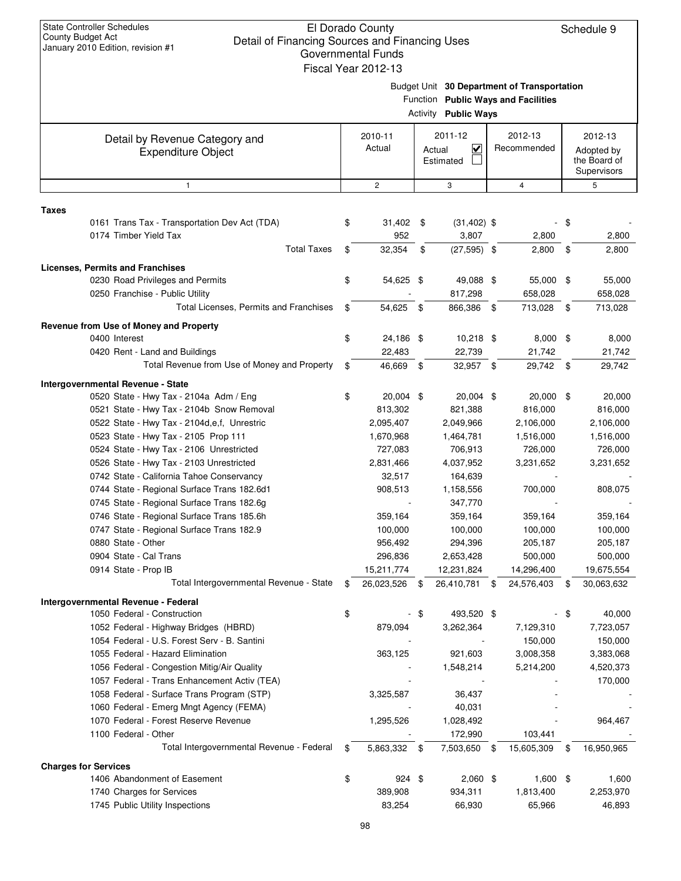State Controller Schedules
County Budget Act
January 2010 Edition, revision #1

# El Dorado County
## Detail of Financing Sources and Financing Uses
### Governmental Funds
### Fiscal Year 2012-13

Schedule 9

Budget Unit **30 Department of Transportation**
Function **Public Ways and Facilities**
Activity **Public Ways**

| Detail by Revenue Category and Expenditure Object | 2010-11 Actual | 2011-12 Actual ☑ Estimated ☐ | 2012-13 Recommended | 2012-13 Adopted by the Board of Supervisors |
|---|---|---|---|---|
| 1 | 2 | 3 | 4 | 5 |
| **Taxes** | | | | |
| 0161 Trans Tax - Transportation Dev Act (TDA) | $ 31,402 | $ (31,402) | $ - | $ - |
| 0174 Timber Yield Tax | 952 | 3,807 | 2,800 | 2,800 |
| Total Taxes | $ 32,354 | $ (27,595) | $ 2,800 | $ 2,800 |
| **Licenses, Permits and Franchises** | | | | |
| 0230 Road Privileges and Permits | $ 54,625 | $ 49,088 | $ 55,000 | $ 55,000 |
| 0250 Franchise - Public Utility | - | 817,298 | 658,028 | 658,028 |
| Total Licenses, Permits and Franchises | $ 54,625 | $ 866,386 | $ 713,028 | $ 713,028 |
| **Revenue from Use of Money and Property** | | | | |
| 0400 Interest | $ 24,186 | $ 10,218 | $ 8,000 | $ 8,000 |
| 0420 Rent - Land and Buildings | 22,483 | 22,739 | 21,742 | 21,742 |
| Total Revenue from Use of Money and Property | $ 46,669 | $ 32,957 | $ 29,742 | $ 29,742 |
| **Intergovernmental Revenue - State** | | | | |
| 0520 State - Hwy Tax - 2104a Adm / Eng | $ 20,004 | $ 20,004 | $ 20,000 | $ 20,000 |
| 0521 State - Hwy Tax - 2104b Snow Removal | 813,302 | 821,388 | 816,000 | 816,000 |
| 0522 State - Hwy Tax - 2104d,e,f, Unrestric | 2,095,407 | 2,049,966 | 2,106,000 | 2,106,000 |
| 0523 State - Hwy Tax - 2105 Prop 111 | 1,670,968 | 1,464,781 | 1,516,000 | 1,516,000 |
| 0524 State - Hwy Tax - 2106 Unrestricted | 727,083 | 706,913 | 726,000 | 726,000 |
| 0526 State - Hwy Tax - 2103 Unrestricted | 2,831,466 | 4,037,952 | 3,231,652 | 3,231,652 |
| 0742 State - California Tahoe Conservancy | 32,517 | 164,639 | - | - |
| 0744 State - Regional Surface Trans 182.6d1 | 908,513 | 1,158,556 | 700,000 | 808,075 |
| 0745 State - Regional Surface Trans 182.6g | - | 347,770 | - | - |
| 0746 State - Regional Surface Trans 185.6h | 359,164 | 359,164 | 359,164 | 359,164 |
| 0747 State - Regional Surface Trans 182.9 | 100,000 | 100,000 | 100,000 | 100,000 |
| 0880 State - Other | 956,492 | 294,396 | 205,187 | 205,187 |
| 0904 State - Cal Trans | 296,836 | 2,653,428 | 500,000 | 500,000 |
| 0914 State - Prop IB | 15,211,774 | 12,231,824 | 14,296,400 | 19,675,554 |
| Total Intergovernmental Revenue - State | $ 26,023,526 | $ 26,410,781 | $ 24,576,403 | $ 30,063,632 |
| **Intergovernmental Revenue - Federal** | | | | |
| 1050 Federal - Construction | $ - | $ 493,520 | $ - | $ 40,000 |
| 1052 Federal - Highway Bridges (HBRD) | 879,094 | 3,262,364 | 7,129,310 | 7,723,057 |
| 1054 Federal - U.S. Forest Serv - B. Santini | - | - | 150,000 | 150,000 |
| 1055 Federal - Hazard Elimination | 363,125 | 921,603 | 3,008,358 | 3,383,068 |
| 1056 Federal - Congestion Mitig/Air Quality | - | 1,548,214 | 5,214,200 | 4,520,373 |
| 1057 Federal - Trans Enhancement Activ (TEA) | - | - | - | 170,000 |
| 1058 Federal - Surface Trans Program (STP) | 3,325,587 | 36,437 | - | - |
| 1060 Federal - Emerg Mngt Agency (FEMA) | - | 40,031 | - | - |
| 1070 Federal - Forest Reserve Revenue | 1,295,526 | 1,028,492 | - | 964,467 |
| 1100 Federal - Other | - | 172,990 | 103,441 | - |
| Total Intergovernmental Revenue - Federal | $ 5,863,332 | $ 7,503,650 | $ 15,605,309 | $ 16,950,965 |
| **Charges for Services** | | | | |
| 1406 Abandonment of Easement | $ 924 | $ 2,060 | $ 1,600 | $ 1,600 |
| 1740 Charges for Services | 389,908 | 934,311 | 1,813,400 | 2,253,970 |
| 1745 Public Utility Inspections | 83,254 | 66,930 | 65,966 | 46,893 |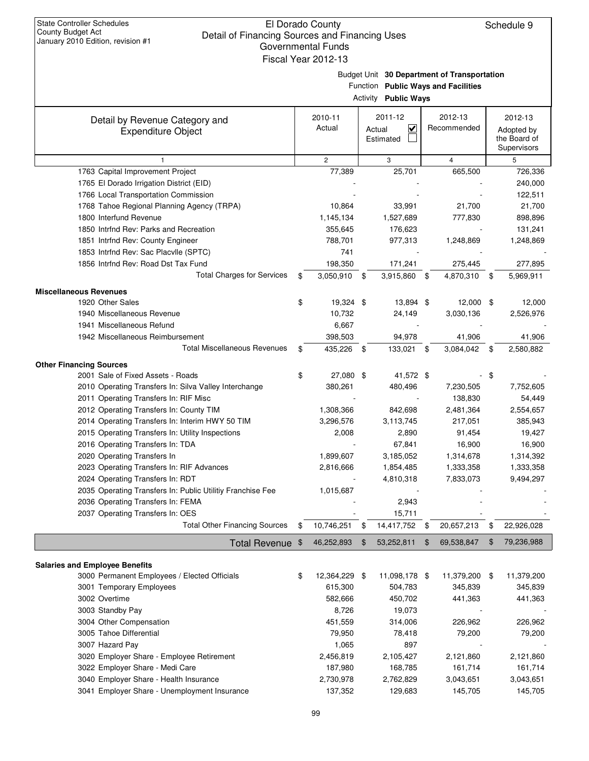State Controller Schedules
County Budget Act
January 2010 Edition, revision #1

# El Dorado County
## Detail of Financing Sources and Financing Uses
### Governmental Funds
### Fiscal Year 2012-13

Schedule 9

Budget Unit **30 Department of Transportation**
Function **Public Ways and Facilities**
Activity **Public Ways**

| Detail by Revenue Category and Expenditure Object | 2010-11 Actual | 2011-12 Actual ☑ Estimated ☐ | 2012-13 Recommended | 2012-13 Adopted by the Board of Supervisors |
|---|---|---|---|---|
| 1 | 2 | 3 | 4 | 5 |
| 1763 Capital Improvement Project | 77,389 | 25,701 | 665,500 | 726,336 |
| 1765 El Dorado Irrigation District (EID) | - | - | - | 240,000 |
| 1766 Local Transportation Commission | - | - | - | 122,511 |
| 1768 Tahoe Regional Planning Agency (TRPA) | 10,864 | 33,991 | 21,700 | 21,700 |
| 1800 Interfund Revenue | 1,145,134 | 1,527,689 | 777,830 | 898,896 |
| 1850 Intrfnd Rev: Parks and Recreation | 355,645 | 176,623 | - | 131,241 |
| 1851 Intrfnd Rev: County Engineer | 788,701 | 977,313 | 1,248,869 | 1,248,869 |
| 1853 Intrfnd Rev: Sac Placvlle (SPTC) | 741 | - | - | - |
| 1856 Intrfnd Rev: Road Dst Tax Fund | 198,350 | 171,241 | 275,445 | 277,895 |
| Total Charges for Services | $ 3,050,910 | $ 3,915,860 | $ 4,870,310 | $ 5,969,911 |
| **Miscellaneous Revenues** | | | | |
| 1920 Other Sales | $ 19,324 | $ 13,894 | $ 12,000 | $ 12,000 |
| 1940 Miscellaneous Revenue | 10,732 | 24,149 | 3,030,136 | 2,526,976 |
| 1941 Miscellaneous Refund | 6,667 | - | - | - |
| 1942 Miscellaneous Reimbursement | 398,503 | 94,978 | 41,906 | 41,906 |
| Total Miscellaneous Revenues | $ 435,226 | $ 133,021 | $ 3,084,042 | $ 2,580,882 |
| **Other Financing Sources** | | | | |
| 2001 Sale of Fixed Assets - Roads | $ 27,080 | $ 41,572 | $ - | $ - |
| 2010 Operating Transfers In: Silva Valley Interchange | 380,261 | 480,496 | 7,230,505 | 7,752,605 |
| 2011 Operating Transfers In: RIF Misc | - | - | 138,830 | 54,449 |
| 2012 Operating Transfers In: County TIM | 1,308,366 | 842,698 | 2,481,364 | 2,554,657 |
| 2014 Operating Transfers In: Interim HWY 50 TIM | 3,296,576 | 3,113,745 | 217,051 | 385,943 |
| 2015 Operating Transfers In: Utility Inspections | 2,008 | 2,890 | 91,454 | 19,427 |
| 2016 Operating Transfers In: TDA | - | 67,841 | 16,900 | 16,900 |
| 2020 Operating Transfers In | 1,899,607 | 3,185,052 | 1,314,678 | 1,314,392 |
| 2023 Operating Transfers In: RIF Advances | 2,816,666 | 1,854,485 | 1,333,358 | 1,333,358 |
| 2024 Operating Transfers In: RDT | - | 4,810,318 | 7,833,073 | 9,494,297 |
| 2035 Operating Transfers In: Public Utilitiy Franchise Fee | 1,015,687 | - | - | - |
| 2036 Operating Transfers In: FEMA | - | 2,943 | - | - |
| 2037 Operating Transfers In: OES | - | 15,711 | - | - |
| Total Other Financing Sources | $ 10,746,251 | $ 14,417,752 | $ 20,657,213 | $ 22,926,028 |
| **Total Revenue** | $ 46,252,893 | $ 53,252,811 | $ 69,538,847 | $ 79,236,988 |
| **Salaries and Employee Benefits** | | | | |
| 3000 Permanent Employees / Elected Officials | $ 12,364,229 | $ 11,098,178 | $ 11,379,200 | $ 11,379,200 |
| 3001 Temporary Employees | 615,300 | 504,783 | 345,839 | 345,839 |
| 3002 Overtime | 582,666 | 450,702 | 441,363 | 441,363 |
| 3003 Standby Pay | 8,726 | 19,073 | - | - |
| 3004 Other Compensation | 451,559 | 314,006 | 226,962 | 226,962 |
| 3005 Tahoe Differential | 79,950 | 78,418 | 79,200 | 79,200 |
| 3007 Hazard Pay | 1,065 | 897 | - | - |
| 3020 Employer Share - Employee Retirement | 2,456,819 | 2,105,427 | 2,121,860 | 2,121,860 |
| 3022 Employer Share - Medi Care | 187,980 | 168,785 | 161,714 | 161,714 |
| 3040 Employer Share - Health Insurance | 2,730,978 | 2,762,829 | 3,043,651 | 3,043,651 |
| 3041 Employer Share - Unemployment Insurance | 137,352 | 129,683 | 145,705 | 145,705 |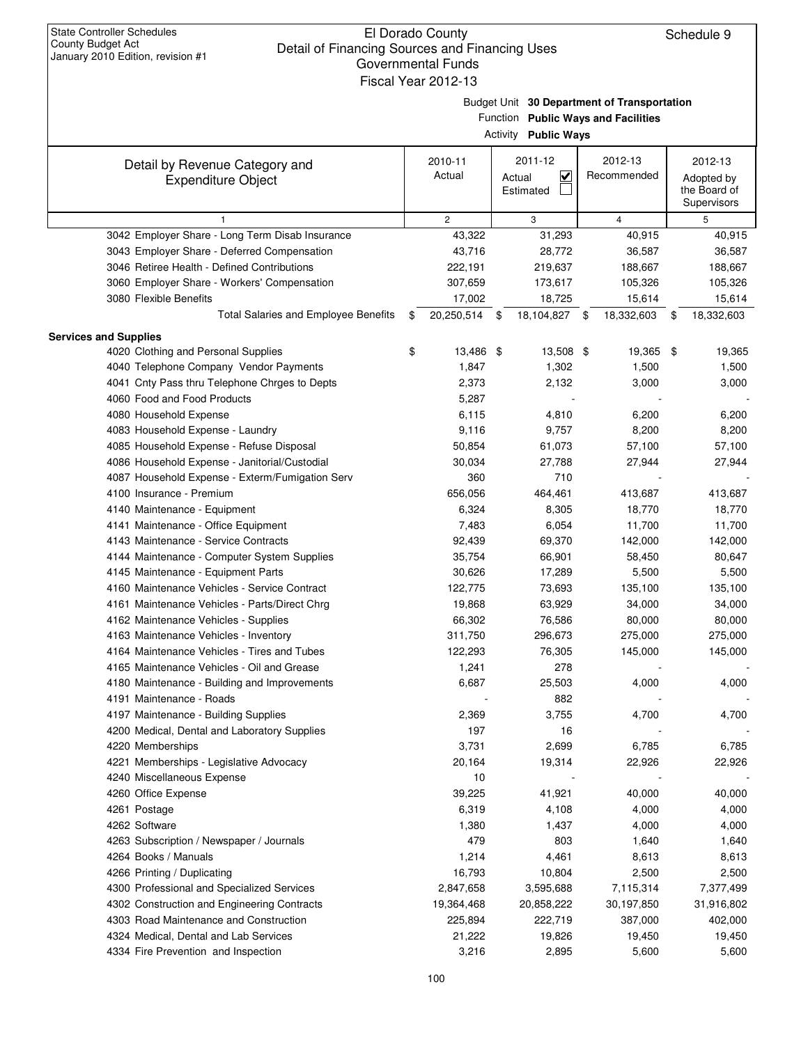State Controller Schedules
County Budget Act
January 2010 Edition, revision #1

# El Dorado County
## Detail of Financing Sources and Financing Uses
### Governmental Funds
### Fiscal Year 2012-13

Schedule 9

Budget Unit **30 Department of Transportation**
Function **Public Ways and Facilities**
Activity **Public Ways**

| Detail by Revenue Category and Expenditure Object | 2010-11 Actual | 2011-12 Actual ☑ Estimated ☐ | 2012-13 Recommended | 2012-13 Adopted by the Board of Supervisors |
|---|---|---|---|---|
| 1 | 2 | 3 | 4 | 5 |
| 3042 Employer Share - Long Term Disab Insurance | 43,322 | 31,293 | 40,915 | 40,915 |
| 3043 Employer Share - Deferred Compensation | 43,716 | 28,772 | 36,587 | 36,587 |
| 3046 Retiree Health - Defined Contributions | 222,191 | 219,637 | 188,667 | 188,667 |
| 3060 Employer Share - Workers' Compensation | 307,659 | 173,617 | 105,326 | 105,326 |
| 3080 Flexible Benefits | 17,002 | 18,725 | 15,614 | 15,614 |
| Total Salaries and Employee Benefits | $ 20,250,514 | $ 18,104,827 | $ 18,332,603 | $ 18,332,603 |
| **Services and Supplies** | | | | |
| 4020 Clothing and Personal Supplies | $ 13,486 | $ 13,508 | $ 19,365 | $ 19,365 |
| 4040 Telephone Company Vendor Payments | 1,847 | 1,302 | 1,500 | 1,500 |
| 4041 Cnty Pass thru Telephone Chrges to Depts | 2,373 | 2,132 | 3,000 | 3,000 |
| 4060 Food and Food Products | 5,287 | - | - | - |
| 4080 Household Expense | 6,115 | 4,810 | 6,200 | 6,200 |
| 4083 Household Expense - Laundry | 9,116 | 9,757 | 8,200 | 8,200 |
| 4085 Household Expense - Refuse Disposal | 50,854 | 61,073 | 57,100 | 57,100 |
| 4086 Household Expense - Janitorial/Custodial | 30,034 | 27,788 | 27,944 | 27,944 |
| 4087 Household Expense - Exterm/Fumigation Serv | 360 | 710 | - | - |
| 4100 Insurance - Premium | 656,056 | 464,461 | 413,687 | 413,687 |
| 4140 Maintenance - Equipment | 6,324 | 8,305 | 18,770 | 18,770 |
| 4141 Maintenance - Office Equipment | 7,483 | 6,054 | 11,700 | 11,700 |
| 4143 Maintenance - Service Contracts | 92,439 | 69,370 | 142,000 | 142,000 |
| 4144 Maintenance - Computer System Supplies | 35,754 | 66,901 | 58,450 | 80,647 |
| 4145 Maintenance - Equipment Parts | 30,626 | 17,289 | 5,500 | 5,500 |
| 4160 Maintenance Vehicles - Service Contract | 122,775 | 73,693 | 135,100 | 135,100 |
| 4161 Maintenance Vehicles - Parts/Direct Chrg | 19,868 | 63,929 | 34,000 | 34,000 |
| 4162 Maintenance Vehicles - Supplies | 66,302 | 76,586 | 80,000 | 80,000 |
| 4163 Maintenance Vehicles - Inventory | 311,750 | 296,673 | 275,000 | 275,000 |
| 4164 Maintenance Vehicles - Tires and Tubes | 122,293 | 76,305 | 145,000 | 145,000 |
| 4165 Maintenance Vehicles - Oil and Grease | 1,241 | 278 | - | - |
| 4180 Maintenance - Building and Improvements | 6,687 | 25,503 | 4,000 | 4,000 |
| 4191 Maintenance - Roads | - | 882 | - | - |
| 4197 Maintenance - Building Supplies | 2,369 | 3,755 | 4,700 | 4,700 |
| 4200 Medical, Dental and Laboratory Supplies | 197 | 16 | - | - |
| 4220 Memberships | 3,731 | 2,699 | 6,785 | 6,785 |
| 4221 Memberships - Legislative Advocacy | 20,164 | 19,314 | 22,926 | 22,926 |
| 4240 Miscellaneous Expense | 10 | - | - | - |
| 4260 Office Expense | 39,225 | 41,921 | 40,000 | 40,000 |
| 4261 Postage | 6,319 | 4,108 | 4,000 | 4,000 |
| 4262 Software | 1,380 | 1,437 | 4,000 | 4,000 |
| 4263 Subscription / Newspaper / Journals | 479 | 803 | 1,640 | 1,640 |
| 4264 Books / Manuals | 1,214 | 4,461 | 8,613 | 8,613 |
| 4266 Printing / Duplicating | 16,793 | 10,804 | 2,500 | 2,500 |
| 4300 Professional and Specialized Services | 2,847,658 | 3,595,688 | 7,115,314 | 7,377,499 |
| 4302 Construction and Engineering Contracts | 19,364,468 | 20,858,222 | 30,197,850 | 31,916,802 |
| 4303 Road Maintenance and Construction | 225,894 | 222,719 | 387,000 | 402,000 |
| 4324 Medical, Dental and Lab Services | 21,222 | 19,826 | 19,450 | 19,450 |
| 4334 Fire Prevention and Inspection | 3,216 | 2,895 | 5,600 | 5,600 |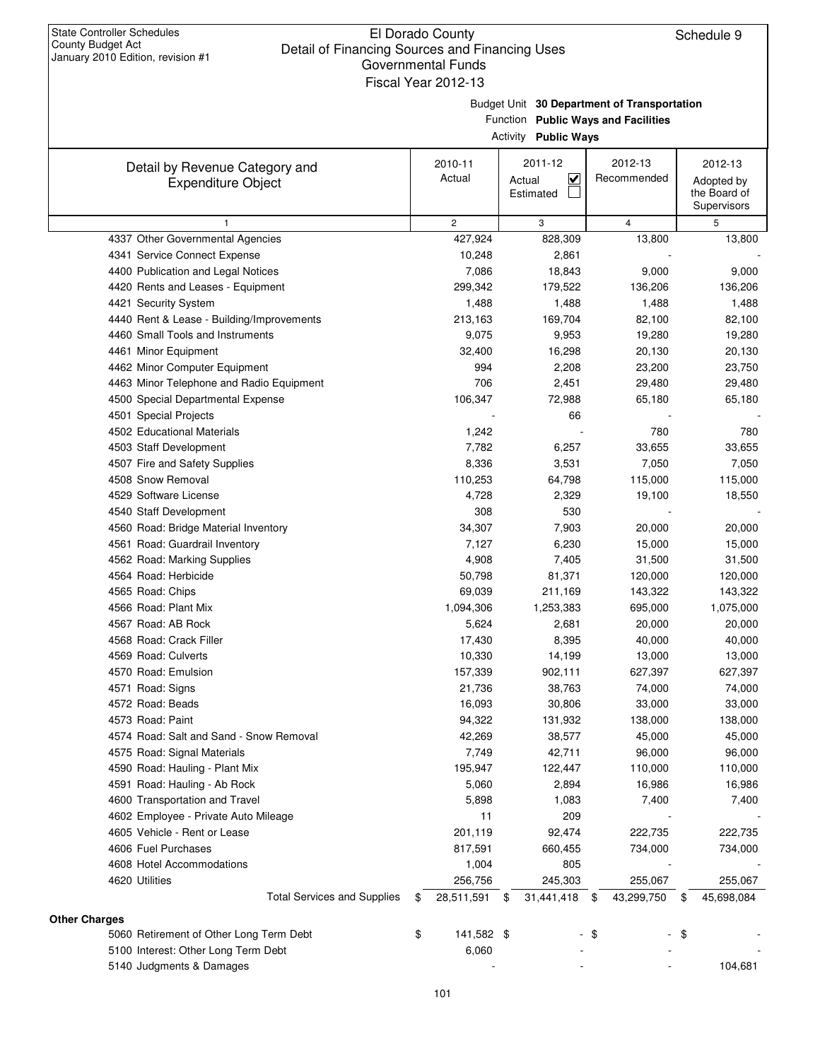State Controller Schedules
County Budget Act
January 2010 Edition, revision #1

# El Dorado County
## Detail of Financing Sources and Financing Uses
### Governmental Funds
### Fiscal Year 2012-13

Schedule 9

Budget Unit **30 Department of Transportation**
Function **Public Ways and Facilities**
Activity **Public Ways**

| Detail by Revenue Category and Expenditure Object | 2010-11 Actual | 2011-12 Actual ☑ Estimated ☐ | 2012-13 Recommended | 2012-13 Adopted by the Board of Supervisors |
|---|---|---|---|---|
| 1 | 2 | 3 | 4 | 5 |
| 4337 Other Governmental Agencies | 427,924 | 828,309 | 13,800 | 13,800 |
| 4341 Service Connect Expense | 10,248 | 2,861 | - | - |
| 4400 Publication and Legal Notices | 7,086 | 18,843 | 9,000 | 9,000 |
| 4420 Rents and Leases - Equipment | 299,342 | 179,522 | 136,206 | 136,206 |
| 4421 Security System | 1,488 | 1,488 | 1,488 | 1,488 |
| 4440 Rent & Lease - Building/Improvements | 213,163 | 169,704 | 82,100 | 82,100 |
| 4460 Small Tools and Instruments | 9,075 | 9,953 | 19,280 | 19,280 |
| 4461 Minor Equipment | 32,400 | 16,298 | 20,130 | 20,130 |
| 4462 Minor Computer Equipment | 994 | 2,208 | 23,200 | 23,750 |
| 4463 Minor Telephone and Radio Equipment | 706 | 2,451 | 29,480 | 29,480 |
| 4500 Special Departmental Expense | 106,347 | 72,988 | 65,180 | 65,180 |
| 4501 Special Projects | - | 66 | - | - |
| 4502 Educational Materials | 1,242 | - | 780 | 780 |
| 4503 Staff Development | 7,782 | 6,257 | 33,655 | 33,655 |
| 4507 Fire and Safety Supplies | 8,336 | 3,531 | 7,050 | 7,050 |
| 4508 Snow Removal | 110,253 | 64,798 | 115,000 | 115,000 |
| 4529 Software License | 4,728 | 2,329 | 19,100 | 18,550 |
| 4540 Staff Development | 308 | 530 | - | - |
| 4560 Road: Bridge Material Inventory | 34,307 | 7,903 | 20,000 | 20,000 |
| 4561 Road: Guardrail Inventory | 7,127 | 6,230 | 15,000 | 15,000 |
| 4562 Road: Marking Supplies | 4,908 | 7,405 | 31,500 | 31,500 |
| 4564 Road: Herbicide | 50,798 | 81,371 | 120,000 | 120,000 |
| 4565 Road: Chips | 69,039 | 211,169 | 143,322 | 143,322 |
| 4566 Road: Plant Mix | 1,094,306 | 1,253,383 | 695,000 | 1,075,000 |
| 4567 Road: AB Rock | 5,624 | 2,681 | 20,000 | 20,000 |
| 4568 Road: Crack Filler | 17,430 | 8,395 | 40,000 | 40,000 |
| 4569 Road: Culverts | 10,330 | 14,199 | 13,000 | 13,000 |
| 4570 Road: Emulsion | 157,339 | 902,111 | 627,397 | 627,397 |
| 4571 Road: Signs | 21,736 | 38,763 | 74,000 | 74,000 |
| 4572 Road: Beads | 16,093 | 30,806 | 33,000 | 33,000 |
| 4573 Road: Paint | 94,322 | 131,932 | 138,000 | 138,000 |
| 4574 Road: Salt and Sand - Snow Removal | 42,269 | 38,577 | 45,000 | 45,000 |
| 4575 Road: Signal Materials | 7,749 | 42,711 | 96,000 | 96,000 |
| 4590 Road: Hauling - Plant Mix | 195,947 | 122,447 | 110,000 | 110,000 |
| 4591 Road: Hauling - Ab Rock | 5,060 | 2,894 | 16,986 | 16,986 |
| 4600 Transportation and Travel | 5,898 | 1,083 | 7,400 | 7,400 |
| 4602 Employee - Private Auto Mileage | 11 | 209 | - | - |
| 4605 Vehicle - Rent or Lease | 201,119 | 92,474 | 222,735 | 222,735 |
| 4606 Fuel Purchases | 817,591 | 660,455 | 734,000 | 734,000 |
| 4608 Hotel Accommodations | 1,004 | 805 | - | - |
| 4620 Utilities | 256,756 | 245,303 | 255,067 | 255,067 |
| Total Services and Supplies | $ 28,511,591 | $ 31,441,418 | $ 43,299,750 | $ 45,698,084 |
| **Other Charges** | | | | |
| 5060 Retirement of Other Long Term Debt | $ 141,582 | $ - | $ - | $ - |
| 5100 Interest: Other Long Term Debt | 6,060 | - | - | - |
| 5140 Judgments & Damages | - | - | - | 104,681 |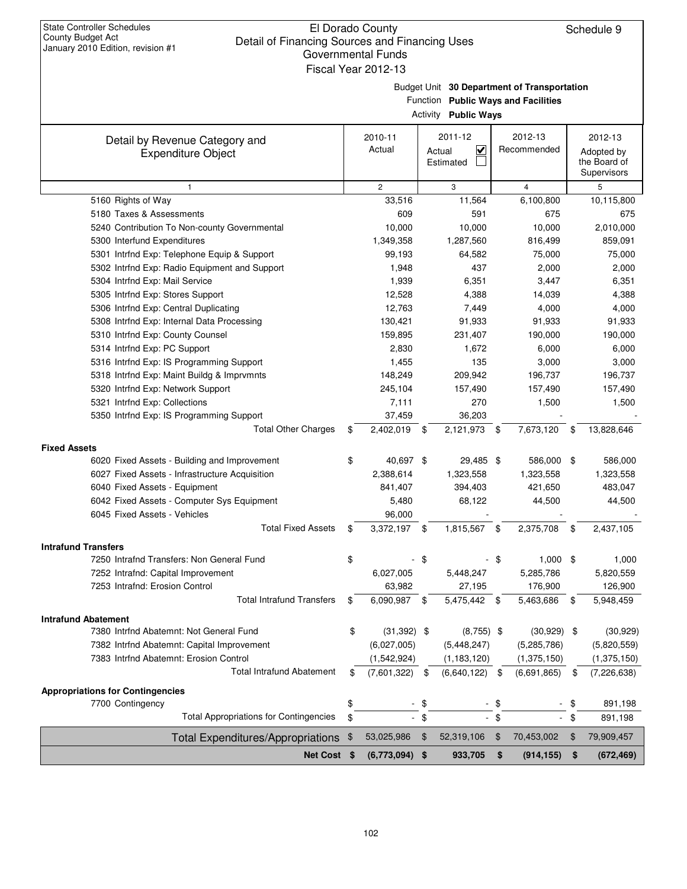State Controller Schedules
County Budget Act
January 2010 Edition, revision #1

# El Dorado County
## Detail of Financing Sources and Financing Uses
### Governmental Funds
### Fiscal Year 2012-13

Schedule 9

Budget Unit **30 Department of Transportation**
Function **Public Ways and Facilities**
Activity **Public Ways**

| Detail by Revenue Category and Expenditure Object | 2010-11 Actual | 2011-12 Actual ☑ Estimated ☐ | 2012-13 Recommended | 2012-13 Adopted by the Board of Supervisors |
|---|---|---|---|---|
| 1 | 2 | 3 | 4 | 5 |
| 5160 Rights of Way | 33,516 | 11,564 | 6,100,800 | 10,115,800 |
| 5180 Taxes & Assessments | 609 | 591 | 675 | 675 |
| 5240 Contribution To Non-county Governmental | 10,000 | 10,000 | 10,000 | 2,010,000 |
| 5300 Interfund Expenditures | 1,349,358 | 1,287,560 | 816,499 | 859,091 |
| 5301 Intrfnd Exp: Telephone Equip & Support | 99,193 | 64,582 | 75,000 | 75,000 |
| 5302 Intrfnd Exp: Radio Equipment and Support | 1,948 | 437 | 2,000 | 2,000 |
| 5304 Intrfnd Exp: Mail Service | 1,939 | 6,351 | 3,447 | 6,351 |
| 5305 Intrfnd Exp: Stores Support | 12,528 | 4,388 | 14,039 | 4,388 |
| 5306 Intrfnd Exp: Central Duplicating | 12,763 | 7,449 | 4,000 | 4,000 |
| 5308 Intrfnd Exp: Internal Data Processing | 130,421 | 91,933 | 91,933 | 91,933 |
| 5310 Intrfnd Exp: County Counsel | 159,895 | 231,407 | 190,000 | 190,000 |
| 5314 Intrfnd Exp: PC Support | 2,830 | 1,672 | 6,000 | 6,000 |
| 5316 Intrfnd Exp: IS Programming Support | 1,455 | 135 | 3,000 | 3,000 |
| 5318 Intrfnd Exp: Maint Buildg & Imprvmnts | 148,249 | 209,942 | 196,737 | 196,737 |
| 5320 Intrfnd Exp: Network Support | 245,104 | 157,490 | 157,490 | 157,490 |
| 5321 Intrfnd Exp: Collections | 7,111 | 270 | 1,500 | 1,500 |
| 5350 Intrfnd Exp: IS Programming Support | 37,459 | 36,203 | - | - |
| Total Other Charges | $ 2,402,019 | $ 2,121,973 | $ 7,673,120 | $ 13,828,646 |
| **Fixed Assets** | | | | |
| 6020 Fixed Assets - Building and Improvement | $ 40,697 | $ 29,485 | $ 586,000 | $ 586,000 |
| 6027 Fixed Assets - Infrastructure Acquisition | 2,388,614 | 1,323,558 | 1,323,558 | 1,323,558 |
| 6040 Fixed Assets - Equipment | 841,407 | 394,403 | 421,650 | 483,047 |
| 6042 Fixed Assets - Computer Sys Equipment | 5,480 | 68,122 | 44,500 | 44,500 |
| 6045 Fixed Assets - Vehicles | 96,000 | - | - | - |
| Total Fixed Assets | $ 3,372,197 | $ 1,815,567 | $ 2,375,708 | $ 2,437,105 |
| **Intrafund Transfers** | | | | |
| 7250 Intrafnd Transfers: Non General Fund | $ - | $ - | $ 1,000 | $ 1,000 |
| 7252 Intrafnd: Capital Improvement | 6,027,005 | 5,448,247 | 5,285,786 | 5,820,559 |
| 7253 Intrafnd: Erosion Control | 63,982 | 27,195 | 176,900 | 126,900 |
| Total Intrafund Transfers | $ 6,090,987 | $ 5,475,442 | $ 5,463,686 | $ 5,948,459 |
| **Intrafund Abatement** | | | | |
| 7380 Intrfnd Abatemnt: Not General Fund | $ (31,392) | $ (8,755) | $ (30,929) | $ (30,929) |
| 7382 Intrfnd Abatemnt: Capital Improvement | (6,027,005) | (5,448,247) | (5,285,786) | (5,820,559) |
| 7383 Intrfnd Abatemnt: Erosion Control | (1,542,924) | (1,183,120) | (1,375,150) | (1,375,150) |
| Total Intrafund Abatement | $ (7,601,322) | $ (6,640,122) | $ (6,691,865) | $ (7,226,638) |
| **Appropriations for Contingencies** | | | | |
| 7700 Contingency | $ - | $ - | $ - | $ 891,198 |
| Total Appropriations for Contingencies | $ - | $ - | $ - | $ 891,198 |
| Total Expenditures/Appropriations | $ 53,025,986 | $ 52,319,106 | $ 70,453,002 | $ 79,909,457 |
| **Net Cost** | **$ (6,773,094)** | **$ 933,705** | **$ (914,155)** | **$ (672,469)** |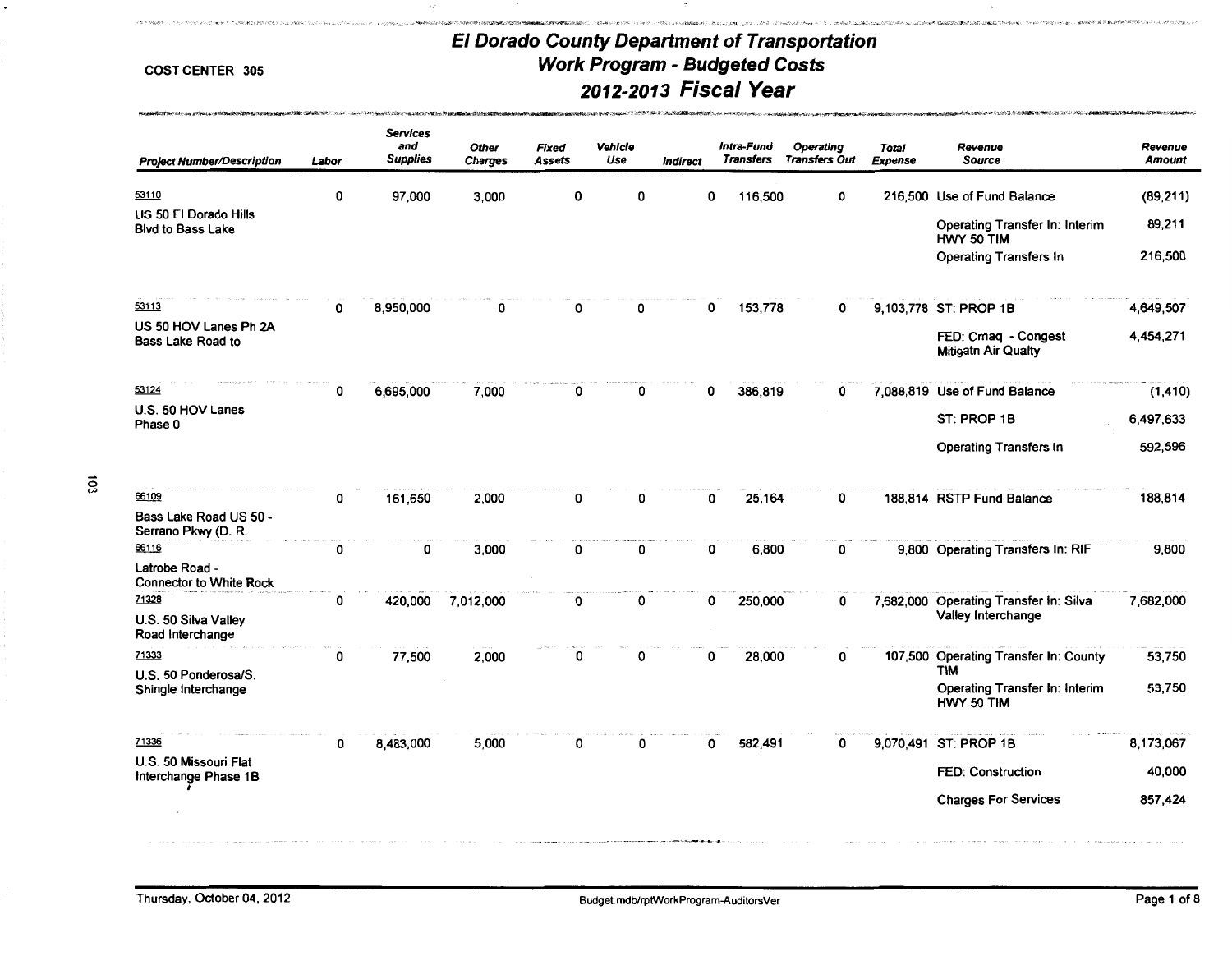COST CENTER 305

# El Dorado County Department of Transportation
## Work Program - Budgeted Costs
## 2012-2013 Fiscal Year

| Project Number/Description | Labor | Services and Supplies | Other Charges | Fixed Assets | Vehicle Use | Indirect | Intra-Fund Transfers | Operating Transfers Out | Total Expense | Revenue Source | Revenue Amount |
|---|---|---|---|---|---|---|---|---|---|---|---|
| 53110 US 50 El Dorado Hills Blvd to Bass Lake | 0 | 97,000 | 3,000 | 0 | 0 | 0 | 116,500 | 0 | 216,500 | Use of Fund Balance | (89,211) |
| | | | | | | | | | | Operating Transfer In: Interim HWY 50 TIM | 89,211 |
| | | | | | | | | | | Operating Transfers In | 216,500 |
| 53113 US 50 HOV Lanes Ph 2A Bass Lake Road to | 0 | 8,950,000 | 0 | 0 | 0 | 0 | 153,778 | 0 | 9,103,778 | ST: PROP 1B | 4,649,507 |
| | | | | | | | | | | FED: Cmaq - Congest Mitigatn Air Qualty | 4,454,271 |
| 53124 U.S. 50 HOV Lanes Phase 0 | 0 | 6,695,000 | 7,000 | 0 | 0 | 0 | 386,819 | 0 | 7,088,819 | Use of Fund Balance | (1,410) |
| | | | | | | | | | | ST: PROP 1B | 6,497,633 |
| | | | | | | | | | | Operating Transfers In | 592,596 |
| 66109 Bass Lake Road US 50 - Serrano Pkwy (D. R. | 0 | 161,650 | 2,000 | 0 | 0 | 0 | 25,164 | 0 | 188,814 | RSTP Fund Balance | 188,814 |
| 66116 Latrobe Road - Connector to White Rock | 0 | 0 | 3,000 | 0 | 0 | 0 | 6,800 | 0 | 9,800 | Operating Transfers In: RIF | 9,800 |
| 71328 U.S. 50 Silva Valley Road Interchange | 0 | 420,000 | 7,012,000 | 0 | 0 | 0 | 250,000 | 0 | 7,682,000 | Operating Transfer In: Silva Valley Interchange | 7,682,000 |
| 71333 U.S. 50 Ponderosa/S. Shingle Interchange | 0 | 77,500 | 2,000 | 0 | 0 | 0 | 28,000 | 0 | 107,500 | Operating Transfer In: County TIM | 53,750 |
| | | | | | | | | | | Operating Transfer In: Interim HWY 50 TIM | 53,750 |
| 71336 U.S. 50 Missouri Flat Interchange Phase 1B | 0 | 8,483,000 | 5,000 | 0 | 0 | 0 | 582,491 | 0 | 9,070,491 | ST: PROP 1B | 8,173,067 |
| | | | | | | | | | | FED: Construction | 40,000 |
| | | | | | | | | | | Charges For Services | 857,424 |

Thursday, October 04, 2012 — Budget.mdb/rptWorkProgram-AuditorsVer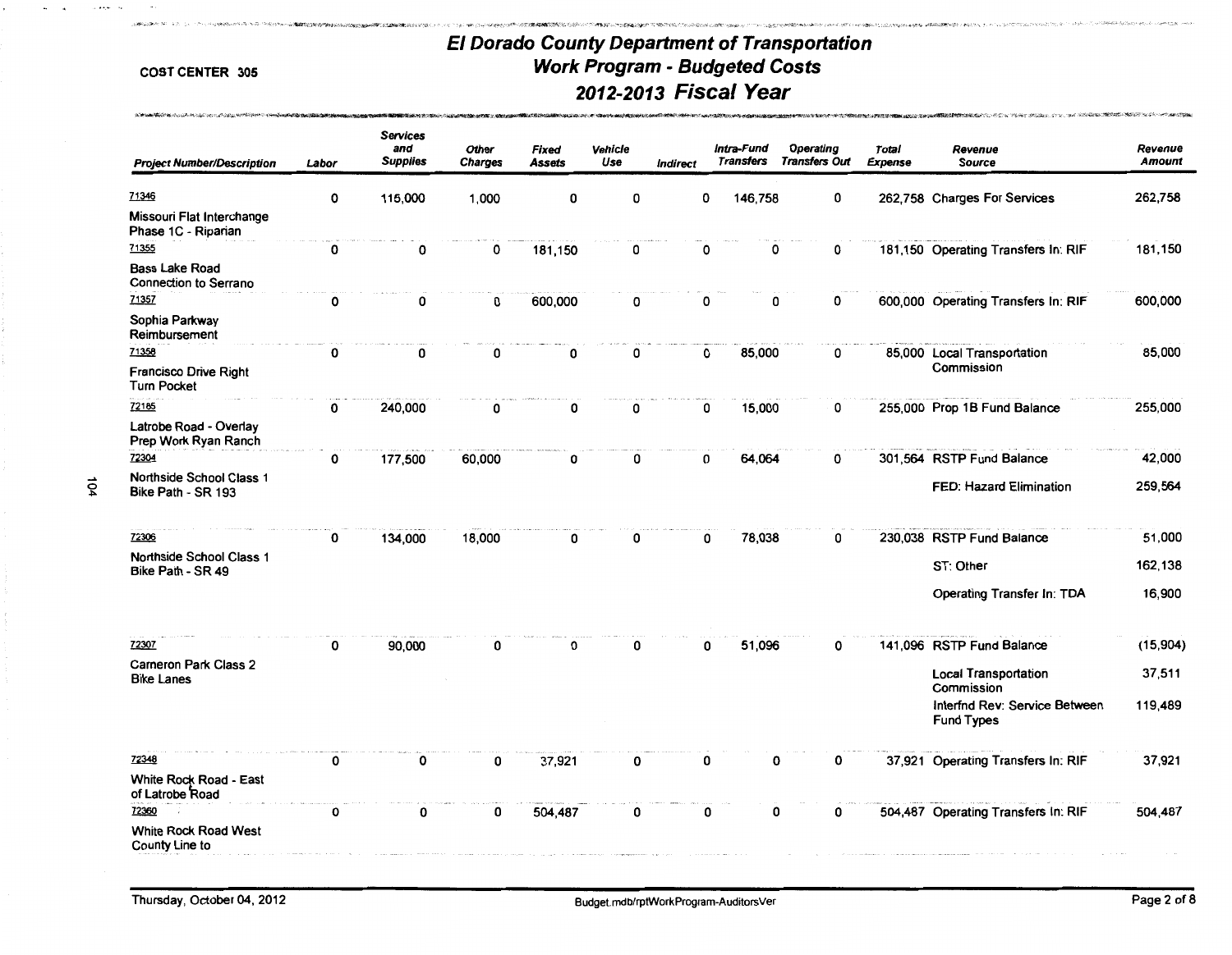# El Dorado County Department of Transportation
## Work Program - Budgeted Costs
## 2012-2013 Fiscal Year

COST CENTER 305

| Project Number/Description | Labor | Services and Supplies | Other Charges | Fixed Assets | Vehicle Use | Indirect | Intra-Fund Transfers | Operating Transfers Out | Total Expense | Revenue Source | Revenue Amount |
|---|---|---|---|---|---|---|---|---|---|---|---|
| 71346 Missouri Flat Interchange Phase 1C - Riparian | 0 | 115,000 | 1,000 | 0 | 0 | 0 | 146,758 | 0 | 262,758 | Charges For Services | 262,758 |
| 71355 Bass Lake Road Connection to Serrano | 0 | 0 | 0 | 181,150 | 0 | 0 | 0 | 0 | 181,150 | Operating Transfers In: RIF | 181,150 |
| 71357 Sophia Parkway Reimbursement | 0 | 0 | 0 | 600,000 | 0 | 0 | 0 | 0 | 600,000 | Operating Transfers In: RIF | 600,000 |
| 71358 Francisco Drive Right Turn Pocket | 0 | 0 | 0 | 0 | 0 | 0 | 85,000 | 0 | 85,000 | Local Transportation Commission | 85,000 |
| 72185 Latrobe Road - Overlay Prep Work Ryan Ranch | 0 | 240,000 | 0 | 0 | 0 | 0 | 15,000 | 0 | 255,000 | Prop 1B Fund Balance | 255,000 |
| 72304 Northside School Class 1 Bike Path - SR 193 | 0 | 177,500 | 60,000 | 0 | 0 | 0 | 64,064 | 0 | 301,564 | RSTP Fund Balance | 42,000 |
| | | | | | | | | | | FED: Hazard Elimination | 259,564 |
| 72306 Northside School Class 1 Bike Path - SR 49 | 0 | 134,000 | 18,000 | 0 | 0 | 0 | 78,038 | 0 | 230,038 | RSTP Fund Balance | 51,000 |
| | | | | | | | | | | ST: Other | 162,138 |
| | | | | | | | | | | Operating Transfer In: TDA | 16,900 |
| 72307 Cameron Park Class 2 Bike Lanes | 0 | 90,000 | 0 | 0 | 0 | 0 | 51,096 | 0 | 141,096 | RSTP Fund Balance | (15,904) |
| | | | | | | | | | | Local Transportation Commission | 37,511 |
| | | | | | | | | | | Interfnd Rev: Service Between Fund Types | 119,489 |
| 72348 White Rock Road - East of Latrobe Road | 0 | 0 | 0 | 37,921 | 0 | 0 | 0 | 0 | 37,921 | Operating Transfers In: RIF | 37,921 |
| 72360 White Rock Road West County Line to | 0 | 0 | 0 | 504,487 | 0 | 0 | 0 | 0 | 504,487 | Operating Transfers In: RIF | 504,487 |

Thursday, October 04, 2012 — Budget.mdb/rptWorkProgram-AuditorsVer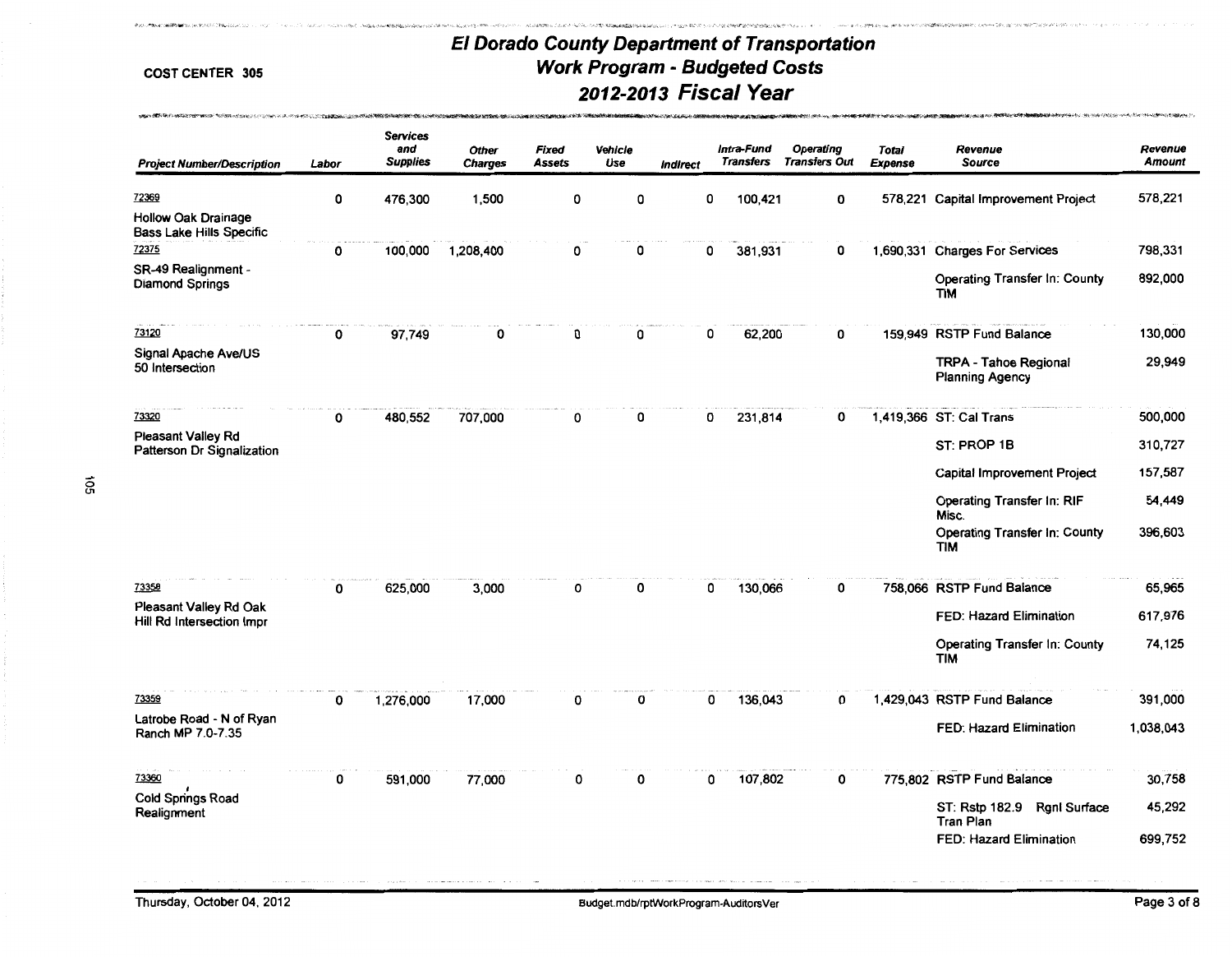COST CENTER 305

# El Dorado County Department of Transportation
## Work Program - Budgeted Costs
## 2012-2013 Fiscal Year

| Project Number/Description | Labor | Services and Supplies | Other Charges | Fixed Assets | Vehicle Use | Indirect | Intra-Fund Transfers | Operating Transfers Out | Total Expense | Revenue Source | Revenue Amount |
|---|---|---|---|---|---|---|---|---|---|---|---|
| 72369 Hollow Oak Drainage Bass Lake Hills Specific | 0 | 476,300 | 1,500 | 0 | 0 | 0 | 100,421 | 0 | 578,221 | Capital Improvement Project | 578,221 |
| 72375 SR-49 Realignment - Diamond Springs | 0 | 100,000 | 1,208,400 | 0 | 0 | 0 | 381,931 | 0 | 1,690,331 | Charges For Services | 798,331 |
| | | | | | | | | | | Operating Transfer In: County TIM | 892,000 |
| 73120 Signal Apache Ave/US 50 Intersection | 0 | 97,749 | 0 | 0 | 0 | 0 | 62,200 | 0 | 159,949 | RSTP Fund Balance | 130,000 |
| | | | | | | | | | | TRPA - Tahoe Regional Planning Agency | 29,949 |
| 73320 Pleasant Valley Rd Patterson Dr Signalization | 0 | 480,552 | 707,000 | 0 | 0 | 0 | 231,814 | 0 | 1,419,366 | ST: Cal Trans | 500,000 |
| | | | | | | | | | | ST: PROP 1B | 310,727 |
| | | | | | | | | | | Capital Improvement Project | 157,587 |
| | | | | | | | | | | Operating Transfer In: RIF Misc. | 54,449 |
| | | | | | | | | | | Operating Transfer In: County TIM | 396,603 |
| 73358 Pleasant Valley Rd Oak Hill Rd Intersection Impr | 0 | 625,000 | 3,000 | 0 | 0 | 0 | 130,066 | 0 | 758,066 | RSTP Fund Balance | 65,965 |
| | | | | | | | | | | FED: Hazard Elimination | 617,976 |
| | | | | | | | | | | Operating Transfer In: County TIM | 74,125 |
| 73359 Latrobe Road - N of Ryan Ranch MP 7.0-7.35 | 0 | 1,276,000 | 17,000 | 0 | 0 | 0 | 136,043 | 0 | 1,429,043 | RSTP Fund Balance | 391,000 |
| | | | | | | | | | | FED: Hazard Elimination | 1,038,043 |
| 73360 Cold Springs Road Realignment | 0 | 591,000 | 77,000 | 0 | 0 | 0 | 107,802 | 0 | 775,802 | RSTP Fund Balance | 30,758 |
| | | | | | | | | | | ST: Rstp 182.9 Rgnl Surface Tran Plan | 45,292 |
| | | | | | | | | | | FED: Hazard Elimination | 699,752 |

Thursday, October 04, 2012 — Budget.mdb/rptWorkProgram-AuditorsVer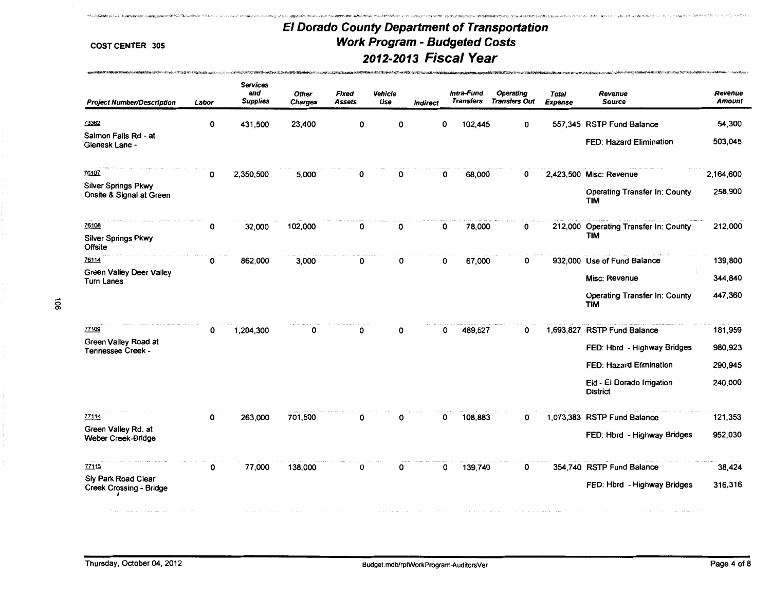COST CENTER 305

# El Dorado County Department of Transportation
## Work Program - Budgeted Costs
## 2012-2013 Fiscal Year

| Project Number/Description | Labor | Services and Supplies | Other Charges | Fixed Assets | Vehicle Use | Indirect | Intra-Fund Transfers | Operating Transfers Out | Total Expense | Revenue Source | Revenue Amount |
|---|---|---|---|---|---|---|---|---|---|---|---|
| 73362 Salmon Falls Rd - at Glenesk Lane - | 0 | 431,500 | 23,400 | 0 | 0 | 0 | 102,445 | 0 | 557,345 | RSTP Fund Balance | 54,300 |
| | | | | | | | | | | FED: Hazard Elimination | 503,045 |
| 76107 Silver Springs Pkwy Onsite & Signal at Green | 0 | 2,350,500 | 5,000 | 0 | 0 | 0 | 68,000 | 0 | 2,423,500 | Misc: Revenue | 2,164,600 |
| | | | | | | | | | | Operating Transfer In: County TIM | 258,900 |
| 76108 Silver Springs Pkwy Offsite | 0 | 32,000 | 102,000 | 0 | 0 | 0 | 78,000 | 0 | 212,000 | Operating Transfer In: County TIM | 212,000 |
| 76114 Green Valley Deer Valley Turn Lanes | 0 | 862,000 | 3,000 | 0 | 0 | 0 | 67,000 | 0 | 932,000 | Use of Fund Balance | 139,800 |
| | | | | | | | | | | Misc: Revenue | 344,840 |
| | | | | | | | | | | Operating Transfer In: County TIM | 447,360 |
| 77109 Green Valley Road at Tennessee Creek - | 0 | 1,204,300 | 0 | 0 | 0 | 0 | 489,527 | 0 | 1,693,827 | RSTP Fund Balance | 181,959 |
| | | | | | | | | | | FED: Hbrd - Highway Bridges | 980,923 |
| | | | | | | | | | | FED: Hazard Elimination | 290,945 |
| | | | | | | | | | | Eid - El Dorado Irrigation District | 240,000 |
| 77114 Green Valley Rd. at Weber Creek-Bridge | 0 | 263,000 | 701,500 | 0 | 0 | 0 | 108,883 | 0 | 1,073,383 | RSTP Fund Balance | 121,353 |
| | | | | | | | | | | FED: Hbrd - Highway Bridges | 952,030 |
| 77115 Sly Park Road Clear Creek Crossing - Bridge | 0 | 77,000 | 138,000 | 0 | 0 | 0 | 139,740 | 0 | 354,740 | RSTP Fund Balance | 38,424 |
| | | | | | | | | | | FED: Hbrd - Highway Bridges | 316,316 |

Thursday, October 04, 2012 Budget.mdb/rptWorkProgram-AuditorsVer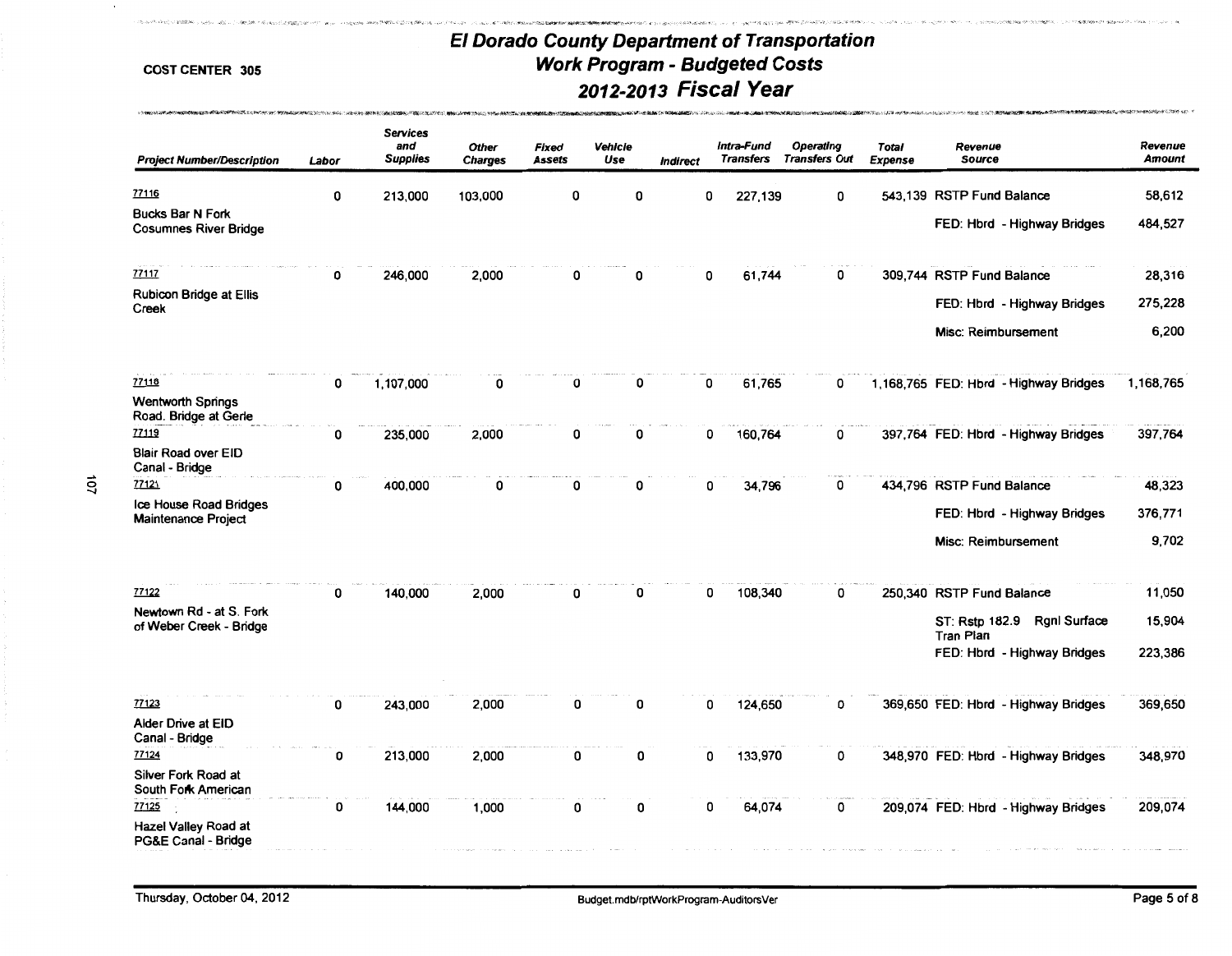# El Dorado County Department of Transportation

## Work Program - Budgeted Costs

## 2012-2013 Fiscal Year

COST CENTER 305

| Project Number/Description | Labor | Services and Supplies | Other Charges | Fixed Assets | Vehicle Use | Indirect | Intra-Fund Transfers | Operating Transfers Out | Total Expense | Revenue Source | Revenue Amount |
|---|---|---|---|---|---|---|---|---|---|---|---|
| 77116 Bucks Bar N Fork Cosumnes River Bridge | 0 | 213,000 | 103,000 | 0 | 0 | 0 | 227,139 | 0 | 543,139 | RSTP Fund Balance | 58,612 |
| | | | | | | | | | | FED: Hbrd - Highway Bridges | 484,527 |
| 77117 Rubicon Bridge at Ellis Creek | 0 | 246,000 | 2,000 | 0 | 0 | 0 | 61,744 | 0 | 309,744 | RSTP Fund Balance | 28,316 |
| | | | | | | | | | | FED: Hbrd - Highway Bridges | 275,228 |
| | | | | | | | | | | Misc: Reimbursement | 6,200 |
| 77118 Wentworth Springs Road. Bridge at Gerle | 0 | 1,107,000 | 0 | 0 | 0 | 0 | 61,765 | 0 | 1,168,765 | FED: Hbrd - Highway Bridges | 1,168,765 |
| 77119 Blair Road over EID Canal - Bridge | 0 | 235,000 | 2,000 | 0 | 0 | 0 | 160,764 | 0 | 397,764 | FED: Hbrd - Highway Bridges | 397,764 |
| 77121 Ice House Road Bridges Maintenance Project | 0 | 400,000 | 0 | 0 | 0 | 0 | 34,796 | 0 | 434,796 | RSTP Fund Balance | 48,323 |
| | | | | | | | | | | FED: Hbrd - Highway Bridges | 376,771 |
| | | | | | | | | | | Misc: Reimbursement | 9,702 |
| 77122 Newtown Rd - at S. Fork of Weber Creek - Bridge | 0 | 140,000 | 2,000 | 0 | 0 | 0 | 108,340 | 0 | 250,340 | RSTP Fund Balance | 11,050 |
| | | | | | | | | | | ST: Rstp 182.9 Rgnl Surface Tran Plan | 15,904 |
| | | | | | | | | | | FED: Hbrd - Highway Bridges | 223,386 |
| 77123 Alder Drive at EID Canal - Bridge | 0 | 243,000 | 2,000 | 0 | 0 | 0 | 124,650 | 0 | 369,650 | FED: Hbrd - Highway Bridges | 369,650 |
| 77124 Silver Fork Road at South Fork American | 0 | 213,000 | 2,000 | 0 | 0 | 0 | 133,970 | 0 | 348,970 | FED: Hbrd - Highway Bridges | 348,970 |
| 77125 Hazel Valley Road at PG&E Canal - Bridge | 0 | 144,000 | 1,000 | 0 | 0 | 0 | 64,074 | 0 | 209,074 | FED: Hbrd - Highway Bridges | 209,074 |

Thursday, October 04, 2012

Budget.mdb/rptWorkProgram-AuditorsVer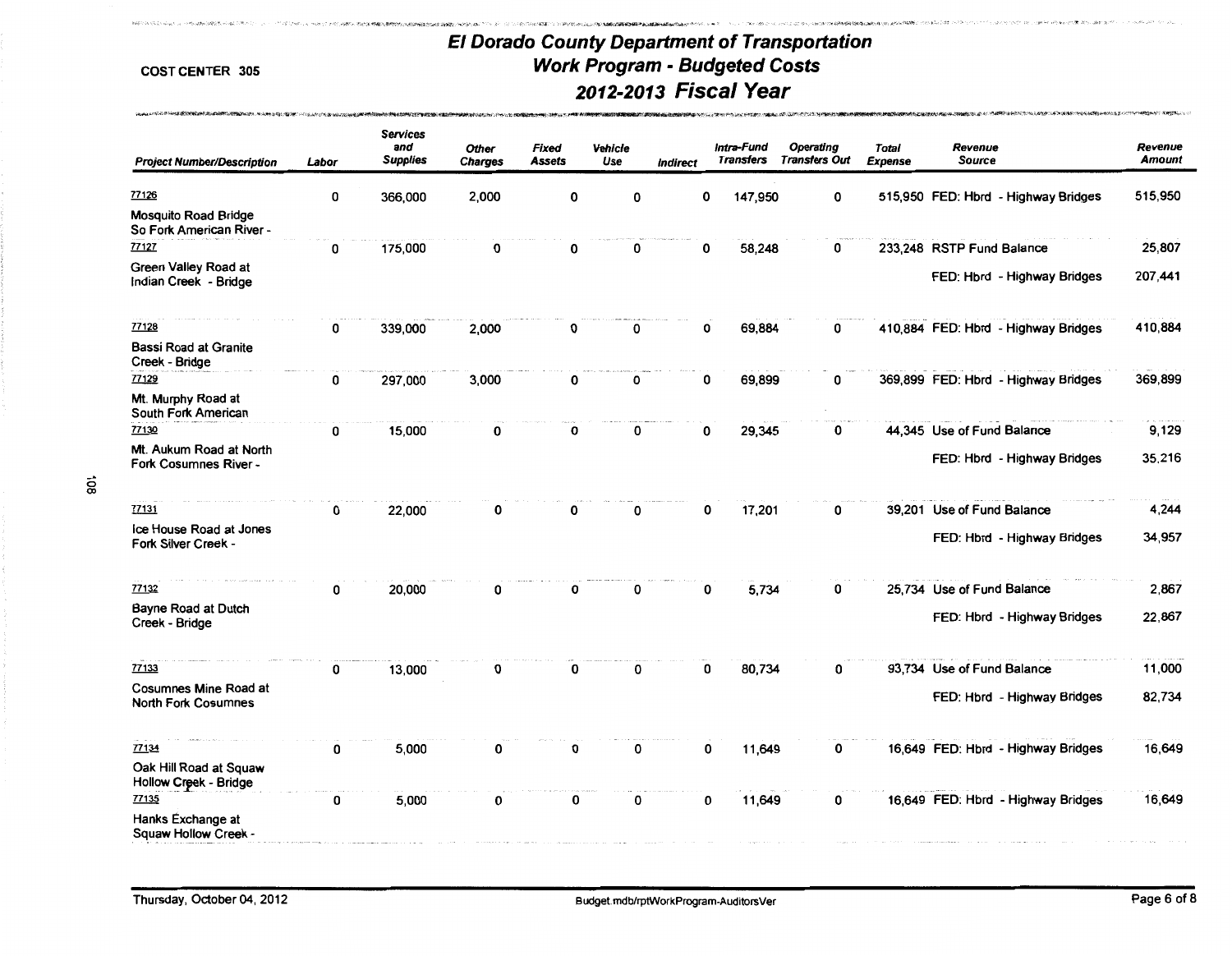# El Dorado County Department of Transportation
## Work Program - Budgeted Costs
## 2012-2013 Fiscal Year

COST CENTER 305

| Project Number/Description | Labor | Services and Supplies | Other Charges | Fixed Assets | Vehicle Use | Indirect | Intra-Fund Transfers | Operating Transfers Out | Total Expense | Revenue Source | Revenue Amount |
|---|---|---|---|---|---|---|---|---|---|---|---|
| 77126 Mosquito Road Bridge So Fork American River - | 0 | 366,000 | 2,000 | 0 | 0 | 0 | 147,950 | 0 | 515,950 | FED: Hbrd - Highway Bridges | 515,950 |
| 77127 Green Valley Road at Indian Creek - Bridge | 0 | 175,000 | 0 | 0 | 0 | 0 | 58,248 | 0 | 233,248 | RSTP Fund Balance | 25,807 |
| | | | | | | | | | | FED: Hbrd - Highway Bridges | 207,441 |
| 77128 Bassi Road at Granite Creek - Bridge | 0 | 339,000 | 2,000 | 0 | 0 | 0 | 69,884 | 0 | 410,884 | FED: Hbrd - Highway Bridges | 410,884 |
| 77129 Mt. Murphy Road at South Fork American | 0 | 297,000 | 3,000 | 0 | 0 | 0 | 69,899 | 0 | 369,899 | FED: Hbrd - Highway Bridges | 369,899 |
| 77130 Mt. Aukum Road at North Fork Cosumnes River - | 0 | 15,000 | 0 | 0 | 0 | 0 | 29,345 | 0 | 44,345 | Use of Fund Balance | 9,129 |
| | | | | | | | | | | FED: Hbrd - Highway Bridges | 35,216 |
| 77131 Ice House Road at Jones Fork Silver Creek - | 0 | 22,000 | 0 | 0 | 0 | 0 | 17,201 | 0 | 39,201 | Use of Fund Balance | 4,244 |
| | | | | | | | | | | FED: Hbrd - Highway Bridges | 34,957 |
| 77132 Bayne Road at Dutch Creek - Bridge | 0 | 20,000 | 0 | 0 | 0 | 0 | 5,734 | 0 | 25,734 | Use of Fund Balance | 2,867 |
| | | | | | | | | | | FED: Hbrd - Highway Bridges | 22,867 |
| 77133 Cosumnes Mine Road at North Fork Cosumnes | 0 | 13,000 | 0 | 0 | 0 | 0 | 80,734 | 0 | 93,734 | Use of Fund Balance | 11,000 |
| | | | | | | | | | | FED: Hbrd - Highway Bridges | 82,734 |
| 77134 Oak Hill Road at Squaw Hollow Creek - Bridge | 0 | 5,000 | 0 | 0 | 0 | 0 | 11,649 | 0 | 16,649 | FED: Hbrd - Highway Bridges | 16,649 |
| 77135 Hanks Exchange at Squaw Hollow Creek - | 0 | 5,000 | 0 | 0 | 0 | 0 | 11,649 | 0 | 16,649 | FED: Hbrd - Highway Bridges | 16,649 |

Thursday, October 04, 2012 Budget.mdb/rptWorkProgram-AuditorsVer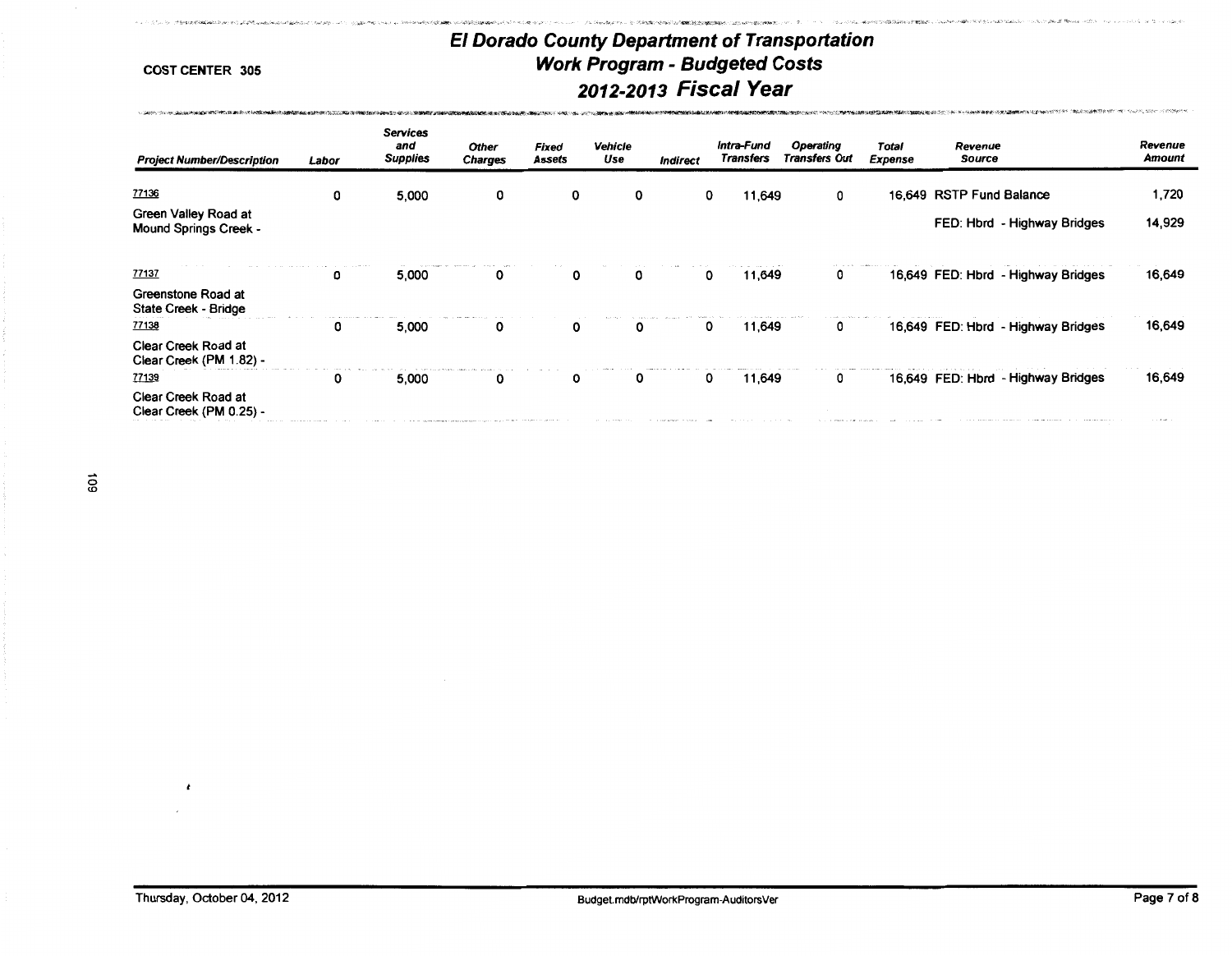# El Dorado County Department of Transportation
## Work Program - Budgeted Costs
## 2012-2013 Fiscal Year

COST CENTER 305

| Project Number/Description | Labor | Services and Supplies | Other Charges | Fixed Assets | Vehicle Use | Indirect | Intra-Fund Transfers | Operating Transfers Out | Total Expense | Revenue Source | Revenue Amount |
|---|---|---|---|---|---|---|---|---|---|---|---|
| 77136 Green Valley Road at Mound Springs Creek - | 0 | 5,000 | 0 | 0 | 0 | 0 | 11,649 | 0 | 16,649 | RSTP Fund Balance | 1,720 |
| | | | | | | | | | | FED: Hbrd - Highway Bridges | 14,929 |
| 77137 Greenstone Road at State Creek - Bridge | 0 | 5,000 | 0 | 0 | 0 | 0 | 11,649 | 0 | 16,649 | FED: Hbrd - Highway Bridges | 16,649 |
| 77138 Clear Creek Road at Clear Creek (PM 1.82) - | 0 | 5,000 | 0 | 0 | 0 | 0 | 11,649 | 0 | 16,649 | FED: Hbrd - Highway Bridges | 16,649 |
| 77139 Clear Creek Road at Clear Creek (PM 0.25) - | 0 | 5,000 | 0 | 0 | 0 | 0 | 11,649 | 0 | 16,649 | FED: Hbrd - Highway Bridges | 16,649 |

Thursday, October 04, 2012

Budget.mdb/rptWorkProgram-AuditorsVer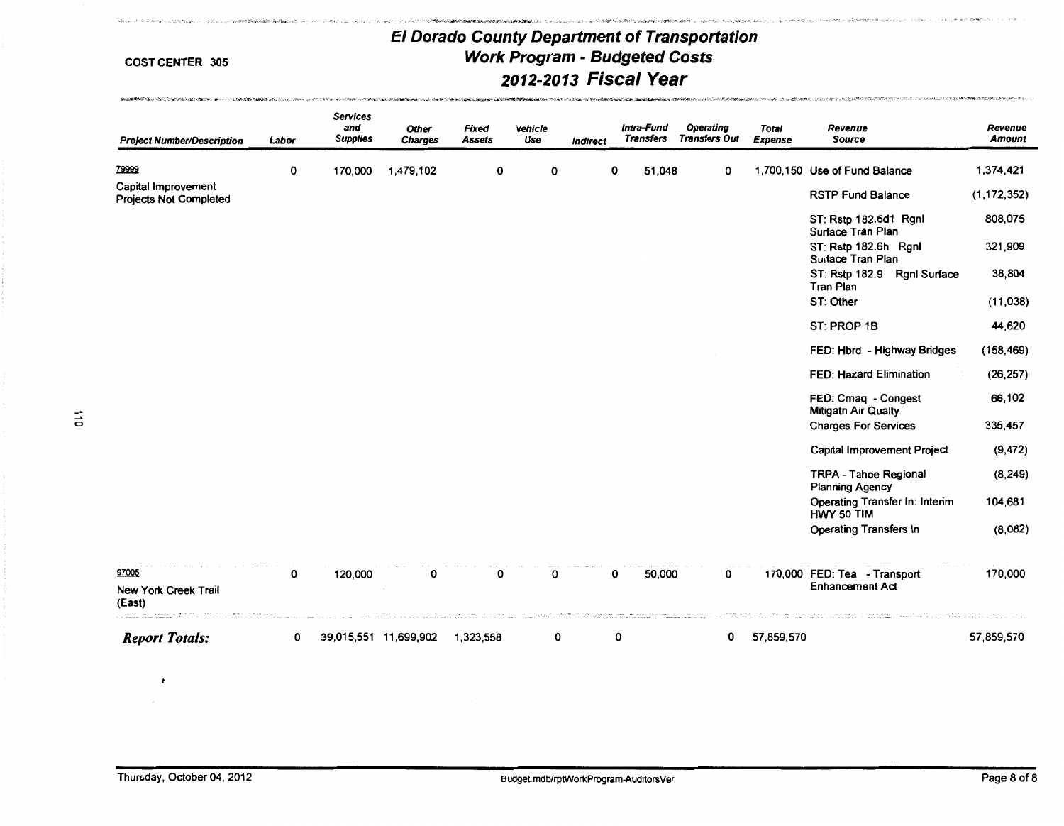# El Dorado County Department of Transportation
## Work Program - Budgeted Costs
## 2012-2013 Fiscal Year

COST CENTER 305

| Project Number/Description | Labor | Services and Supplies | Other Charges | Fixed Assets | Vehicle Use | Indirect | Intra-Fund Transfers | Operating Transfers Out | Total Expense | Revenue Source | Revenue Amount |
|---|---|---|---|---|---|---|---|---|---|---|---|
| 79999 Capital Improvement Projects Not Completed | 0 | 170,000 | 1,479,102 | 0 | 0 | 0 | 51,048 | 0 | 1,700,150 | Use of Fund Balance | 1,374,421 |
| | | | | | | | | | | RSTP Fund Balance | (1,172,352) |
| | | | | | | | | | | ST: Rstp 182.6d1 Rgnl Surface Tran Plan | 808,075 |
| | | | | | | | | | | ST: Rstp 182.6h Rgnl Suiface Tran Plan | 321,909 |
| | | | | | | | | | | ST: Rstp 182.9 Rgnl Surface Tran Plan | 38,804 |
| | | | | | | | | | | ST: Other | (11,038) |
| | | | | | | | | | | ST: PROP 1B | 44,620 |
| | | | | | | | | | | FED: Hbrd - Highway Bridges | (158,469) |
| | | | | | | | | | | FED: Hazard Elimination | (26,257) |
| | | | | | | | | | | FED: Cmaq - Congest Mitigatn Air Qualty | 66,102 |
| | | | | | | | | | | Charges For Services | 335,457 |
| | | | | | | | | | | Capital Improvement Project | (9,472) |
| | | | | | | | | | | TRPA - Tahoe Regional Planning Agency | (8,249) |
| | | | | | | | | | | Operating Transfer In: Interim HWY 50 TIM | 104,681 |
| | | | | | | | | | | Operating Transfers In | (8,082) |
| 97005 New York Creek Trail (East) | 0 | 120,000 | 0 | 0 | 0 | 0 | 50,000 | 0 | 170,000 | FED: Tea - Transport Enhancement Act | 170,000 |
| ***Report Totals:*** | 0 | 39,015,551 | 11,699,902 | 1,323,558 | 0 | 0 | | 0 | 57,859,570 | | 57,859,570 |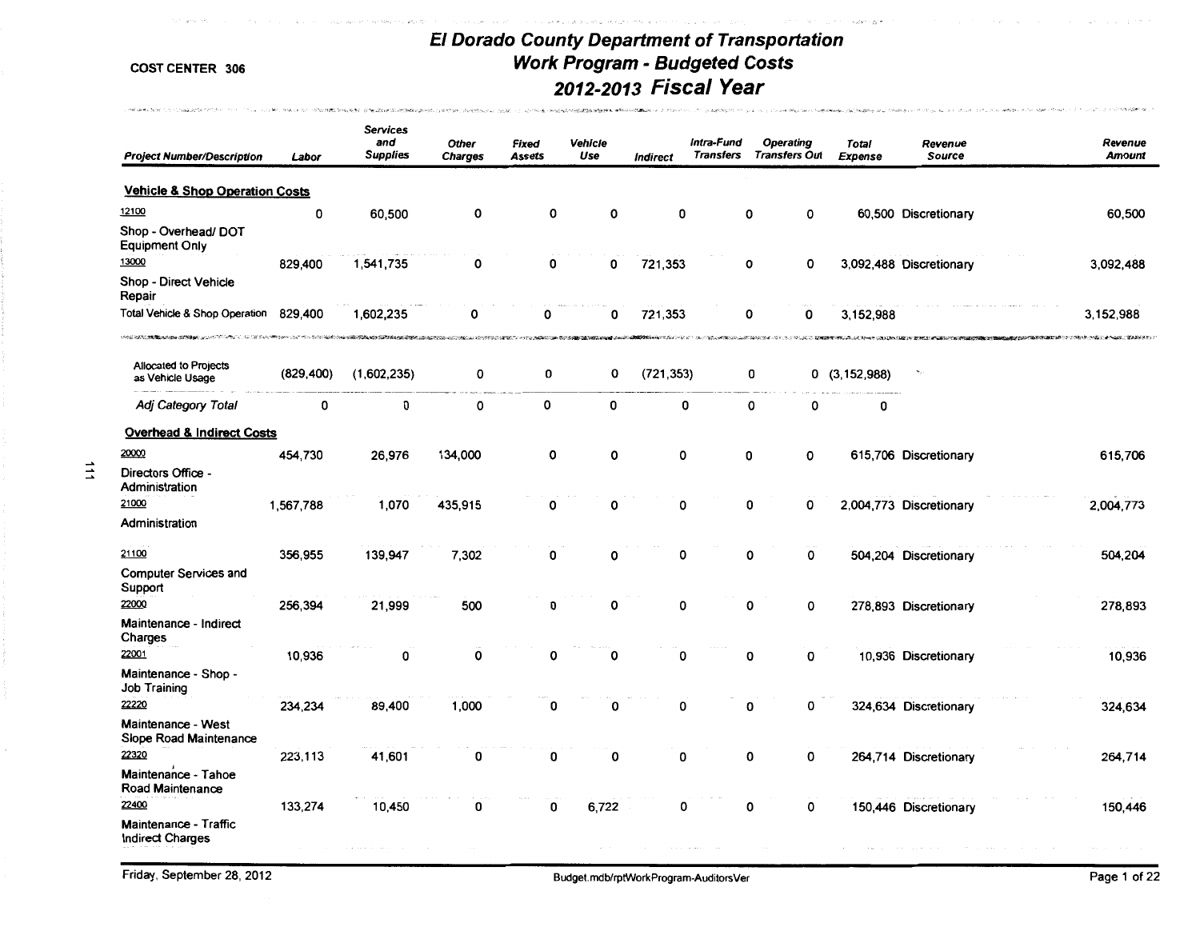# El Dorado County Department of Transportation
## Work Program - Budgeted Costs
## 2012-2013 Fiscal Year

COST CENTER 306

| Project Number/Description | Labor | Services and Supplies | Other Charges | Fixed Assets | Vehicle Use | Indirect | Intra-Fund Transfers | Operating Transfers Out | Total Expense | Revenue Source | Revenue Amount |
|---|---|---|---|---|---|---|---|---|---|---|---|
| **Vehicle & Shop Operation Costs** | | | | | | | | | | | |
| 12100 Shop - Overhead/ DOT Equipment Only | 0 | 60,500 | 0 | 0 | 0 | 0 | 0 | 0 | 60,500 | Discretionary | 60,500 |
| 13000 Shop - Direct Vehicle Repair | 829,400 | 1,541,735 | 0 | 0 | 0 | 721,353 | 0 | 0 | 3,092,488 | Discretionary | 3,092,488 |
| Total Vehicle & Shop Operation | 829,400 | 1,602,235 | 0 | 0 | 0 | 721,353 | 0 | 0 | 3,152,988 | | 3,152,988 |
| Allocated to Projects as Vehicle Usage | (829,400) | (1,602,235) | 0 | 0 | 0 | (721,353) | 0 | 0 | (3,152,988) | | |
| *Adj Category Total* | 0 | 0 | 0 | 0 | 0 | 0 | 0 | 0 | 0 | | |
| **Overhead & Indirect Costs** | | | | | | | | | | | |
| 20000 Directors Office - Administration | 454,730 | 26,976 | 134,000 | 0 | 0 | 0 | 0 | 0 | 615,706 | Discretionary | 615,706 |
| 21000 Administration | 1,567,788 | 1,070 | 435,915 | 0 | 0 | 0 | 0 | 0 | 2,004,773 | Discretionary | 2,004,773 |
| 21100 Computer Services and Support | 356,955 | 139,947 | 7,302 | 0 | 0 | 0 | 0 | 0 | 504,204 | Discretionary | 504,204 |
| 22000 Maintenance - Indirect Charges | 256,394 | 21,999 | 500 | 0 | 0 | 0 | 0 | 0 | 278,893 | Discretionary | 278,893 |
| 22001 Maintenance - Shop - Job Training | 10,936 | 0 | 0 | 0 | 0 | 0 | 0 | 0 | 10,936 | Discretionary | 10,936 |
| 22220 Maintenance - West Slope Road Maintenance | 234,234 | 89,400 | 1,000 | 0 | 0 | 0 | 0 | 0 | 324,634 | Discretionary | 324,634 |
| 22320 Maintenance - Tahoe Road Maintenance | 223,113 | 41,601 | 0 | 0 | 0 | 0 | 0 | 0 | 264,714 | Discretionary | 264,714 |
| 22400 Maintenance - Traffic Indirect Charges | 133,274 | 10,450 | 0 | 0 | 6,722 | 0 | 0 | 0 | 150,446 | Discretionary | 150,446 |

Friday, September 28, 2012 — Budget.mdb/rptWorkProgram-AuditorsVer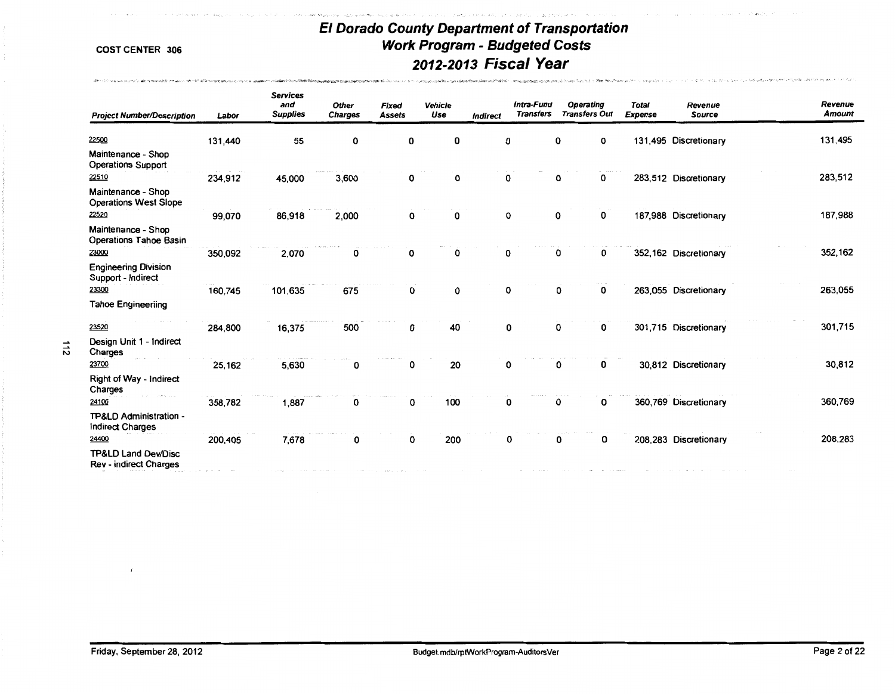COST CENTER 306

# El Dorado County Department of Transportation
## Work Program - Budgeted Costs
## 2012-2013 Fiscal Year

| Project Number/Description | Labor | Services and Supplies | Other Charges | Fixed Assets | Vehicle Use | Indirect | Intra-Fund Transfers | Operating Transfers Out | Total Expense | Revenue Source | Revenue Amount |
|---|---|---|---|---|---|---|---|---|---|---|---|
| 22500 Maintenance - Shop Operations Support | 131,440 | 55 | 0 | 0 | 0 | 0 | 0 | 0 | 131,495 | Discretionary | 131,495 |
| 22510 Maintenance - Shop Operations West Slope | 234,912 | 45,000 | 3,600 | 0 | 0 | 0 | 0 | 0 | 283,512 | Discretionary | 283,512 |
| 22520 Maintenance - Shop Operations Tahoe Basin | 99,070 | 86,918 | 2,000 | 0 | 0 | 0 | 0 | 0 | 187,988 | Discretionary | 187,988 |
| 23000 Engineering Division Support - Indirect | 350,092 | 2,070 | 0 | 0 | 0 | 0 | 0 | 0 | 352,162 | Discretionary | 352,162 |
| 23300 Tahoe Engineeriing | 160,745 | 101,635 | 675 | 0 | 0 | 0 | 0 | 0 | 263,055 | Discretionary | 263,055 |
| 23520 Design Unit 1 - Indirect Charges | 284,800 | 16,375 | 500 | 0 | 40 | 0 | 0 | 0 | 301,715 | Discretionary | 301,715 |
| 23700 Right of Way - Indirect Charges | 25,162 | 5,630 | 0 | 0 | 20 | 0 | 0 | 0 | 30,812 | Discretionary | 30,812 |
| 24100 TP&LD Administration - Indirect Charges | 358,782 | 1,887 | 0 | 0 | 100 | 0 | 0 | 0 | 360,769 | Discretionary | 360,769 |
| 24400 TP&LD Land Dev/Disc Rev - indirect Charges | 200,405 | 7,678 | 0 | 0 | 200 | 0 | 0 | 0 | 208,283 | Discretionary | 208,283 |

Friday, September 28, 2012 — Budget.mdb/rptWorkProgram-AuditorsVer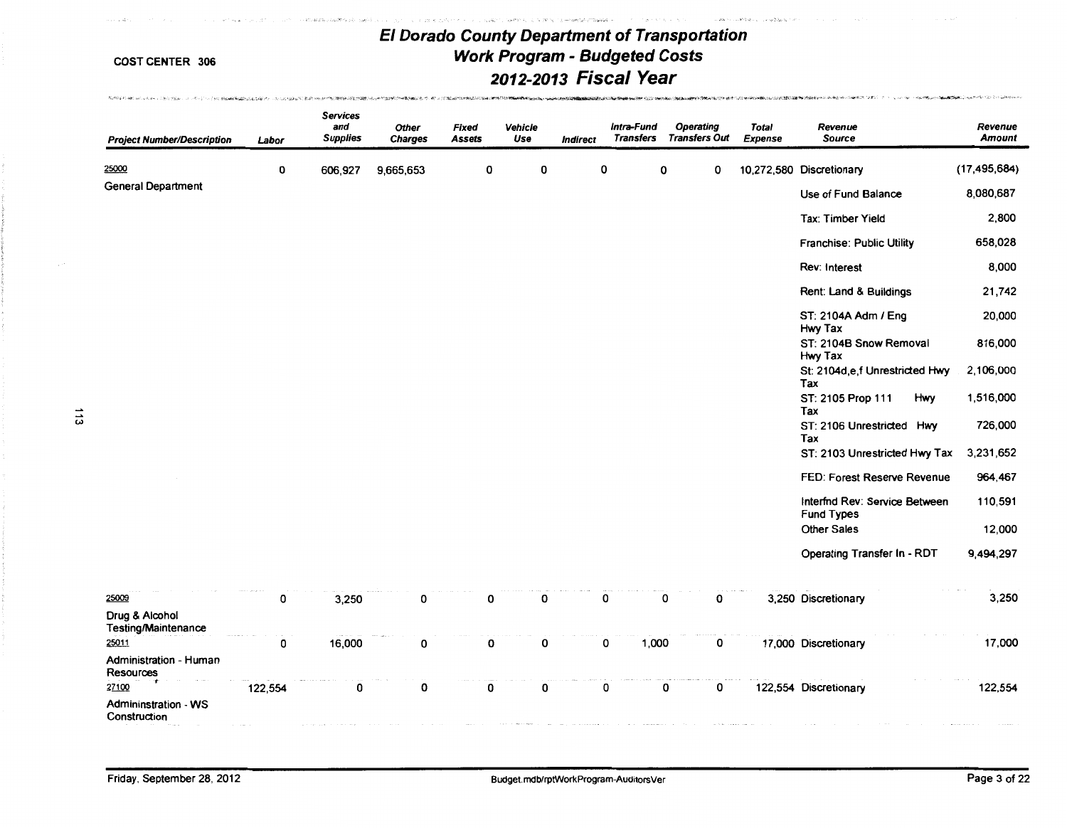# El Dorado County Department of Transportation
## Work Program - Budgeted Costs
## 2012-2013 Fiscal Year

COST CENTER 306

| Project Number/Description | Labor | Services and Supplies | Other Charges | Fixed Assets | Vehicle Use | Indirect | Intra-Fund Transfers | Operating Transfers Out | Total Expense | Revenue Source | Revenue Amount |
|---|---|---|---|---|---|---|---|---|---|---|---|
| 25000 General Department | 0 | 606,927 | 9,665,653 | 0 | 0 | 0 | 0 | 0 | 10,272,580 | Discretionary | (17,495,684) |
| | | | | | | | | | | Use of Fund Balance | 8,080,687 |
| | | | | | | | | | | Tax: Timber Yield | 2,800 |
| | | | | | | | | | | Franchise: Public Utility | 658,028 |
| | | | | | | | | | | Rev: Interest | 8,000 |
| | | | | | | | | | | Rent: Land & Buildings | 21,742 |
| | | | | | | | | | | ST: 2104A Adm / Eng Hwy Tax | 20,000 |
| | | | | | | | | | | ST: 2104B Snow Removal Hwy Tax | 816,000 |
| | | | | | | | | | | St: 2104d,e,f Unrestricted Hwy Tax | 2,106,000 |
| | | | | | | | | | | ST: 2105 Prop 111 Hwy Tax | 1,516,000 |
| | | | | | | | | | | ST: 2106 Unrestricted Hwy Tax | 726,000 |
| | | | | | | | | | | ST: 2103 Unrestricted Hwy Tax | 3,231,652 |
| | | | | | | | | | | FED: Forest Reserve Revenue | 964,467 |
| | | | | | | | | | | Interfnd Rev: Service Between Fund Types | 110,591 |
| | | | | | | | | | | Other Sales | 12,000 |
| | | | | | | | | | | Operating Transfer In - RDT | 9,494,297 |
| 25009 Drug & Alcohol Testing/Maintenance | 0 | 3,250 | 0 | 0 | 0 | 0 | 0 | 0 | 3,250 | Discretionary | 3,250 |
| 25011 Administration - Human Resources | 0 | 16,000 | 0 | 0 | 0 | 0 | 1,000 | 0 | 17,000 | Discretionary | 17,000 |
| 27100 Admininstration - WS Construction | 122,554 | 0 | 0 | 0 | 0 | 0 | 0 | 0 | 122,554 | Discretionary | 122,554 |

Friday, September 28, 2012 Budget.mdb/rptWorkProgram-AuditorsVer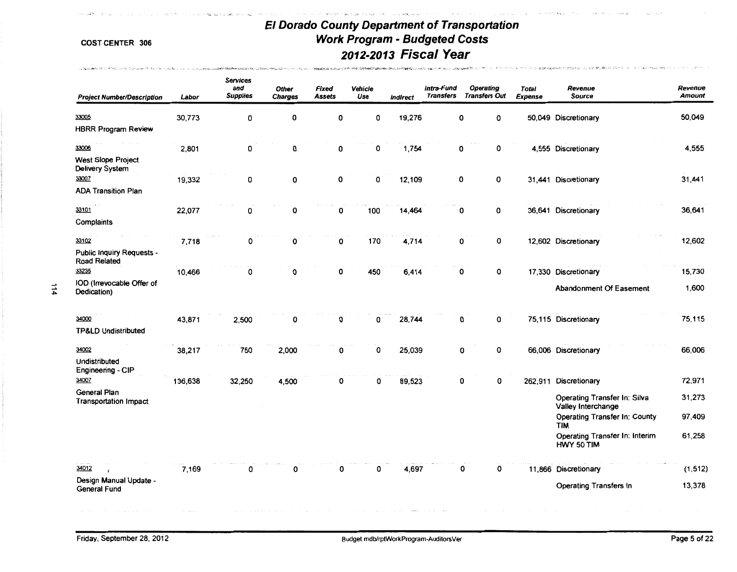COST CENTER 306

# El Dorado County Department of Transportation
## Work Program - Budgeted Costs
## 2012-2013 Fiscal Year

| Project Number/Description | Labor | Services and Supplies | Other Charges | Fixed Assets | Vehicle Use | Indirect | Intra-Fund Transfers | Operating Transfers Out | Total Expense | Revenue Source | Revenue Amount |
|---|---|---|---|---|---|---|---|---|---|---|---|
| 33005 HBRR Program Review | 30,773 | 0 | 0 | 0 | 0 | 19,276 | 0 | 0 | 50,049 | Discretionary | 50,049 |
| 33006 West Slope Project Delivery System | 2,801 | 0 | 0 | 0 | 0 | 1,754 | 0 | 0 | 4,555 | Discretionary | 4,555 |
| 33007 ADA Transition Plan | 19,332 | 0 | 0 | 0 | 0 | 12,109 | 0 | 0 | 31,441 | Discretionary | 31,441 |
| 33101 Complaints | 22,077 | 0 | 0 | 0 | 100 | 14,464 | 0 | 0 | 36,641 | Discretionary | 36,641 |
| 33102 Public Inquiry Requests - Road Related | 7,718 | 0 | 0 | 0 | 170 | 4,714 | 0 | 0 | 12,602 | Discretionary | 12,602 |
| 33235 IOD (Irrevocable Offer of Dedication) | 10,466 | 0 | 0 | 0 | 450 | 6,414 | 0 | 0 | 17,330 | Discretionary | 15,730 |
| | | | | | | | | | | Abandonment Of Easement | 1,600 |
| 34000 TP&LD Undistributed | 43,871 | 2,500 | 0 | 0 | 0 | 28,744 | 0 | 0 | 75,115 | Discretionary | 75,115 |
| 34002 Undistributed Engineering - CIP | 38,217 | 750 | 2,000 | 0 | 0 | 25,039 | 0 | 0 | 66,006 | Discretionary | 66,006 |
| 34007 General Plan Transportation Impact | 136,638 | 32,250 | 4,500 | 0 | 0 | 89,523 | 0 | 0 | 262,911 | Discretionary | 72,971 |
| | | | | | | | | | | Operating Transfer In: Silva Valley Interchange | 31,273 |
| | | | | | | | | | | Operating Transfer In: County TIM | 97,409 |
| | | | | | | | | | | Operating Transfer In: Interim HWY 50 TIM | 61,258 |
| 34012 Design Manual Update - General Fund | 7,169 | 0 | 0 | 0 | 0 | 4,697 | 0 | 0 | 11,866 | Discretionary | (1,512) |
| | | | | | | | | | | Operating Transfers In | 13,378 |

Friday, September 28, 2012 — Budget.mdb/rptWorkProgram-AuditorsVer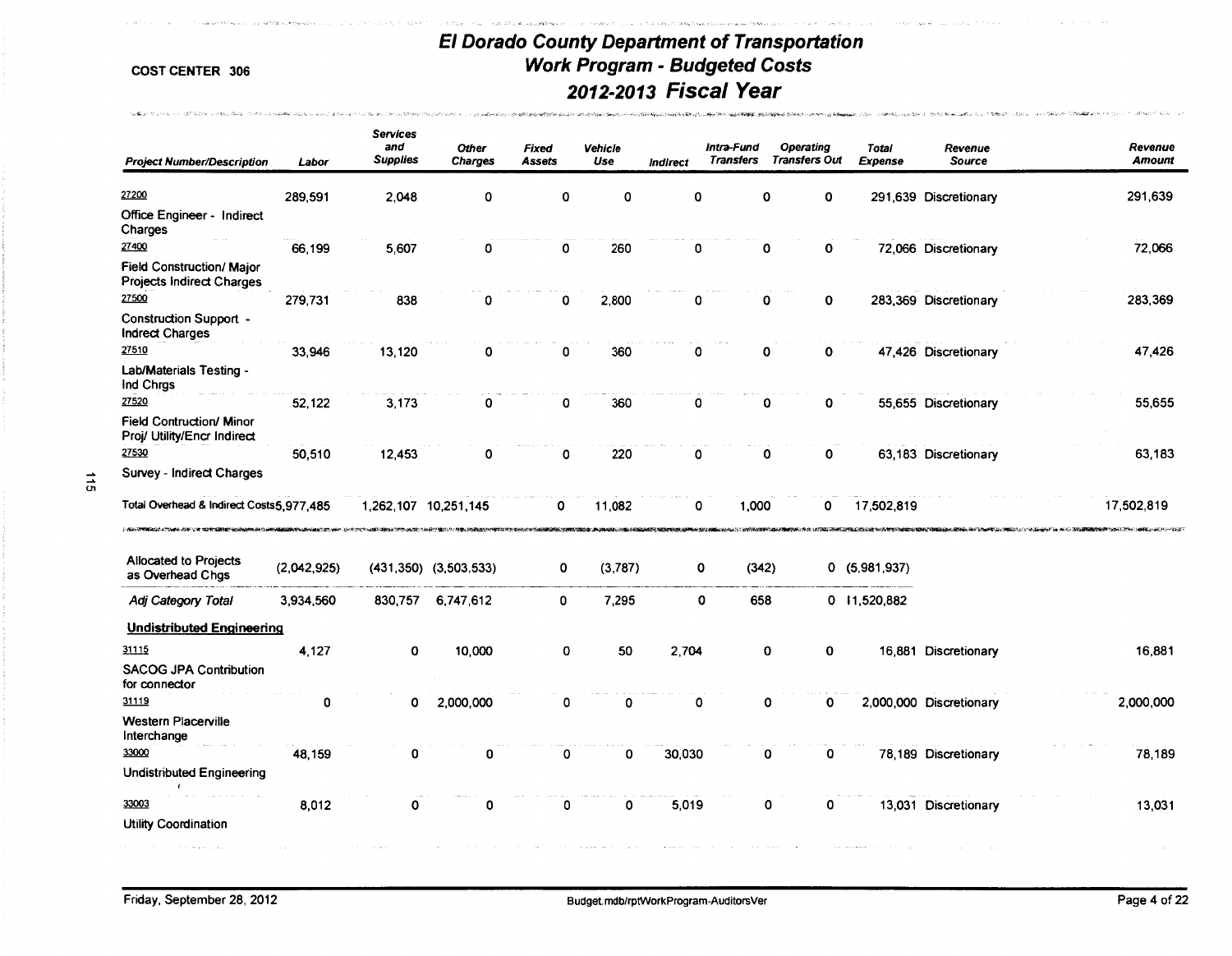# El Dorado County Department of Transportation
## Work Program - Budgeted Costs
## 2012-2013 Fiscal Year

COST CENTER 306

| Project Number/Description | Labor | Services and Supplies | Other Charges | Fixed Assets | Vehicle Use | Indirect | Intra-Fund Transfers | Operating Transfers Out | Total Expense | Revenue Source | Revenue Amount |
|---|---|---|---|---|---|---|---|---|---|---|---|
| 27200 Office Engineer - Indirect Charges | 289,591 | 2,048 | 0 | 0 | 0 | 0 | 0 | 0 | 291,639 | Discretionary | 291,639 |
| 27400 Field Construction/ Major Projects Indirect Charges | 66,199 | 5,607 | 0 | 0 | 260 | 0 | 0 | 0 | 72,066 | Discretionary | 72,066 |
| 27500 Construction Support - Indrect Charges | 279,731 | 838 | 0 | 0 | 2,800 | 0 | 0 | 0 | 283,369 | Discretionary | 283,369 |
| 27510 Lab/Materials Testing - Ind Chrgs | 33,946 | 13,120 | 0 | 0 | 360 | 0 | 0 | 0 | 47,426 | Discretionary | 47,426 |
| 27520 Field Contruction/ Minor Proj/ Utility/Encr Indirect | 52,122 | 3,173 | 0 | 0 | 360 | 0 | 0 | 0 | 55,655 | Discretionary | 55,655 |
| 27530 Survey - Indirect Charges | 50,510 | 12,453 | 0 | 0 | 220 | 0 | 0 | 0 | 63,183 | Discretionary | 63,183 |
| Total Overhead & Indirect Costs | 5,977,485 | 1,262,107 | 10,251,145 | 0 | 11,082 | 0 | 1,000 | 0 | 17,502,819 | | 17,502,819 |
| Allocated to Projects as Overhead Chgs | (2,042,925) | (431,350) | (3,503,533) | 0 | (3,787) | 0 | (342) | 0 | (5,981,937) | | |
| *Adj Category Total* | 3,934,560 | 830,757 | 6,747,612 | 0 | 7,295 | 0 | 658 | 0 | 11,520,882 | | |
| **Undistributed Engineering** | | | | | | | | | | | |
| 31115 SACOG JPA Contribution for connector | 4,127 | 0 | 10,000 | 0 | 50 | 2,704 | 0 | 0 | 16,881 | Discretionary | 16,881 |
| 31119 Western Placerville Interchange | 0 | 0 | 2,000,000 | 0 | 0 | 0 | 0 | 0 | 2,000,000 | Discretionary | 2,000,000 |
| 33000 Undistributed Engineering | 48,159 | 0 | 0 | 0 | 0 | 30,030 | 0 | 0 | 78,189 | Discretionary | 78,189 |
| 33003 Utility Coordination | 8,012 | 0 | 0 | 0 | 0 | 5,019 | 0 | 0 | 13,031 | Discretionary | 13,031 |

Friday, September 28, 2012

Budget.mdb/rptWorkProgram-AuditorsVer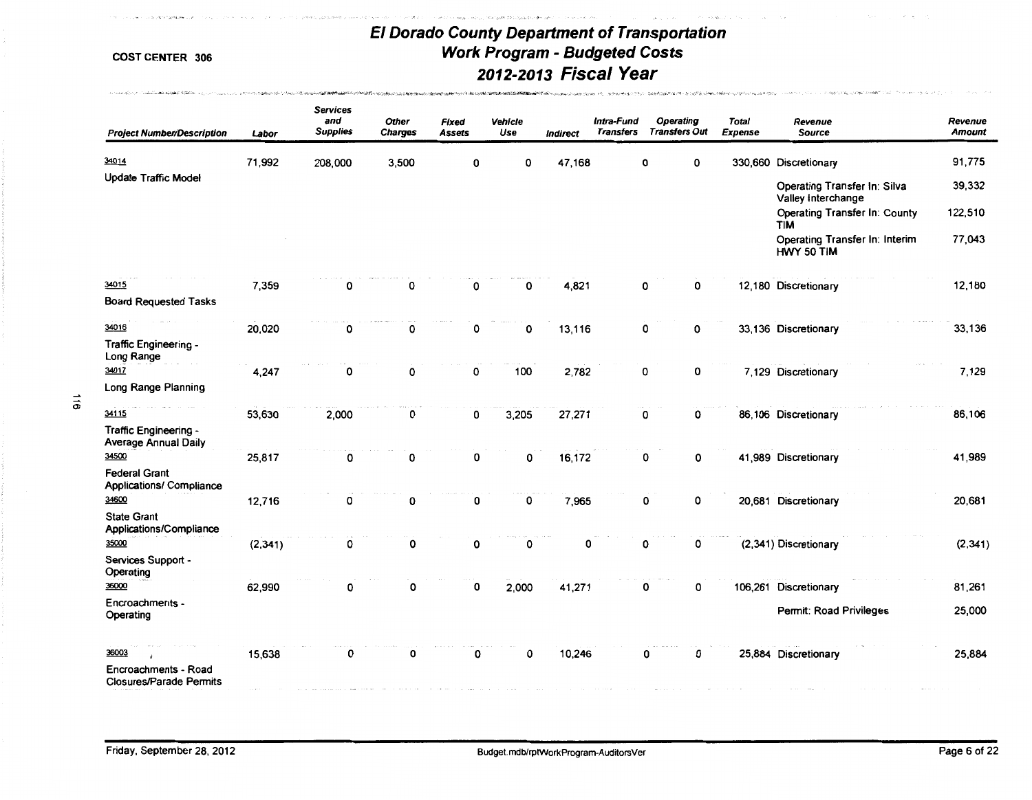# El Dorado County Department of Transportation
## Work Program - Budgeted Costs
## 2012-2013 Fiscal Year

COST CENTER 306

| Project Number/Description | Labor | Services and Supplies | Other Charges | Fixed Assets | Vehicle Use | Indirect | Intra-Fund Transfers | Operating Transfers Out | Total Expense | Revenue Source | Revenue Amount |
|---|---|---|---|---|---|---|---|---|---|---|---|
| 34014 Update Traffic Model | 71,992 | 208,000 | 3,500 | 0 | 0 | 47,168 | 0 | 0 | 330,660 | Discretionary | 91,775 |
| | | | | | | | | | | Operating Transfer In: Silva Valley Interchange | 39,332 |
| | | | | | | | | | | Operating Transfer In: County TIM | 122,510 |
| | | | | | | | | | | Operating Transfer In: Interim HWY 50 TIM | 77,043 |
| 34015 Board Requested Tasks | 7,359 | 0 | 0 | 0 | 0 | 4,821 | 0 | 0 | 12,180 | Discretionary | 12,180 |
| 34016 Traffic Engineering - Long Range | 20,020 | 0 | 0 | 0 | 0 | 13,116 | 0 | 0 | 33,136 | Discretionary | 33,136 |
| 34017 Long Range Planning | 4,247 | 0 | 0 | 0 | 100 | 2,782 | 0 | 0 | 7,129 | Discretionary | 7,129 |
| 34115 Traffic Engineering - Average Annual Daily | 53,630 | 2,000 | 0 | 0 | 3,205 | 27,271 | 0 | 0 | 86,106 | Discretionary | 86,106 |
| 34500 Federal Grant Applications/ Compliance | 25,817 | 0 | 0 | 0 | 0 | 16,172 | 0 | 0 | 41,989 | Discretionary | 41,989 |
| 34600 State Grant Applications/Compliance | 12,716 | 0 | 0 | 0 | 0 | 7,965 | 0 | 0 | 20,681 | Discretionary | 20,681 |
| 35000 Services Support - Operating | (2,341) | 0 | 0 | 0 | 0 | 0 | 0 | 0 | (2,341) | Discretionary | (2,341) |
| 36000 Encroachments - Operating | 62,990 | 0 | 0 | 0 | 2,000 | 41,271 | 0 | 0 | 106,261 | Discretionary | 81,261 |
| | | | | | | | | | | Permit: Road Privileges | 25,000 |
| 36003 Encroachments - Road Closures/Parade Permits | 15,638 | 0 | 0 | 0 | 0 | 10,246 | 0 | 0 | 25,884 | Discretionary | 25,884 |

Friday, September 28, 2012 Budget.mdb/rptWorkProgram-AuditorsVer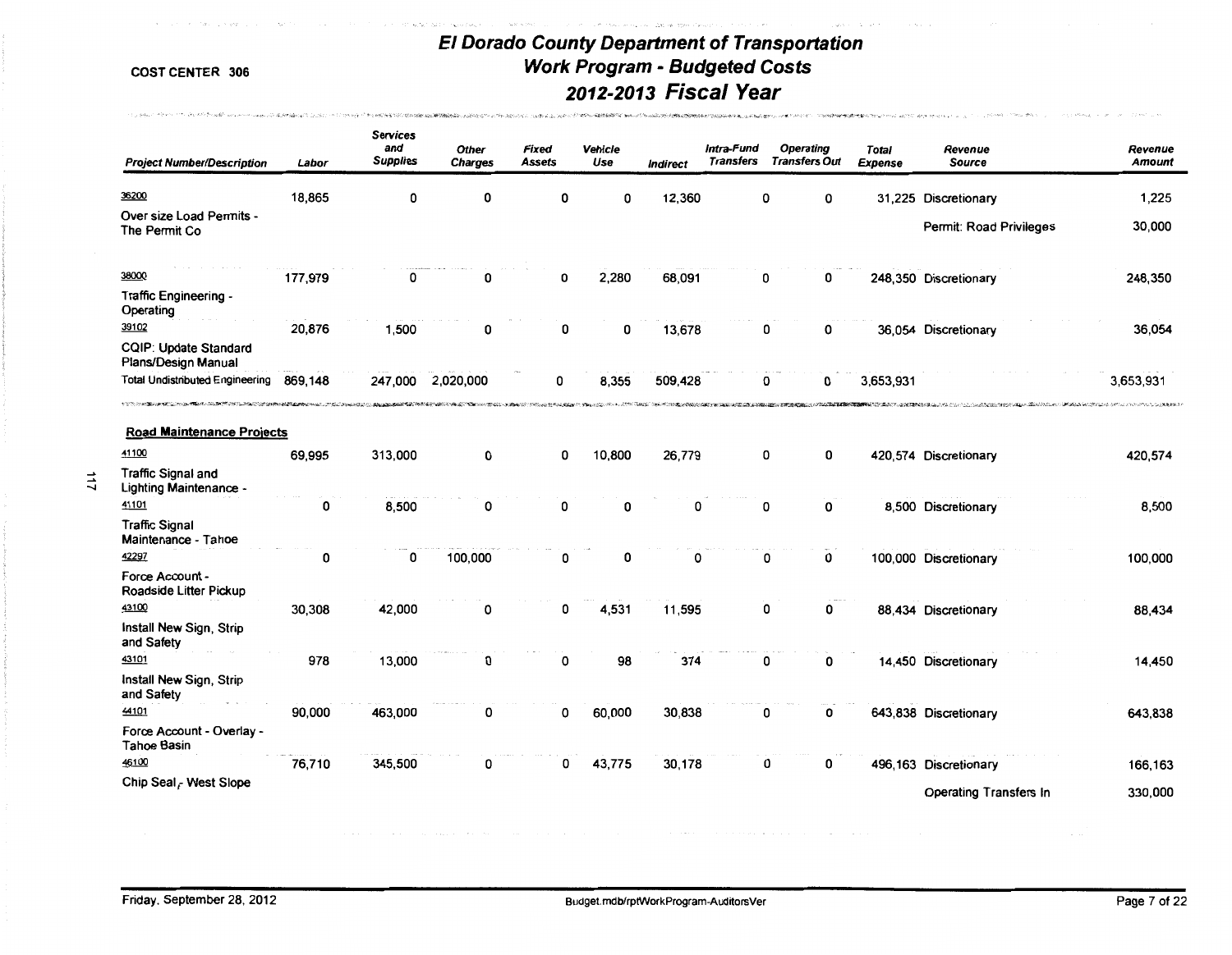COST CENTER 306

# El Dorado County Department of Transportation
## Work Program - Budgeted Costs
## 2012-2013 Fiscal Year

| Project Number/Description | Labor | Services and Supplies | Other Charges | Fixed Assets | Vehicle Use | Indirect | Intra-Fund Transfers | Operating Transfers Out | Total Expense | Revenue Source | Revenue Amount |
|---|---|---|---|---|---|---|---|---|---|---|---|
| 36200 Over size Load Permits - The Permit Co | 18,865 | 0 | 0 | 0 | 0 | 12,360 | 0 | 0 | 31,225 | Discretionary | 1,225 |
| | | | | | | | | | | Permit: Road Privileges | 30,000 |
| 38000 Traffic Engineering - Operating | 177,979 | 0 | 0 | 0 | 2,280 | 68,091 | 0 | 0 | 248,350 | Discretionary | 248,350 |
| 39102 CQIP: Update Standard Plans/Design Manual | 20,876 | 1,500 | 0 | 0 | 0 | 13,678 | 0 | 0 | 36,054 | Discretionary | 36,054 |
| Total Undistributed Engineering | 869,148 | 247,000 | 2,020,000 | 0 | 8,355 | 509,428 | 0 | 0 | 3,653,931 | | 3,653,931 |
| **Road Maintenance Projects** | | | | | | | | | | | |
| 41100 Traffic Signal and Lighting Maintenance - | 69,995 | 313,000 | 0 | 0 | 10,800 | 26,779 | 0 | 0 | 420,574 | Discretionary | 420,574 |
| 41101 Traffic Signal Maintenance - Tahoe | 0 | 8,500 | 0 | 0 | 0 | 0 | 0 | 0 | 8,500 | Discretionary | 8,500 |
| 42297 Force Account - Roadside Litter Pickup | 0 | 0 | 100,000 | 0 | 0 | 0 | 0 | 0 | 100,000 | Discretionary | 100,000 |
| 43100 Install New Sign, Strip and Safety | 30,308 | 42,000 | 0 | 0 | 4,531 | 11,595 | 0 | 0 | 88,434 | Discretionary | 88,434 |
| 43101 Install New Sign, Strip and Safety | 978 | 13,000 | 0 | 0 | 98 | 374 | 0 | 0 | 14,450 | Discretionary | 14,450 |
| 44101 Force Account - Overlay - Tahoe Basin | 90,000 | 463,000 | 0 | 0 | 60,000 | 30,838 | 0 | 0 | 643,838 | Discretionary | 643,838 |
| 46100 Chip Seal - West Slope | 76,710 | 345,500 | 0 | 0 | 43,775 | 30,178 | 0 | 0 | 496,163 | Discretionary | 166,163 |
| | | | | | | | | | | Operating Transfers In | 330,000 |

Friday, September 28, 2012 Budget.mdb/rptWorkProgram-AuditorsVer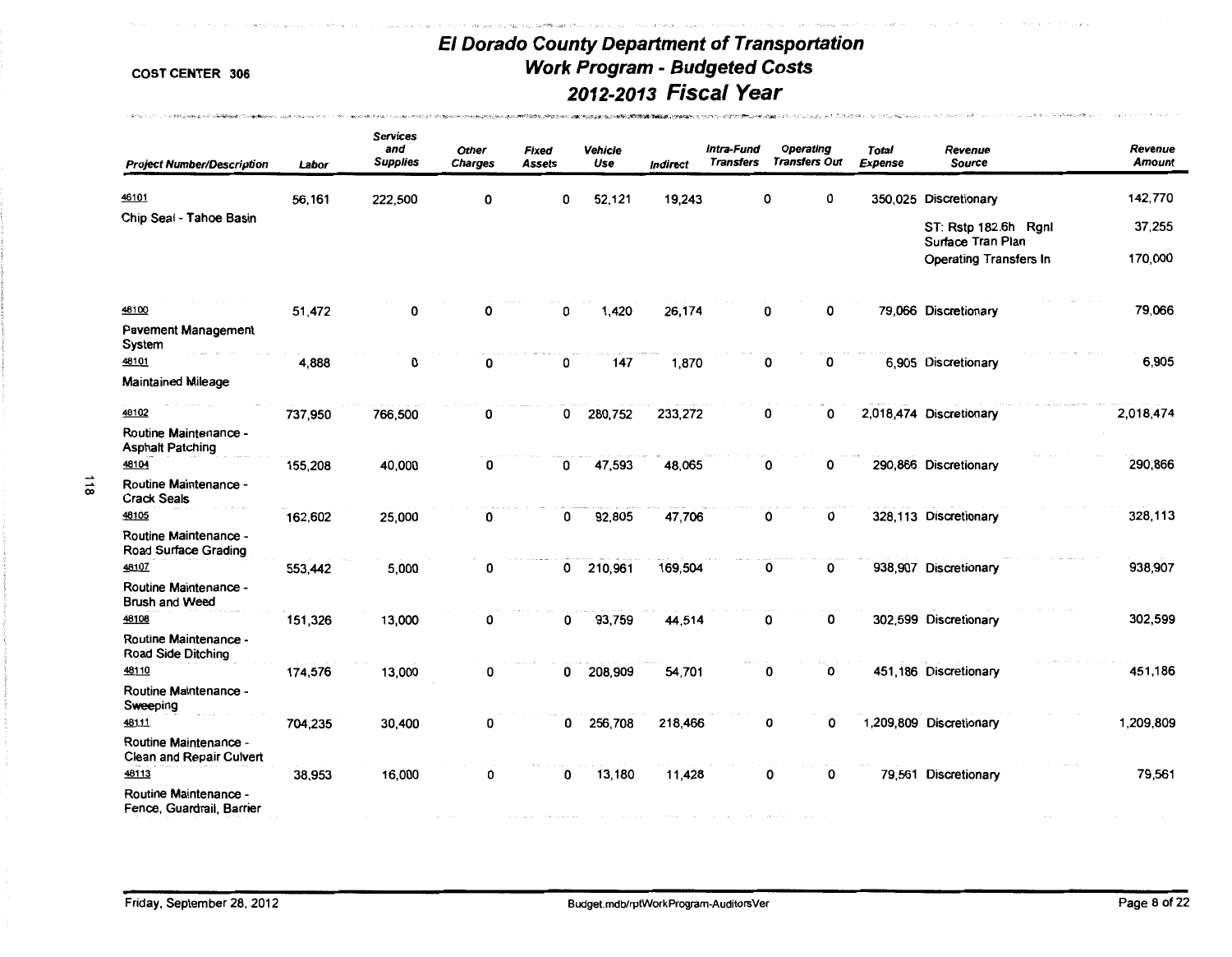# El Dorado County Department of Transportation
## Work Program - Budgeted Costs
## 2012-2013 Fiscal Year

COST CENTER 306

| Project Number/Description | Labor | Services and Supplies | Other Charges | Fixed Assets | Vehicle Use | Indirect | Intra-Fund Transfers | Operating Transfers Out | Total Expense | Revenue Source | Revenue Amount |
|---|---|---|---|---|---|---|---|---|---|---|---|
| 46101 Chip Seal - Tahoe Basin | 56,161 | 222,500 | 0 | 0 | 52,121 | 19,243 | 0 | 0 | 350,025 | Discretionary | 142,770 |
| | | | | | | | | | | ST: Rstp 182.6h Rgnl Surface Tran Plan | 37,255 |
| | | | | | | | | | | Operating Transfers In | 170,000 |
| 48100 Pavement Management System | 51,472 | 0 | 0 | 0 | 1,420 | 26,174 | 0 | 0 | 79,066 | Discretionary | 79,066 |
| 48101 Maintained Mileage | 4,888 | 0 | 0 | 0 | 147 | 1,870 | 0 | 0 | 6,905 | Discretionary | 6,905 |
| 48102 Routine Maintenance - Asphalt Patching | 737,950 | 766,500 | 0 | 0 | 280,752 | 233,272 | 0 | 0 | 2,018,474 | Discretionary | 2,018,474 |
| 48104 Routine Maintenance - Crack Seals | 155,208 | 40,000 | 0 | 0 | 47,593 | 48,065 | 0 | 0 | 290,866 | Discretionary | 290,866 |
| 48105 Routine Maintenance - Road Surface Grading | 162,602 | 25,000 | 0 | 0 | 92,805 | 47,706 | 0 | 0 | 328,113 | Discretionary | 328,113 |
| 48107 Routine Maintenance - Brush and Weed | 553,442 | 5,000 | 0 | 0 | 210,961 | 169,504 | 0 | 0 | 938,907 | Discretionary | 938,907 |
| 48108 Routine Maintenance - Road Side Ditching | 151,326 | 13,000 | 0 | 0 | 93,759 | 44,514 | 0 | 0 | 302,599 | Discretionary | 302,599 |
| 48110 Routine Maintenance - Sweeping | 174,576 | 13,000 | 0 | 0 | 208,909 | 54,701 | 0 | 0 | 451,186 | Discretionary | 451,186 |
| 48111 Routine Maintenance - Clean and Repair Culvert | 704,235 | 30,400 | 0 | 0 | 256,708 | 218,466 | 0 | 0 | 1,209,809 | Discretionary | 1,209,809 |
| 48113 Routine Maintenance - Fence, Guardrail, Barrier | 38,953 | 16,000 | 0 | 0 | 13,180 | 11,428 | 0 | 0 | 79,561 | Discretionary | 79,561 |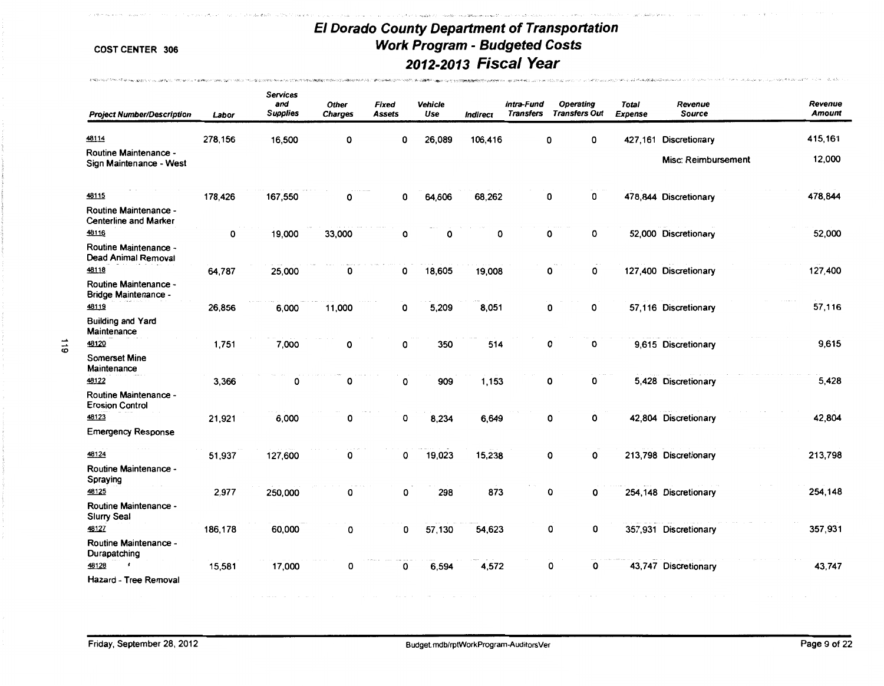COST CENTER 306

# El Dorado County Department of Transportation
## Work Program - Budgeted Costs
## 2012-2013 Fiscal Year

| Project Number/Description | Labor | Services and Supplies | Other Charges | Fixed Assets | Vehicle Use | Indirect | Intra-Fund Transfers | Operating Transfers Out | Total Expense | Revenue Source | Revenue Amount |
|---|---|---|---|---|---|---|---|---|---|---|---|
| 48114 Routine Maintenance - Sign Maintenance - West | 278,156 | 16,500 | 0 | 0 | 26,089 | 106,416 | 0 | 0 | 427,161 | Discretionary | 415,161 |
| | | | | | | | | | | Misc: Reimbursement | 12,000 |
| 48115 Routine Maintenance - Centerline and Marker | 178,426 | 167,550 | 0 | 0 | 64,606 | 68,262 | 0 | 0 | 478,844 | Discretionary | 478,844 |
| 48116 Routine Maintenance - Dead Animal Removal | 0 | 19,000 | 33,000 | 0 | 0 | 0 | 0 | 0 | 52,000 | Discretionary | 52,000 |
| 48118 Routine Maintenance - Bridge Maintenance - | 64,787 | 25,000 | 0 | 0 | 18,605 | 19,008 | 0 | 0 | 127,400 | Discretionary | 127,400 |
| 48119 Building and Yard Maintenance | 26,856 | 6,000 | 11,000 | 0 | 5,209 | 8,051 | 0 | 0 | 57,116 | Discretionary | 57,116 |
| 48120 Somerset Mine Maintenance | 1,751 | 7,000 | 0 | 0 | 350 | 514 | 0 | 0 | 9,615 | Discretionary | 9,615 |
| 48122 Routine Maintenance - Erosion Control | 3,366 | 0 | 0 | 0 | 909 | 1,153 | 0 | 0 | 5,428 | Discretionary | 5,428 |
| 48123 Emergency Response | 21,921 | 6,000 | 0 | 0 | 8,234 | 6,649 | 0 | 0 | 42,804 | Discretionary | 42,804 |
| 48124 Routine Maintenance - Spraying | 51,937 | 127,600 | 0 | 0 | 19,023 | 15,238 | 0 | 0 | 213,798 | Discretionary | 213,798 |
| 48125 Routine Maintenance - Slurry Seal | 2,977 | 250,000 | 0 | 0 | 298 | 873 | 0 | 0 | 254,148 | Discretionary | 254,148 |
| 48127 Routine Maintenance - Durapatching | 186,178 | 60,000 | 0 | 0 | 57,130 | 54,623 | 0 | 0 | 357,931 | Discretionary | 357,931 |
| 48128 Hazard - Tree Removal | 15,581 | 17,000 | 0 | 0 | 6,594 | 4,572 | 0 | 0 | 43,747 | Discretionary | 43,747 |

Friday, September 28, 2012 — Budget.mdb/rptWorkProgram-AuditorsVer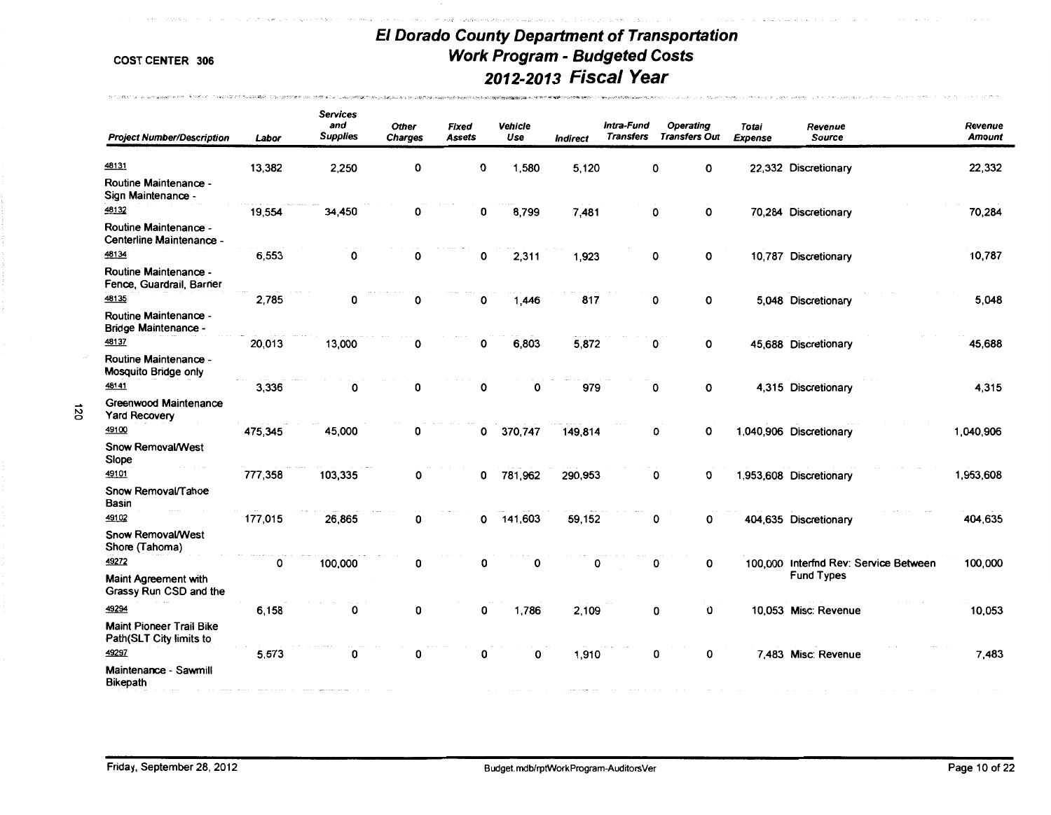COST CENTER 306

# El Dorado County Department of Transportation
## Work Program - Budgeted Costs
## 2012-2013 Fiscal Year

| Project Number/Description | Labor | Services and Supplies | Other Charges | Fixed Assets | Vehicle Use | Indirect | Intra-Fund Transfers | Operating Transfers Out | Total Expense | Revenue Source | Revenue Amount |
|---|---|---|---|---|---|---|---|---|---|---|---|
| 48131 Routine Maintenance - Sign Maintenance - | 13,382 | 2,250 | 0 | 0 | 1,580 | 5,120 | 0 | 0 | 22,332 | Discretionary | 22,332 |
| 48132 Routine Maintenance - Centerline Maintenance - | 19,554 | 34,450 | 0 | 0 | 8,799 | 7,481 | 0 | 0 | 70,284 | Discretionary | 70,284 |
| 48134 Routine Maintenance - Fence, Guardrail, Barrier | 6,553 | 0 | 0 | 0 | 2,311 | 1,923 | 0 | 0 | 10,787 | Discretionary | 10,787 |
| 48135 Routine Maintenance - Bridge Maintenance - | 2,785 | 0 | 0 | 0 | 1,446 | 817 | 0 | 0 | 5,048 | Discretionary | 5,048 |
| 48137 Routine Maintenance - Mosquito Bridge only | 20,013 | 13,000 | 0 | 0 | 6,803 | 5,872 | 0 | 0 | 45,688 | Discretionary | 45,688 |
| 48141 Greenwood Maintenance Yard Recovery | 3,336 | 0 | 0 | 0 | 0 | 979 | 0 | 0 | 4,315 | Discretionary | 4,315 |
| 49100 Snow Removal/West Slope | 475,345 | 45,000 | 0 | 0 | 370,747 | 149,814 | 0 | 0 | 1,040,906 | Discretionary | 1,040,906 |
| 49101 Snow Removal/Tahoe Basin | 777,358 | 103,335 | 0 | 0 | 781,962 | 290,953 | 0 | 0 | 1,953,608 | Discretionary | 1,953,608 |
| 49102 Snow Removal/West Shore (Tahoma) | 177,015 | 26,865 | 0 | 0 | 141,603 | 59,152 | 0 | 0 | 404,635 | Discretionary | 404,635 |
| 49272 Maint Agreement with Grassy Run CSD and the | 0 | 100,000 | 0 | 0 | 0 | 0 | 0 | 0 | 100,000 | Interfnd Rev: Service Between Fund Types | 100,000 |
| 49294 Maint Pioneer Trail Bike Path(SLT City limits to | 6,158 | 0 | 0 | 0 | 1,786 | 2,109 | 0 | 0 | 10,053 | Misc: Revenue | 10,053 |
| 49297 Maintenance - Sawmill Bikepath | 5,573 | 0 | 0 | 0 | 0 | 1,910 | 0 | 0 | 7,483 | Misc: Revenue | 7,483 |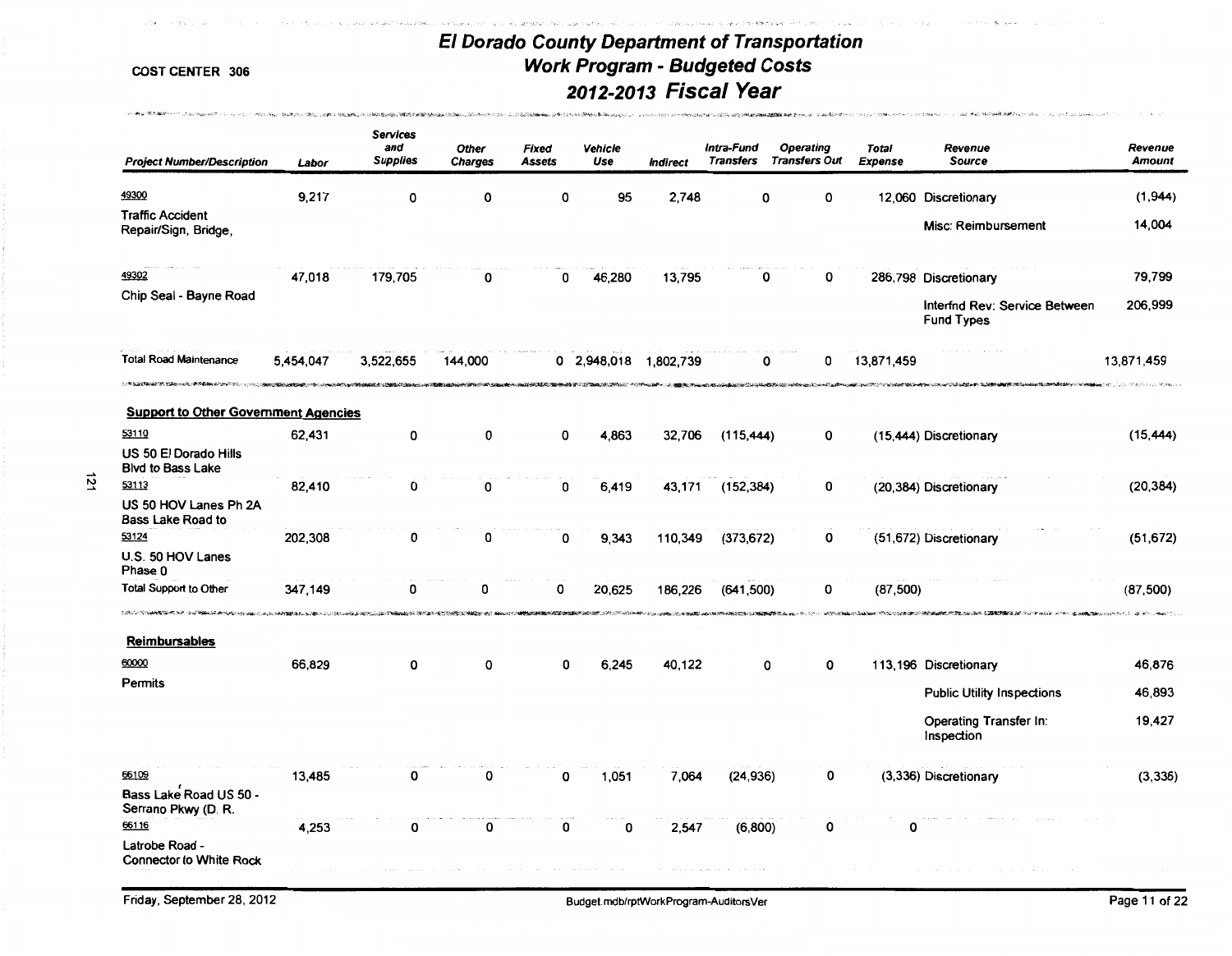# El Dorado County Department of Transportation
## Work Program - Budgeted Costs
## 2012-2013 Fiscal Year

COST CENTER 306

| Project Number/Description | Labor | Services and Supplies | Other Charges | Fixed Assets | Vehicle Use | Indirect | Intra-Fund Transfers | Operating Transfers Out | Total Expense | Revenue Source | Revenue Amount |
|---|---|---|---|---|---|---|---|---|---|---|---|
| 49300 Traffic Accident Repair/Sign, Bridge, | 9,217 | 0 | 0 | 0 | 95 | 2,748 | 0 | 0 | 12,060 | Discretionary | (1,944) |
| | | | | | | | | | | Misc: Reimbursement | 14,004 |
| 49302 Chip Seal - Bayne Road | 47,018 | 179,705 | 0 | 0 | 46,280 | 13,795 | 0 | 0 | 286,798 | Discretionary | 79,799 |
| | | | | | | | | | | Interfnd Rev: Service Between Fund Types | 206,999 |
| Total Road Maintenance | 5,454,047 | 3,522,655 | 144,000 | 0 | 2,948,018 | 1,802,739 | 0 | 0 | 13,871,459 | | 13,871,459 |
| **Support to Other Government Agencies** | | | | | | | | | | | |
| 53110 US 50 El Dorado Hills Blvd to Bass Lake | 62,431 | 0 | 0 | 0 | 4,863 | 32,706 | (115,444) | 0 | (15,444) | Discretionary | (15,444) |
| 53113 US 50 HOV Lanes Ph 2A Bass Lake Road to | 82,410 | 0 | 0 | 0 | 6,419 | 43,171 | (152,384) | 0 | (20,384) | Discretionary | (20,384) |
| 53124 U.S. 50 HOV Lanes Phase 0 | 202,308 | 0 | 0 | 0 | 9,343 | 110,349 | (373,672) | 0 | (51,672) | Discretionary | (51,672) |
| Total Support to Other | 347,149 | 0 | 0 | 0 | 20,625 | 186,226 | (641,500) | 0 | (87,500) | | (87,500) |
| **Reimbursables** | | | | | | | | | | | |
| 60000 Permits | 66,829 | 0 | 0 | 0 | 6,245 | 40,122 | 0 | 0 | 113,196 | Discretionary | 46,876 |
| | | | | | | | | | | Public Utility Inspections | 46,893 |
| | | | | | | | | | | Operating Transfer In: Inspection | 19,427 |
| 66109 Bass Lake Road US 50 - Serrano Pkwy (D. R. | 13,485 | 0 | 0 | 0 | 1,051 | 7,064 | (24,936) | 0 | (3,336) | Discretionary | (3,336) |
| 66116 Latrobe Road - Connector to White Rock | 4,253 | 0 | 0 | 0 | 0 | 2,547 | (6,800) | 0 | 0 | | |

Friday, September 28, 2012

Budget.mdb/rptWorkProgram-AuditorsVer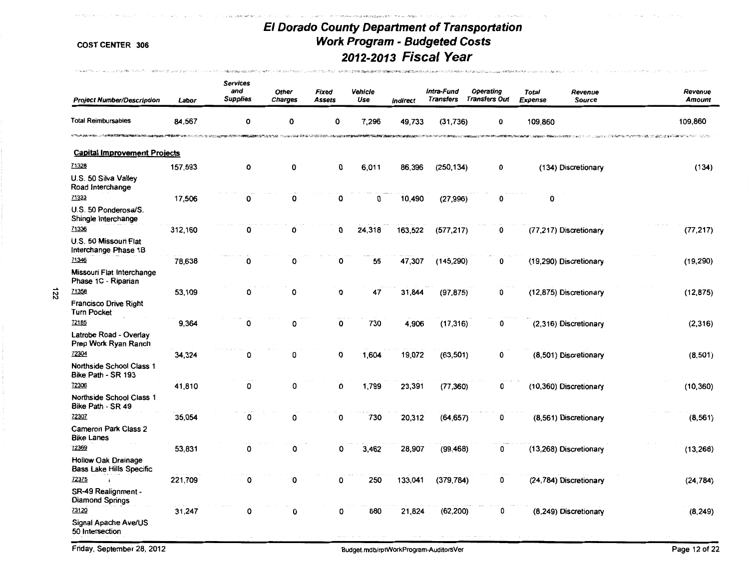**COST CENTER 306**

# El Dorado County Department of Transportation
## Work Program - Budgeted Costs
## 2012-2013 Fiscal Year

| Project Number/Description | Labor | Services and Supplies | Other Charges | Fixed Assets | Vehicle Use | Indirect | Intra-Fund Transfers | Operating Transfers Out | Total Expense | Revenue Source | Revenue Amount |
|---|---|---|---|---|---|---|---|---|---|---|---|
| Total Reimbursables | 84,567 | 0 | 0 | 0 | 7,296 | 49,733 | (31,736) | 0 | 109,860 | | 109,860 |
| **Capital Improvement Projects** | | | | | | | | | | | |
| 71328 U.S. 50 Silva Valley Road Interchange | 157,593 | 0 | 0 | 0 | 6,011 | 86,396 | (250,134) | 0 | (134) | Discretionary | (134) |
| 71333 U.S. 50 Ponderosa/S. Shingle Interchange | 17,506 | 0 | 0 | 0 | 0 | 10,490 | (27,996) | 0 | 0 | | |
| 71336 U.S. 50 Missouri Flat Interchange Phase 1B | 312,160 | 0 | 0 | 0 | 24,318 | 163,522 | (577,217) | 0 | (77,217) | Discretionary | (77,217) |
| 71346 Missouri Flat Interchange Phase 1C - Riparian | 78,638 | 0 | 0 | 0 | 55 | 47,307 | (145,290) | 0 | (19,290) | Discretionary | (19,290) |
| 71358 Francisco Drive Right Turn Pocket | 53,109 | 0 | 0 | 0 | 47 | 31,844 | (97,875) | 0 | (12,875) | Discretionary | (12,875) |
| 72165 Latrobe Road - Overlay Prep Work Ryan Ranch | 9,364 | 0 | 0 | 0 | 730 | 4,906 | (17,316) | 0 | (2,316) | Discretionary | (2,316) |
| 72304 Northside School Class 1 Bike Path - SR 193 | 34,324 | 0 | 0 | 0 | 1,604 | 19,072 | (63,501) | 0 | (8,501) | Discretionary | (8,501) |
| 72306 Northside School Class 1 Bike Path - SR 49 | 41,810 | 0 | 0 | 0 | 1,799 | 23,391 | (77,360) | 0 | (10,360) | Discretionary | (10,360) |
| 72307 Cameron Park Class 2 Bike Lanes | 35,054 | 0 | 0 | 0 | 730 | 20,312 | (64,657) | 0 | (8,561) | Discretionary | (8,561) |
| 72369 Hollow Oak Drainage Bass Lake Hills Specific | 53,831 | 0 | 0 | 0 | 3,462 | 28,907 | (99,468) | 0 | (13,268) | Discretionary | (13,268) |
| 72375 SR-49 Realignment - Diamond Springs | 221,709 | 0 | 0 | 0 | 250 | 133,041 | (379,784) | 0 | (24,784) | Discretionary | (24,784) |
| 73120 Signal Apache Ave/US 50 Intersection | 31,247 | 0 | 0 | 0 | 880 | 21,824 | (62,200) | 0 | (8,249) | Discretionary | (8,249) |

Friday, September 28, 2012 — Budget.mdb/rptWorkProgram-AuditorsVer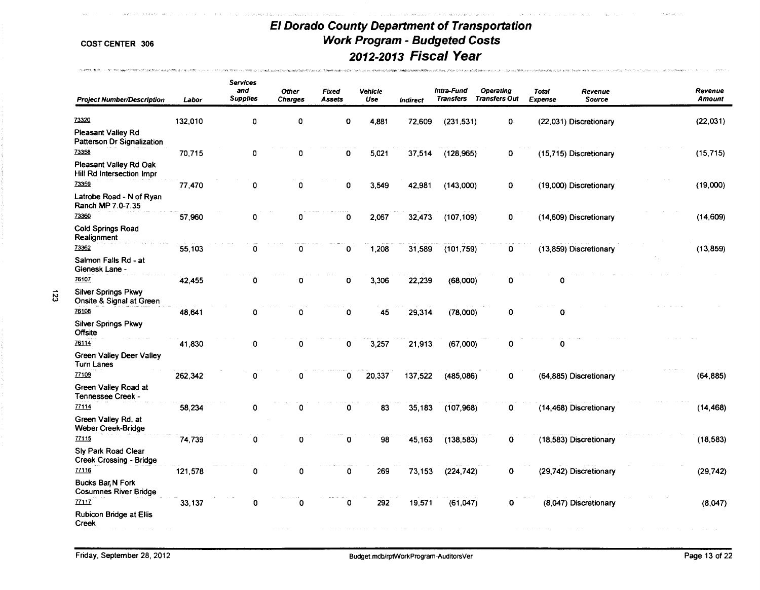# El Dorado County Department of Transportation
## Work Program - Budgeted Costs
## 2012-2013 Fiscal Year

COST CENTER 306

| Project Number/Description | Labor | Services and Supplies | Other Charges | Fixed Assets | Vehicle Use | Indirect | Intra-Fund Transfers | Operating Transfers Out | Total Expense | Revenue Source | Revenue Amount |
|---|---|---|---|---|---|---|---|---|---|---|---|
| 73320 Pleasant Valley Rd Patterson Dr Signalization | 132,010 | 0 | 0 | 0 | 4,881 | 72,609 | (231,531) | 0 | (22,031) | Discretionary | (22,031) |
| 73358 Pleasant Valley Rd Oak Hill Rd Intersection Impr | 70,715 | 0 | 0 | 0 | 5,021 | 37,514 | (128,965) | 0 | (15,715) | Discretionary | (15,715) |
| 73359 Latrobe Road - N of Ryan Ranch MP 7.0-7.35 | 77,470 | 0 | 0 | 0 | 3,549 | 42,981 | (143,000) | 0 | (19,000) | Discretionary | (19,000) |
| 73360 Cold Springs Road Realignment | 57,960 | 0 | 0 | 0 | 2,067 | 32,473 | (107,109) | 0 | (14,609) | Discretionary | (14,609) |
| 73362 Salmon Falls Rd - at Glenesk Lane - | 55,103 | 0 | 0 | 0 | 1,208 | 31,589 | (101,759) | 0 | (13,859) | Discretionary | (13,859) |
| 76107 Silver Springs Pkwy Onsite & Signal at Green | 42,455 | 0 | 0 | 0 | 3,306 | 22,239 | (68,000) | 0 | 0 | | |
| 76108 Silver Springs Pkwy Offsite | 48,641 | 0 | 0 | 0 | 45 | 29,314 | (78,000) | 0 | 0 | | |
| 76114 Green Valley Deer Valley Turn Lanes | 41,830 | 0 | 0 | 0 | 3,257 | 21,913 | (67,000) | 0 | 0 | | |
| 77109 Green Valley Road at Tennessee Creek - | 262,342 | 0 | 0 | 0 | 20,337 | 137,522 | (485,086) | 0 | (64,885) | Discretionary | (64,885) |
| 77114 Green Valley Rd. at Weber Creek-Bridge | 58,234 | 0 | 0 | 0 | 83 | 35,183 | (107,968) | 0 | (14,468) | Discretionary | (14,468) |
| 77115 Sly Park Road Clear Creek Crossing - Bridge | 74,739 | 0 | 0 | 0 | 98 | 45,163 | (138,583) | 0 | (18,583) | Discretionary | (18,583) |
| 77116 Bucks Bar,N Fork Cosumnes River Bridge | 121,578 | 0 | 0 | 0 | 269 | 73,153 | (224,742) | 0 | (29,742) | Discretionary | (29,742) |
| 77117 Rubicon Bridge at Ellis Creek | 33,137 | 0 | 0 | 0 | 292 | 19,571 | (61,047) | 0 | (8,047) | Discretionary | (8,047) |

Friday, September 28, 2012

Budget.mdb/rptWorkProgram-AuditorsVer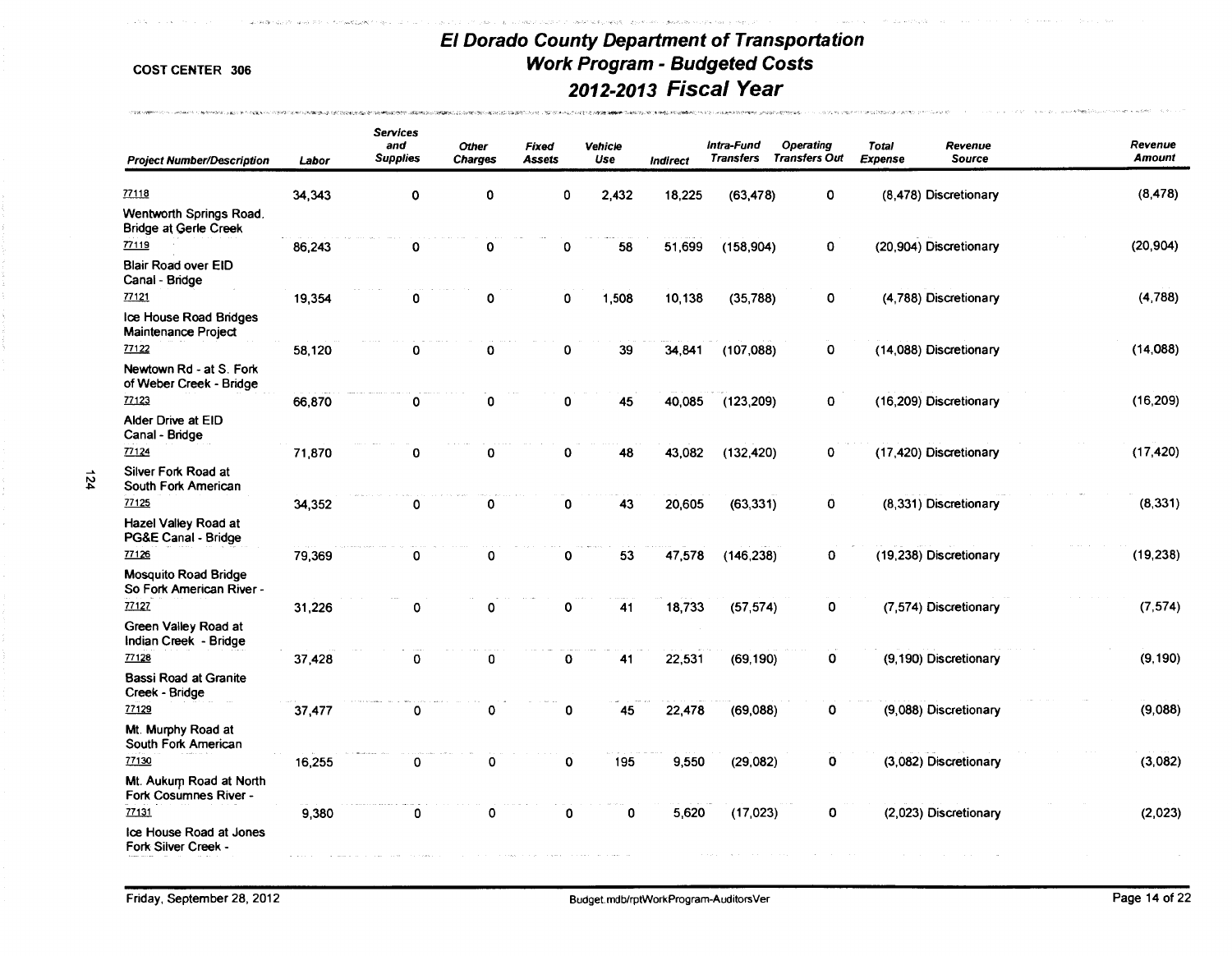# El Dorado County Department of Transportation
## Work Program - Budgeted Costs
## 2012-2013 Fiscal Year

COST CENTER 306

| Project Number/Description | Labor | Services and Supplies | Other Charges | Fixed Assets | Vehicle Use | Indirect | Intra-Fund Transfers | Operating Transfers Out | Total Expense | Revenue Source | Revenue Amount |
|---|---|---|---|---|---|---|---|---|---|---|---|
| 77118 Wentworth Springs Road. Bridge at Gerle Creek | 34,343 | 0 | 0 | 0 | 2,432 | 18,225 | (63,478) | 0 | (8,478) | Discretionary | (8,478) |
| 77119 Blair Road over EID Canal - Bridge | 86,243 | 0 | 0 | 0 | 58 | 51,699 | (158,904) | 0 | (20,904) | Discretionary | (20,904) |
| 77121 Ice House Road Bridges Maintenance Project | 19,354 | 0 | 0 | 0 | 1,508 | 10,138 | (35,788) | 0 | (4,788) | Discretionary | (4,788) |
| 77122 Newtown Rd - at S. Fork of Weber Creek - Bridge | 58,120 | 0 | 0 | 0 | 39 | 34,841 | (107,088) | 0 | (14,088) | Discretionary | (14,088) |
| 77123 Alder Drive at EID Canal - Bridge | 66,870 | 0 | 0 | 0 | 45 | 40,085 | (123,209) | 0 | (16,209) | Discretionary | (16,209) |
| 77124 Silver Fork Road at South Fork American | 71,870 | 0 | 0 | 0 | 48 | 43,082 | (132,420) | 0 | (17,420) | Discretionary | (17,420) |
| 77125 Hazel Valley Road at PG&E Canal - Bridge | 34,352 | 0 | 0 | 0 | 43 | 20,605 | (63,331) | 0 | (8,331) | Discretionary | (8,331) |
| 77126 Mosquito Road Bridge So Fork American River - | 79,369 | 0 | 0 | 0 | 53 | 47,578 | (146,238) | 0 | (19,238) | Discretionary | (19,238) |
| 77127 Green Valley Road at Indian Creek - Bridge | 31,226 | 0 | 0 | 0 | 41 | 18,733 | (57,574) | 0 | (7,574) | Discretionary | (7,574) |
| 77128 Bassi Road at Granite Creek - Bridge | 37,428 | 0 | 0 | 0 | 41 | 22,531 | (69,190) | 0 | (9,190) | Discretionary | (9,190) |
| 77129 Mt. Murphy Road at South Fork American | 37,477 | 0 | 0 | 0 | 45 | 22,478 | (69,088) | 0 | (9,088) | Discretionary | (9,088) |
| 77130 Mt. Aukum Road at North Fork Cosumnes River - | 16,255 | 0 | 0 | 0 | 195 | 9,550 | (29,082) | 0 | (3,082) | Discretionary | (3,082) |
| 77131 Ice House Road at Jones Fork Silver Creek - | 9,380 | 0 | 0 | 0 | 0 | 5,620 | (17,023) | 0 | (2,023) | Discretionary | (2,023) |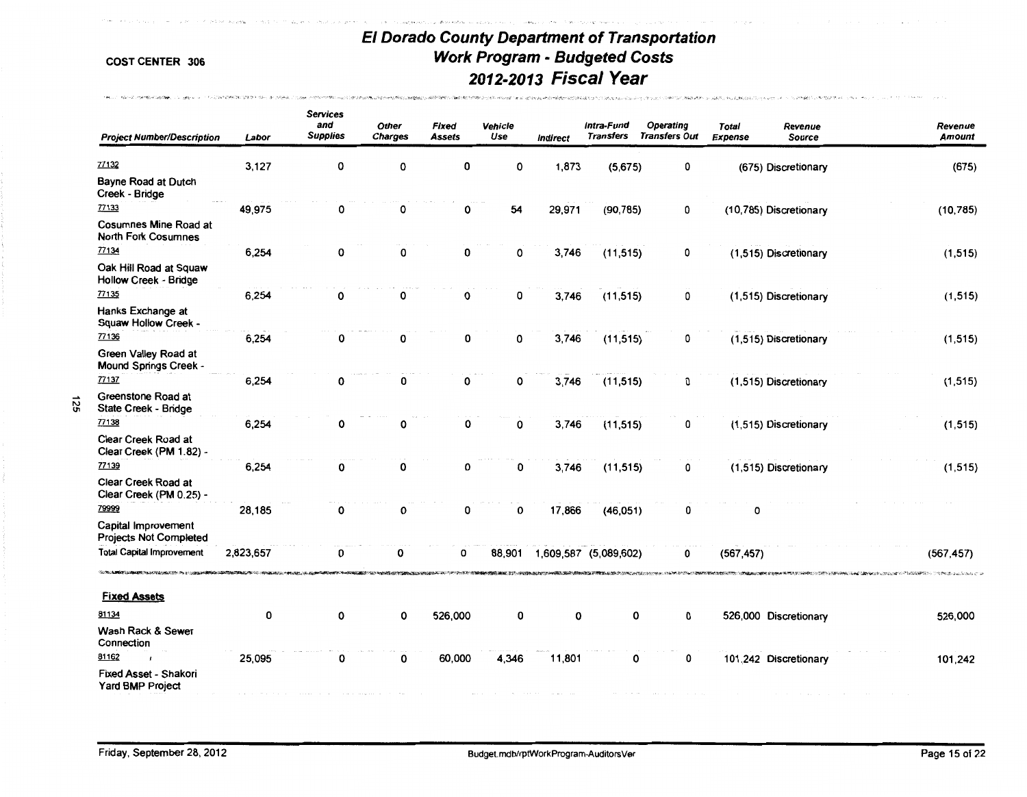# El Dorado County Department of Transportation
## Work Program - Budgeted Costs
## 2012-2013 Fiscal Year

COST CENTER 306

| Project Number/Description | Labor | Services and Supplies | Other Charges | Fixed Assets | Vehicle Use | Indirect | Intra-Fund Transfers | Operating Transfers Out | Total Expense | Revenue Source | Revenue Amount |
|---|---|---|---|---|---|---|---|---|---|---|---|
| 77132 Bayne Road at Dutch Creek - Bridge | 3,127 | 0 | 0 | 0 | 0 | 1,873 | (5,675) | 0 | (675) | Discretionary | (675) |
| 77133 Cosumnes Mine Road at North Fork Cosumnes | 49,975 | 0 | 0 | 0 | 54 | 29,971 | (90,785) | 0 | (10,785) | Discretionary | (10,785) |
| 77134 Oak Hill Road at Squaw Hollow Creek - Bridge | 6,254 | 0 | 0 | 0 | 0 | 3,746 | (11,515) | 0 | (1,515) | Discretionary | (1,515) |
| 77135 Hanks Exchange at Squaw Hollow Creek - | 6,254 | 0 | 0 | 0 | 0 | 3,746 | (11,515) | 0 | (1,515) | Discretionary | (1,515) |
| 77136 Green Valley Road at Mound Springs Creek - | 6,254 | 0 | 0 | 0 | 0 | 3,746 | (11,515) | 0 | (1,515) | Discretionary | (1,515) |
| 77137 Greenstone Road at State Creek - Bridge | 6,254 | 0 | 0 | 0 | 0 | 3,746 | (11,515) | 0 | (1,515) | Discretionary | (1,515) |
| 77138 Clear Creek Road at Clear Creek (PM 1.82) - | 6,254 | 0 | 0 | 0 | 0 | 3,746 | (11,515) | 0 | (1,515) | Discretionary | (1,515) |
| 77139 Clear Creek Road at Clear Creek (PM 0.25) - | 6,254 | 0 | 0 | 0 | 0 | 3,746 | (11,515) | 0 | (1,515) | Discretionary | (1,515) |
| 79999 Capital Improvement Projects Not Completed | 28,185 | 0 | 0 | 0 | 0 | 17,866 | (46,051) | 0 | 0 | | |
| Total Capital Improvement | 2,823,657 | 0 | 0 | 0 | 88,901 | 1,609,587 | (5,089,602) | 0 | (567,457) | | (567,457) |

**Fixed Assets**

| Project Number/Description | Labor | Services and Supplies | Other Charges | Fixed Assets | Vehicle Use | Indirect | Intra-Fund Transfers | Operating Transfers Out | Total Expense | Revenue Source | Revenue Amount |
|---|---|---|---|---|---|---|---|---|---|---|---|
| 81134 Wash Rack & Sewer Connection | 0 | 0 | 0 | 526,000 | 0 | 0 | 0 | 0 | 526,000 | Discretionary | 526,000 |
| 81162 Fixed Asset - Shakori Yard BMP Project | 25,095 | 0 | 0 | 60,000 | 4,346 | 11,801 | 0 | 0 | 101,242 | Discretionary | 101,242 |

Friday, September 28, 2012 Budget.mdb/rptWorkProgram-AuditorsVer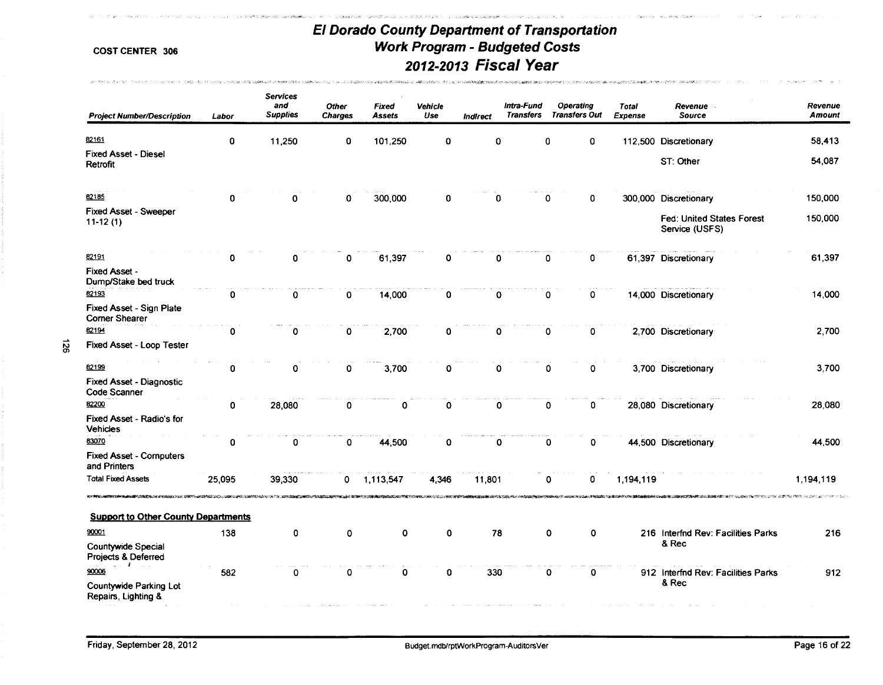# El Dorado County Department of Transportation
## Work Program - Budgeted Costs
## 2012-2013 Fiscal Year

COST CENTER 306

| Project Number/Description | Labor | Services and Supplies | Other Charges | Fixed Assets | Vehicle Use | Indirect | Intra-Fund Transfers | Operating Transfers Out | Total Expense | Revenue Source | Revenue Amount |
|---|---|---|---|---|---|---|---|---|---|---|---|
| 82161 Fixed Asset - Diesel Retrofit | 0 | 11,250 | 0 | 101,250 | 0 | 0 | 0 | 0 | 112,500 | Discretionary | 58,413 |
| | | | | | | | | | | ST: Other | 54,087 |
| 82185 Fixed Asset - Sweeper 11-12 (1) | 0 | 0 | 0 | 300,000 | 0 | 0 | 0 | 0 | 300,000 | Discretionary | 150,000 |
| | | | | | | | | | | Fed: United States Forest Service (USFS) | 150,000 |
| 82191 Fixed Asset - Dump/Stake bed truck | 0 | 0 | 0 | 61,397 | 0 | 0 | 0 | 0 | 61,397 | Discretionary | 61,397 |
| 82193 Fixed Asset - Sign Plate Corner Shearer | 0 | 0 | 0 | 14,000 | 0 | 0 | 0 | 0 | 14,000 | Discretionary | 14,000 |
| 82194 Fixed Asset - Loop Tester | 0 | 0 | 0 | 2,700 | 0 | 0 | 0 | 0 | 2,700 | Discretionary | 2,700 |
| 82199 Fixed Asset - Diagnostic Code Scanner | 0 | 0 | 0 | 3,700 | 0 | 0 | 0 | 0 | 3,700 | Discretionary | 3,700 |
| 82200 Fixed Asset - Radio's for Vehicles | 0 | 28,080 | 0 | 0 | 0 | 0 | 0 | 0 | 28,080 | Discretionary | 28,080 |
| 83070 Fixed Asset - Computers and Printers | 0 | 0 | 0 | 44,500 | 0 | 0 | 0 | 0 | 44,500 | Discretionary | 44,500 |
| Total Fixed Assets | 25,095 | 39,330 | 0 | 1,113,547 | 4,346 | 11,801 | 0 | 0 | 1,194,119 | | 1,194,119 |

**Support to Other County Departments**

| Project Number/Description | Labor | Services and Supplies | Other Charges | Fixed Assets | Vehicle Use | Indirect | Intra-Fund Transfers | Operating Transfers Out | Total Expense | Revenue Source | Revenue Amount |
|---|---|---|---|---|---|---|---|---|---|---|---|
| 90001 Countywide Special Projects & Deferred | 138 | 0 | 0 | 0 | 0 | 78 | 0 | 0 | 216 | Interfnd Rev: Facilities Parks & Rec | 216 |
| 90006 Countywide Parking Lot Repairs, Lighting & | 582 | 0 | 0 | 0 | 0 | 330 | 0 | 0 | 912 | Interfnd Rev: Facilities Parks & Rec | 912 |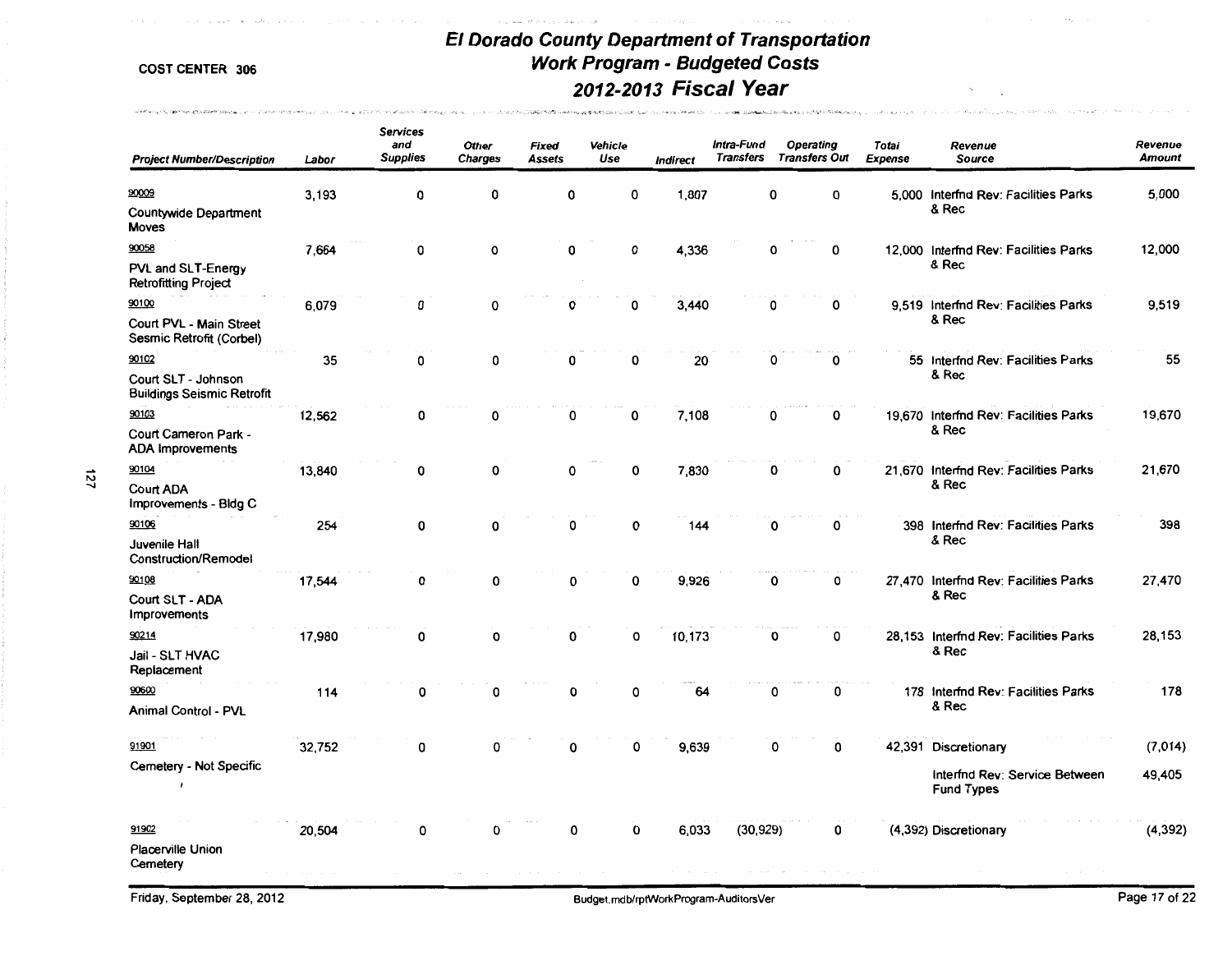COST CENTER 306

# El Dorado County Department of Transportation
## Work Program - Budgeted Costs
## 2012-2013 Fiscal Year

| Project Number/Description | Labor | Services and Supplies | Other Charges | Fixed Assets | Vehicle Use | Indirect | Intra-Fund Transfers | Operating Transfers Out | Total Expense | Revenue Source | Revenue Amount |
|---|---|---|---|---|---|---|---|---|---|---|---|
| 90009 Countywide Department Moves | 3,193 | 0 | 0 | 0 | 0 | 1,807 | 0 | 0 | 5,000 | Interfnd Rev: Facilities Parks & Rec | 5,000 |
| 90058 PVL and SLT-Energy Retrofitting Project | 7,664 | 0 | 0 | 0 | 0 | 4,336 | 0 | 0 | 12,000 | Interfnd Rev: Facilities Parks & Rec | 12,000 |
| 90100 Court PVL - Main Street Sesmic Retrofit (Corbel) | 6,079 | 0 | 0 | 0 | 0 | 3,440 | 0 | 0 | 9,519 | Interfnd Rev: Facilities Parks & Rec | 9,519 |
| 90102 Court SLT - Johnson Buildings Seismic Retrofit | 35 | 0 | 0 | 0 | 0 | 20 | 0 | 0 | 55 | Interfnd Rev: Facilities Parks & Rec | 55 |
| 90103 Court Cameron Park - ADA Improvements | 12,562 | 0 | 0 | 0 | 0 | 7,108 | 0 | 0 | 19,670 | Interfnd Rev: Facilities Parks & Rec | 19,670 |
| 90104 Court ADA Improvements - Bldg C | 13,840 | 0 | 0 | 0 | 0 | 7,830 | 0 | 0 | 21,670 | Interfnd Rev: Facilities Parks & Rec | 21,670 |
| 90106 Juvenile Hall Construction/Remodel | 254 | 0 | 0 | 0 | 0 | 144 | 0 | 0 | 398 | Interfnd Rev: Facilities Parks & Rec | 398 |
| 90108 Court SLT - ADA Improvements | 17,544 | 0 | 0 | 0 | 0 | 9,926 | 0 | 0 | 27,470 | Interfnd Rev: Facilities Parks & Rec | 27,470 |
| 90214 Jail - SLT HVAC Replacement | 17,980 | 0 | 0 | 0 | 0 | 10,173 | 0 | 0 | 28,153 | Interfnd Rev: Facilities Parks & Rec | 28,153 |
| 90600 Animal Control - PVL | 114 | 0 | 0 | 0 | 0 | 64 | 0 | 0 | 178 | Interfnd Rev: Facilities Parks & Rec | 178 |
| 91901 Cemetery - Not Specific | 32,752 | 0 | 0 | 0 | 0 | 9,639 | 0 | 0 | 42,391 | Discretionary | (7,014) |
| | | | | | | | | | | Interfnd Rev: Service Between Fund Types | 49,405 |
| 91902 Placerville Union Cemetery | 20,504 | 0 | 0 | 0 | 0 | 6,033 | (30,929) | 0 | (4,392) | Discretionary | (4,392) |

Friday, September 28, 2012

Budget.mdb/rptWorkProgram-AuditorsVer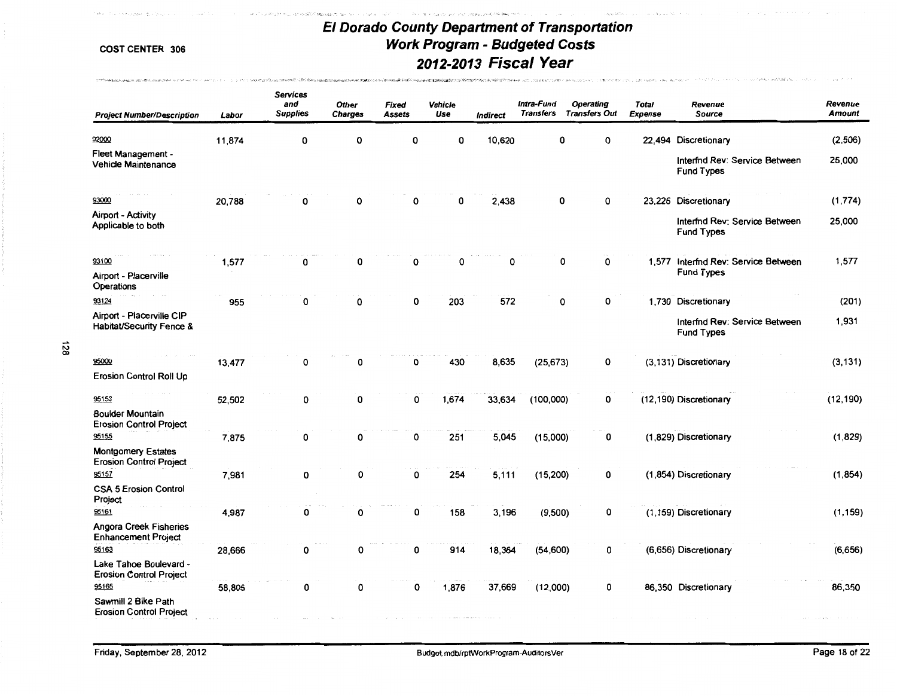**COST CENTER 306**

# El Dorado County Department of Transportation
## Work Program - Budgeted Costs
## 2012-2013 Fiscal Year

| Project Number/Description | Labor | Services and Supplies | Other Charges | Fixed Assets | Vehicle Use | Indirect | Intra-Fund Transfers | Operating Transfers Out | Total Expense | Revenue Source | Revenue Amount |
|---|---|---|---|---|---|---|---|---|---|---|---|
| 92000 Fleet Management - Vehicle Maintenance | 11,874 | 0 | 0 | 0 | 0 | 10,620 | 0 | 0 | 22,494 | Discretionary | (2,506) |
| | | | | | | | | | | Interfnd Rev: Service Between Fund Types | 25,000 |
| 93000 Airport - Activity Applicable to both | 20,788 | 0 | 0 | 0 | 0 | 2,438 | 0 | 0 | 23,226 | Discretionary | (1,774) |
| | | | | | | | | | | Interfnd Rev: Service Between Fund Types | 25,000 |
| 93100 Airport - Placerville Operations | 1,577 | 0 | 0 | 0 | 0 | 0 | 0 | 0 | 1,577 | Interfnd Rev: Service Between Fund Types | 1,577 |
| 93124 Airport - Placerville CIP Habitat/Security Fence & | 955 | 0 | 0 | 0 | 203 | 572 | 0 | 0 | 1,730 | Discretionary | (201) |
| | | | | | | | | | | Interfnd Rev: Service Between Fund Types | 1,931 |
| 95000 Erosion Control Roll Up | 13,477 | 0 | 0 | 0 | 430 | 8,635 | (25,673) | 0 | (3,131) | Discretionary | (3,131) |
| 95153 Boulder Mountain Erosion Control Project | 52,502 | 0 | 0 | 0 | 1,674 | 33,634 | (100,000) | 0 | (12,190) | Discretionary | (12,190) |
| 95155 Montgomery Estates Erosion Control Project | 7,875 | 0 | 0 | 0 | 251 | 5,045 | (15,000) | 0 | (1,829) | Discretionary | (1,829) |
| 95157 CSA 5 Erosion Control Project | 7,981 | 0 | 0 | 0 | 254 | 5,111 | (15,200) | 0 | (1,854) | Discretionary | (1,854) |
| 95161 Angora Creek Fisheries Enhancement Project | 4,987 | 0 | 0 | 0 | 158 | 3,196 | (9,500) | 0 | (1,159) | Discretionary | (1,159) |
| 95163 Lake Tahoe Boulevard - Erosion Control Project | 28,666 | 0 | 0 | 0 | 914 | 18,364 | (54,600) | 0 | (6,656) | Discretionary | (6,656) |
| 95165 Sawmill 2 Bike Path Erosion Control Project | 58,805 | 0 | 0 | 0 | 1,876 | 37,669 | (12,000) | 0 | 86,350 | Discretionary | 86,350 |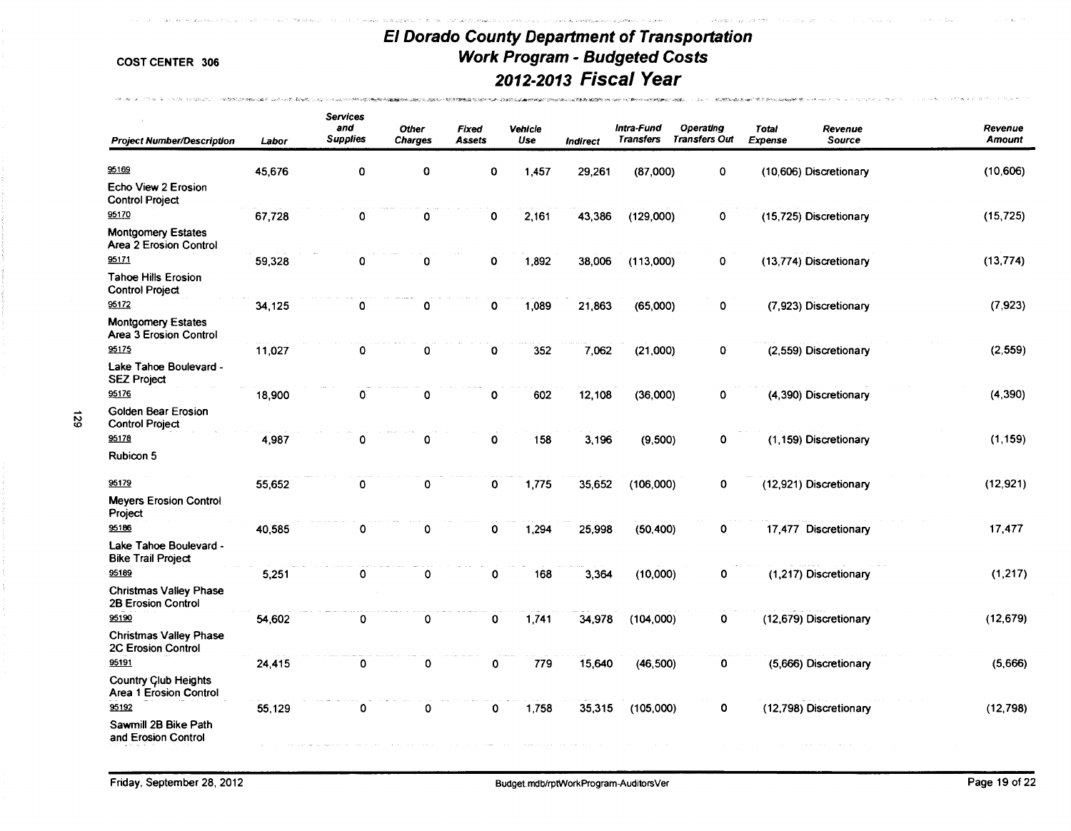COST CENTER 306

# El Dorado County Department of Transportation
## Work Program - Budgeted Costs
## 2012-2013 Fiscal Year

| Project Number/Description | Labor | Services and Supplies | Other Charges | Fixed Assets | Vehicle Use | Indirect | Intra-Fund Transfers | Operating Transfers Out | Total Expense | Revenue Source | Revenue Amount |
|---|---|---|---|---|---|---|---|---|---|---|---|
| 95169 Echo View 2 Erosion Control Project | 45,676 | 0 | 0 | 0 | 1,457 | 29,261 | (87,000) | 0 | (10,606) | Discretionary | (10,606) |
| 95170 Montgomery Estates Area 2 Erosion Control | 67,728 | 0 | 0 | 0 | 2,161 | 43,386 | (129,000) | 0 | (15,725) | Discretionary | (15,725) |
| 95171 Tahoe Hills Erosion Control Project | 59,328 | 0 | 0 | 0 | 1,892 | 38,006 | (113,000) | 0 | (13,774) | Discretionary | (13,774) |
| 95172 Montgomery Estates Area 3 Erosion Control | 34,125 | 0 | 0 | 0 | 1,089 | 21,863 | (65,000) | 0 | (7,923) | Discretionary | (7,923) |
| 95175 Lake Tahoe Boulevard - SEZ Project | 11,027 | 0 | 0 | 0 | 352 | 7,062 | (21,000) | 0 | (2,559) | Discretionary | (2,559) |
| 95176 Golden Bear Erosion Control Project | 18,900 | 0 | 0 | 0 | 602 | 12,108 | (36,000) | 0 | (4,390) | Discretionary | (4,390) |
| 95178 Rubicon 5 | 4,987 | 0 | 0 | 0 | 158 | 3,196 | (9,500) | 0 | (1,159) | Discretionary | (1,159) |
| 95179 Meyers Erosion Control Project | 55,652 | 0 | 0 | 0 | 1,775 | 35,652 | (106,000) | 0 | (12,921) | Discretionary | (12,921) |
| 95186 Lake Tahoe Boulevard - Bike Trail Project | 40,585 | 0 | 0 | 0 | 1,294 | 25,998 | (50,400) | 0 | 17,477 | Discretionary | 17,477 |
| 95189 Christmas Valley Phase 2B Erosion Control | 5,251 | 0 | 0 | 0 | 168 | 3,364 | (10,000) | 0 | (1,217) | Discretionary | (1,217) |
| 95190 Christmas Valley Phase 2C Erosion Control | 54,602 | 0 | 0 | 0 | 1,741 | 34,978 | (104,000) | 0 | (12,679) | Discretionary | (12,679) |
| 95191 Country Club Heights Area 1 Erosion Control | 24,415 | 0 | 0 | 0 | 779 | 15,640 | (46,500) | 0 | (5,666) | Discretionary | (5,666) |
| 95192 Sawmill 2B Bike Path and Erosion Control | 55,129 | 0 | 0 | 0 | 1,758 | 35,315 | (105,000) | 0 | (12,798) | Discretionary | (12,798) |

Friday, September 28, 2012 — Budget.mdb/rptWorkProgram-AuditorsVer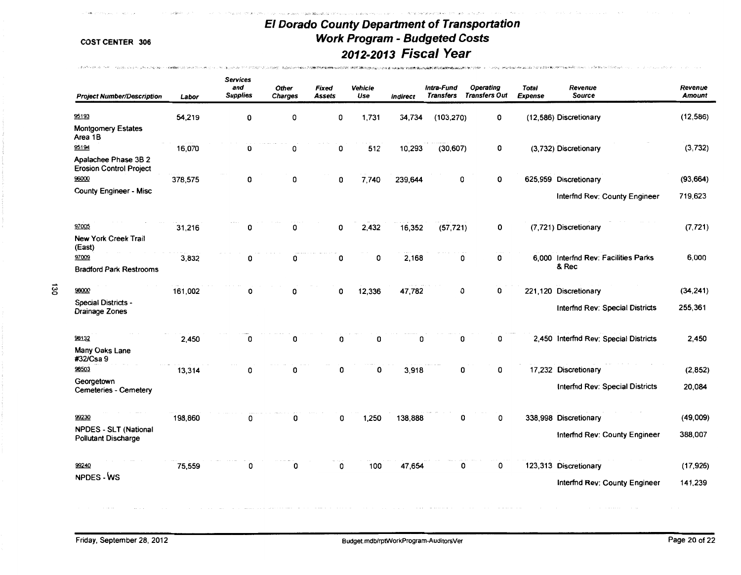# El Dorado County Department of Transportation
## Work Program - Budgeted Costs
## 2012-2013 Fiscal Year

COST CENTER 306

| Project Number/Description | Labor | Services and Supplies | Other Charges | Fixed Assets | Vehicle Use | Indirect | Intra-Fund Transfers | Operating Transfers Out | Total Expense | Revenue Source | Revenue Amount |
|---|---|---|---|---|---|---|---|---|---|---|---|
| 95193 Montgomery Estates Area 1B | 54,219 | 0 | 0 | 0 | 1,731 | 34,734 | (103,270) | 0 | (12,586) | Discretionary | (12,586) |
| 95194 Apalachee Phase 3B 2 Erosion Control Project | 16,070 | 0 | 0 | 0 | 512 | 10,293 | (30,607) | 0 | (3,732) | Discretionary | (3,732) |
| 96000 County Engineer - Misc | 378,575 | 0 | 0 | 0 | 7,740 | 239,644 | 0 | 0 | 625,959 | Discretionary | (93,664) |
| | | | | | | | | | | Interfnd Rev: County Engineer | 719,623 |
| 97005 New York Creek Trail (East) | 31,216 | 0 | 0 | 0 | 2,432 | 16,352 | (57,721) | 0 | (7,721) | Discretionary | (7,721) |
| 97009 Bradford Park Restrooms | 3,832 | 0 | 0 | 0 | 0 | 2,168 | 0 | 0 | 6,000 | Interfnd Rev: Facilities Parks & Rec | 6,000 |
| 98000 Special Districts - Drainage Zones | 161,002 | 0 | 0 | 0 | 12,336 | 47,782 | 0 | 0 | 221,120 | Discretionary | (34,241) |
| | | | | | | | | | | Interfnd Rev: Special Districts | 255,361 |
| 98132 Many Oaks Lane #32/Csa 9 | 2,450 | 0 | 0 | 0 | 0 | 0 | 0 | 0 | 2,450 | Interfnd Rev: Special Districts | 2,450 |
| 98503 Georgetown Cemeteries - Cemetery | 13,314 | 0 | 0 | 0 | 0 | 3,918 | 0 | 0 | 17,232 | Discretionary | (2,852) |
| | | | | | | | | | | Interfnd Rev: Special Districts | 20,084 |
| 99230 NPDES - SLT (National Pollutant Discharge | 198,860 | 0 | 0 | 0 | 1,250 | 138,888 | 0 | 0 | 338,998 | Discretionary | (49,009) |
| | | | | | | | | | | Interfnd Rev: County Engineer | 388,007 |
| 99240 NPDES - WS | 75,559 | 0 | 0 | 0 | 100 | 47,654 | 0 | 0 | 123,313 | Discretionary | (17,926) |
| | | | | | | | | | | Interfnd Rev: County Engineer | 141,239 |

Friday, September 28, 2012

Budget.mdb/rptWorkProgram-AuditorsVer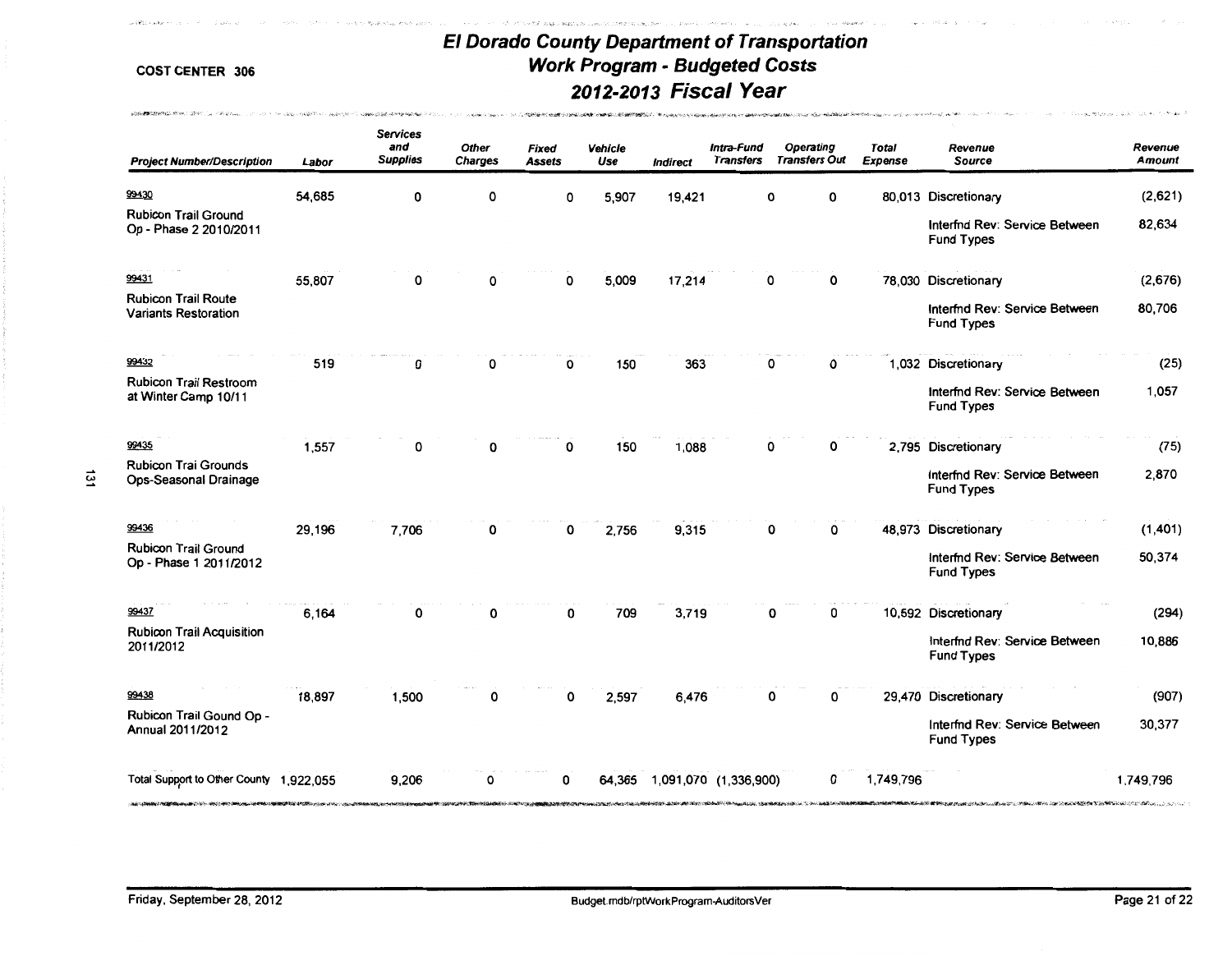COST CENTER 306

# El Dorado County Department of Transportation
## Work Program - Budgeted Costs
## 2012-2013 Fiscal Year

| Project Number/Description | Labor | Services and Supplies | Other Charges | Fixed Assets | Vehicle Use | Indirect | Intra-Fund Transfers | Operating Transfers Out | Total Expense | Revenue Source | Revenue Amount |
|---|---|---|---|---|---|---|---|---|---|---|---|
| 99430 Rubicon Trail Ground Op - Phase 2 2010/2011 | 54,685 | 0 | 0 | 0 | 5,907 | 19,421 | 0 | 0 | 80,013 | Discretionary | (2,621) |
| | | | | | | | | | | Interfnd Rev: Service Between Fund Types | 82,634 |
| 99431 Rubicon Trail Route Variants Restoration | 55,807 | 0 | 0 | 0 | 5,009 | 17,214 | 0 | 0 | 78,030 | Discretionary | (2,676) |
| | | | | | | | | | | Interfnd Rev: Service Between Fund Types | 80,706 |
| 99432 Rubicon Trail Restroom at Winter Camp 10/11 | 519 | 0 | 0 | 0 | 150 | 363 | 0 | 0 | 1,032 | Discretionary | (25) |
| | | | | | | | | | | Interfnd Rev: Service Between Fund Types | 1,057 |
| 99435 Rubicon Trai Grounds Ops-Seasonal Drainage | 1,557 | 0 | 0 | 0 | 150 | 1,088 | 0 | 0 | 2,795 | Discretionary | (75) |
| | | | | | | | | | | Interfnd Rev: Service Between Fund Types | 2,870 |
| 99436 Rubicon Trail Ground Op - Phase 1 2011/2012 | 29,196 | 7,706 | 0 | 0 | 2,756 | 9,315 | 0 | 0 | 48,973 | Discretionary | (1,401) |
| | | | | | | | | | | Interfnd Rev: Service Between Fund Types | 50,374 |
| 99437 Rubicon Trail Acquisition 2011/2012 | 6,164 | 0 | 0 | 0 | 709 | 3,719 | 0 | 0 | 10,592 | Discretionary | (294) |
| | | | | | | | | | | Interfnd Rev: Service Between Fund Types | 10,886 |
| 99438 Rubicon Trail Gound Op - Annual 2011/2012 | 18,897 | 1,500 | 0 | 0 | 2,597 | 6,476 | 0 | 0 | 29,470 | Discretionary | (907) |
| | | | | | | | | | | Interfnd Rev: Service Between Fund Types | 30,377 |
| Total Support to Other County | 1,922,055 | 9,206 | 0 | 0 | 64,365 | 1,091,070 | (1,336,900) | 0 | 1,749,796 | | 1,749,796 |

Friday, September 28, 2012 Budget.mdb/rptWorkProgram-AuditorsVer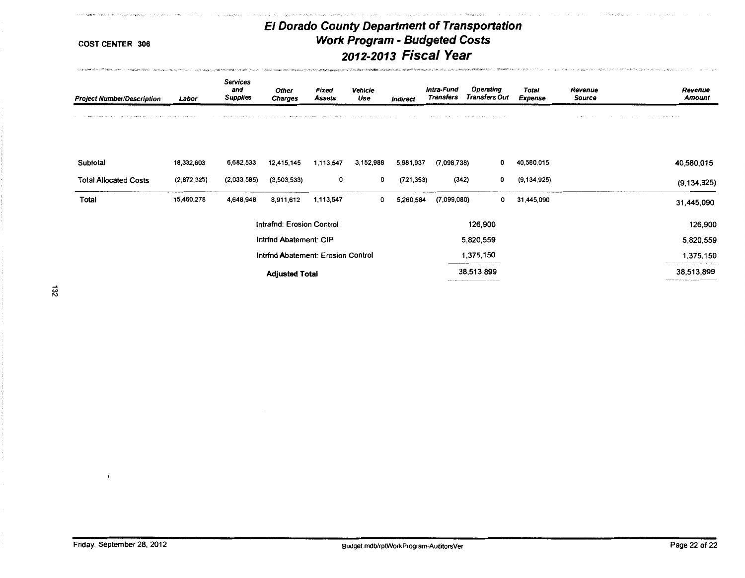COST CENTER 306

# El Dorado County Department of Transportation
## Work Program - Budgeted Costs
## 2012-2013 Fiscal Year

| Project Number/Description | Labor | Services and Supplies | Other Charges | Fixed Assets | Vehicle Use | Indirect | Intra-Fund Transfers | Operating Transfers Out | Total Expense | Revenue Source | Revenue Amount |
|---|---|---|---|---|---|---|---|---|---|---|---|
| Subtotal | 18,332,603 | 6,682,533 | 12,415,145 | 1,113,547 | 3,152,988 | 5,981,937 | (7,098,738) | 0 | 40,580,015 | | 40,580,015 |
| Total Allocated Costs | (2,872,325) | (2,033,585) | (3,503,533) | 0 | 0 | (721,353) | (342) | 0 | (9,134,925) | | (9,134,925) |
| Total | 15,460,278 | 4,648,948 | 8,911,612 | 1,113,547 | 0 | 5,260,584 | (7,099,080) | 0 | 31,445,090 | | 31,445,090 |
| | | | Intrafnd: Erosion Control | | | | | 126,900 | | | 126,900 |
| | | | Intrfnd Abatement: CIP | | | | | 5,820,559 | | | 5,820,559 |
| | | | Intrfnd Abatement: Erosion Control | | | | | 1,375,150 | | | 1,375,150 |
| | | | **Adjusted Total** | | | | | 38,513,899 | | | 38,513,899 |

Friday, September 28, 2012

Budget.mdb/rptWorkProgram-AuditorsVer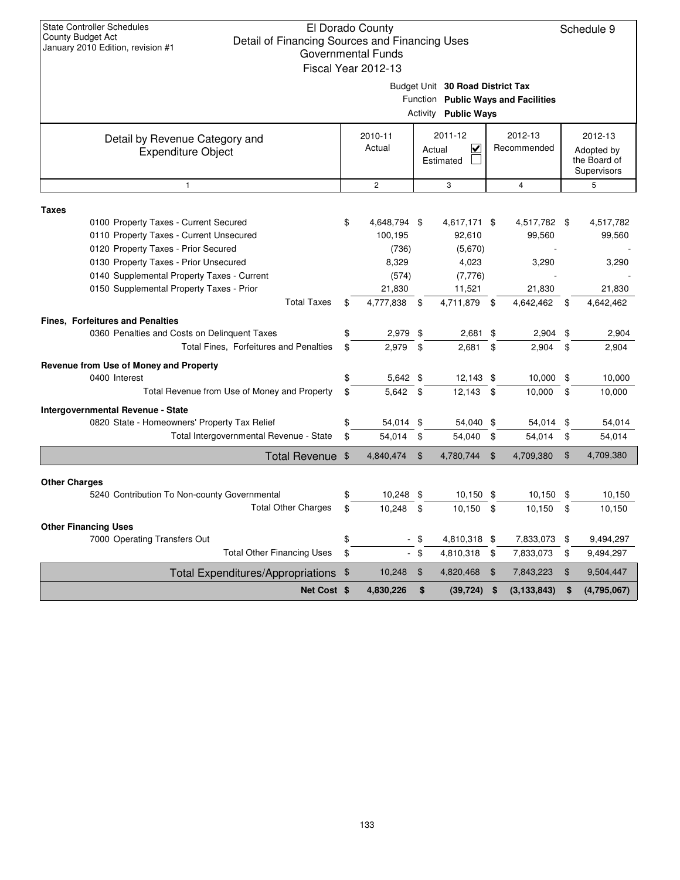State Controller Schedules
County Budget Act
January 2010 Edition, revision #1

# El Dorado County
## Detail of Financing Sources and Financing Uses
### Governmental Funds
### Fiscal Year 2012-13

Schedule 9

Budget Unit **30 Road District Tax**
Function **Public Ways and Facilities**
Activity **Public Ways**

| Detail by Revenue Category and Expenditure Object | 2010-11 Actual | 2011-12 Actual ☑ Estimated ☐ | 2012-13 Recommended | 2012-13 Adopted by the Board of Supervisors |
|---|---|---|---|---|
| 1 | 2 | 3 | 4 | 5 |
| **Taxes** | | | | |
| 0100 Property Taxes - Current Secured | $ 4,648,794 | $ 4,617,171 | $ 4,517,782 | $ 4,517,782 |
| 0110 Property Taxes - Current Unsecured | 100,195 | 92,610 | 99,560 | 99,560 |
| 0120 Property Taxes - Prior Secured | (736) | (5,670) | - | - |
| 0130 Property Taxes - Prior Unsecured | 8,329 | 4,023 | 3,290 | 3,290 |
| 0140 Supplemental Property Taxes - Current | (574) | (7,776) | - | - |
| 0150 Supplemental Property Taxes - Prior | 21,830 | 11,521 | 21,830 | 21,830 |
| Total Taxes | $ 4,777,838 | $ 4,711,879 | $ 4,642,462 | $ 4,642,462 |
| **Fines, Forfeitures and Penalties** | | | | |
| 0360 Penalties and Costs on Delinquent Taxes | $ 2,979 | $ 2,681 | $ 2,904 | $ 2,904 |
| Total Fines, Forfeitures and Penalties | $ 2,979 | $ 2,681 | $ 2,904 | $ 2,904 |
| **Revenue from Use of Money and Property** | | | | |
| 0400 Interest | $ 5,642 | $ 12,143 | $ 10,000 | $ 10,000 |
| Total Revenue from Use of Money and Property | $ 5,642 | $ 12,143 | $ 10,000 | $ 10,000 |
| **Intergovernmental Revenue - State** | | | | |
| 0820 State - Homeowners' Property Tax Relief | $ 54,014 | $ 54,040 | $ 54,014 | $ 54,014 |
| Total Intergovernmental Revenue - State | $ 54,014 | $ 54,040 | $ 54,014 | $ 54,014 |
| **Total Revenue** | $ 4,840,474 | $ 4,780,744 | $ 4,709,380 | $ 4,709,380 |
| **Other Charges** | | | | |
| 5240 Contribution To Non-county Governmental | $ 10,248 | $ 10,150 | $ 10,150 | $ 10,150 |
| Total Other Charges | $ 10,248 | $ 10,150 | $ 10,150 | $ 10,150 |
| **Other Financing Uses** | | | | |
| 7000 Operating Transfers Out | $ - | $ 4,810,318 | $ 7,833,073 | $ 9,494,297 |
| Total Other Financing Uses | $ - | $ 4,810,318 | $ 7,833,073 | $ 9,494,297 |
| **Total Expenditures/Appropriations** | $ 10,248 | $ 4,820,468 | $ 7,843,223 | $ 9,504,447 |
| **Net Cost** | **$ 4,830,226** | **$ (39,724)** | **$ (3,133,843)** | **$ (4,795,067)** |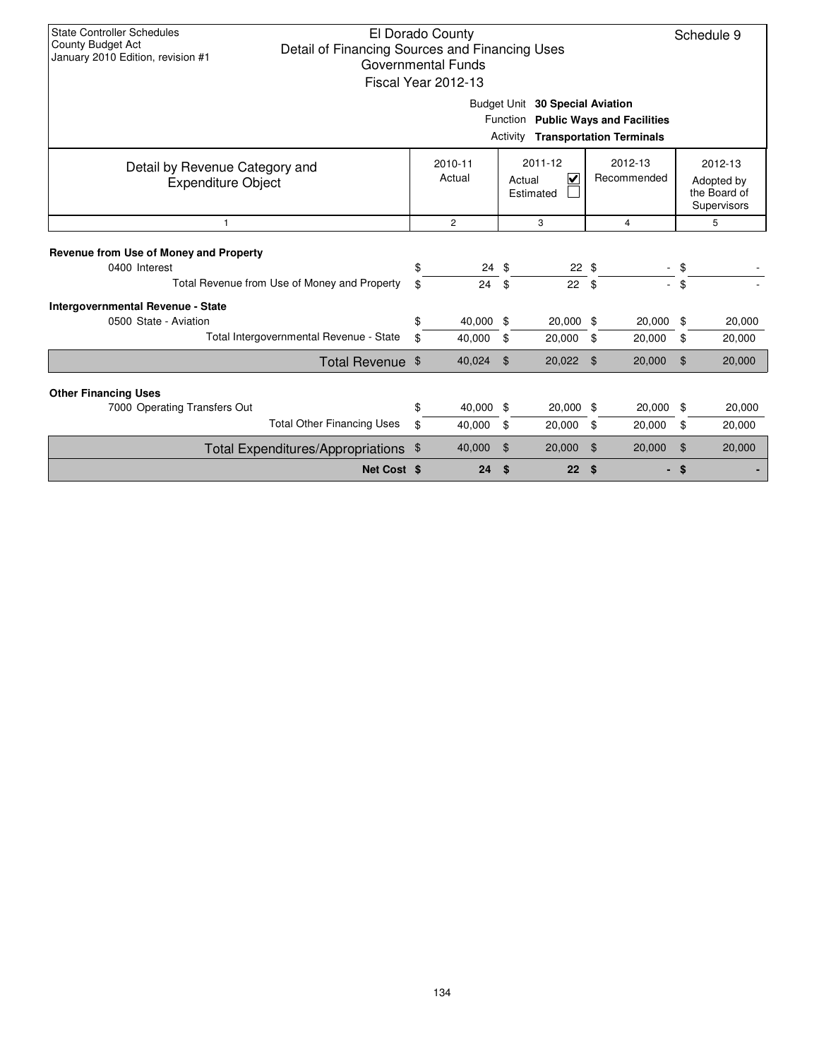State Controller Schedules
County Budget Act
January 2010 Edition, revision #1

El Dorado County
Detail of Financing Sources and Financing Uses
Governmental Funds
Fiscal Year 2012-13

Schedule 9

Budget Unit **30 Special Aviation**
Function **Public Ways and Facilities**
Activity **Transportation Terminals**

| Detail by Revenue Category and Expenditure Object | 2010-11 Actual | 2011-12 Actual ☑ Estimated ☐ | 2012-13 Recommended | 2012-13 Adopted by the Board of Supervisors |
|---|---|---|---|---|
| 1 | 2 | 3 | 4 | 5 |
| **Revenue from Use of Money and Property** | | | | |
| 0400 Interest | $ 24 | $ 22 | $ - | $ - |
| Total Revenue from Use of Money and Property | $ 24 | $ 22 | $ - | $ - |
| **Intergovernmental Revenue - State** | | | | |
| 0500 State - Aviation | $ 40,000 | $ 20,000 | $ 20,000 | $ 20,000 |
| Total Intergovernmental Revenue - State | $ 40,000 | $ 20,000 | $ 20,000 | $ 20,000 |
| Total Revenue | $ 40,024 | $ 20,022 | $ 20,000 | $ 20,000 |
| **Other Financing Uses** | | | | |
| 7000 Operating Transfers Out | $ 40,000 | $ 20,000 | $ 20,000 | $ 20,000 |
| Total Other Financing Uses | $ 40,000 | $ 20,000 | $ 20,000 | $ 20,000 |
| Total Expenditures/Appropriations | $ 40,000 | $ 20,000 | $ 20,000 | $ 20,000 |
| **Net Cost** | **$ 24** | **$ 22** | **$ -** | **$ -** |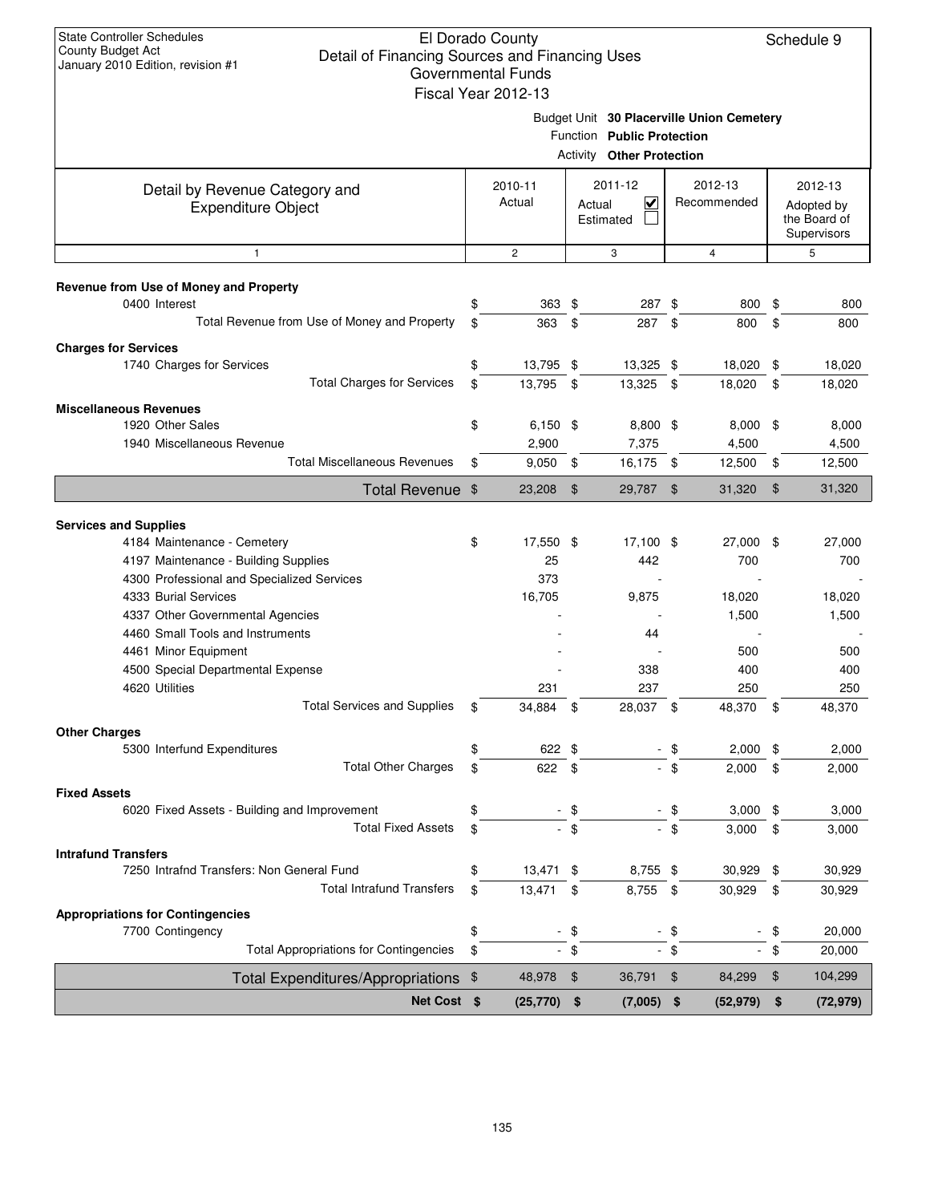State Controller Schedules
County Budget Act
January 2010 Edition, revision #1

# El Dorado County
## Detail of Financing Sources and Financing Uses
### Governmental Funds
### Fiscal Year 2012-13

Schedule 9

Budget Unit **30 Placerville Union Cemetery**
Function **Public Protection**
Activity **Other Protection**

| Detail by Revenue Category and Expenditure Object | 2010-11 Actual | 2011-12 Actual ☑ Estimated ☐ | 2012-13 Recommended | 2012-13 Adopted by the Board of Supervisors |
|---|---|---|---|---|
| 1 | 2 | 3 | 4 | 5 |
| **Revenue from Use of Money and Property** | | | | |
| 0400 Interest | $ 363 | $ 287 | $ 800 | $ 800 |
| Total Revenue from Use of Money and Property | $ 363 | $ 287 | $ 800 | $ 800 |
| **Charges for Services** | | | | |
| 1740 Charges for Services | $ 13,795 | $ 13,325 | $ 18,020 | $ 18,020 |
| Total Charges for Services | $ 13,795 | $ 13,325 | $ 18,020 | $ 18,020 |
| **Miscellaneous Revenues** | | | | |
| 1920 Other Sales | $ 6,150 | $ 8,800 | $ 8,000 | $ 8,000 |
| 1940 Miscellaneous Revenue | 2,900 | 7,375 | 4,500 | 4,500 |
| Total Miscellaneous Revenues | $ 9,050 | $ 16,175 | $ 12,500 | $ 12,500 |
| **Total Revenue** | $ 23,208 | $ 29,787 | $ 31,320 | $ 31,320 |
| **Services and Supplies** | | | | |
| 4184 Maintenance - Cemetery | $ 17,550 | $ 17,100 | $ 27,000 | $ 27,000 |
| 4197 Maintenance - Building Supplies | 25 | 442 | 700 | 700 |
| 4300 Professional and Specialized Services | 373 | - | - | - |
| 4333 Burial Services | 16,705 | 9,875 | 18,020 | 18,020 |
| 4337 Other Governmental Agencies | - | - | 1,500 | 1,500 |
| 4460 Small Tools and Instruments | - | 44 | - | - |
| 4461 Minor Equipment | - | - | 500 | 500 |
| 4500 Special Departmental Expense | - | 338 | 400 | 400 |
| 4620 Utilities | 231 | 237 | 250 | 250 |
| Total Services and Supplies | $ 34,884 | $ 28,037 | $ 48,370 | $ 48,370 |
| **Other Charges** | | | | |
| 5300 Interfund Expenditures | $ 622 | $ - | $ 2,000 | $ 2,000 |
| Total Other Charges | $ 622 | $ - | $ 2,000 | $ 2,000 |
| **Fixed Assets** | | | | |
| 6020 Fixed Assets - Building and Improvement | $ - | $ - | $ 3,000 | $ 3,000 |
| Total Fixed Assets | $ - | $ - | $ 3,000 | $ 3,000 |
| **Intrafund Transfers** | | | | |
| 7250 Intrafnd Transfers: Non General Fund | $ 13,471 | $ 8,755 | $ 30,929 | $ 30,929 |
| Total Intrafund Transfers | $ 13,471 | $ 8,755 | $ 30,929 | $ 30,929 |
| **Appropriations for Contingencies** | | | | |
| 7700 Contingency | $ - | $ - | $ - | $ 20,000 |
| Total Appropriations for Contingencies | $ - | $ - | $ - | $ 20,000 |
| **Total Expenditures/Appropriations** | $ 48,978 | $ 36,791 | $ 84,299 | $ 104,299 |
| **Net Cost** | **$ (25,770)** | **$ (7,005)** | **$ (52,979)** | **$ (72,979)** |